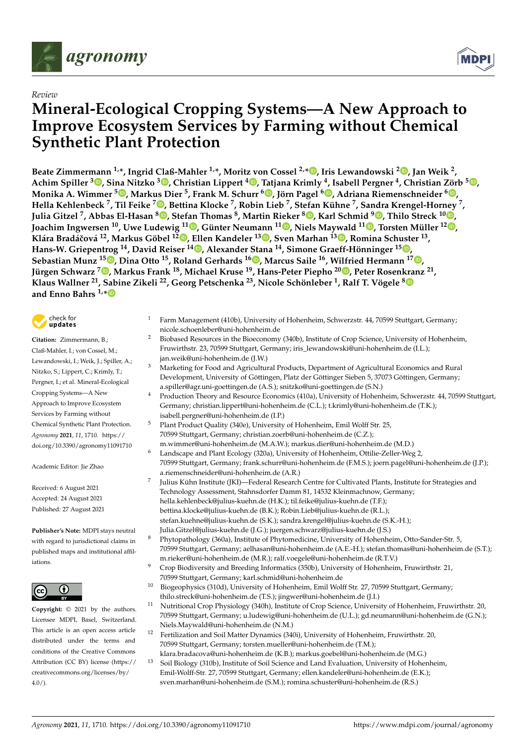*Review*

# Mineral-Ecological Cropping Systems—A New Approach to Improve Ecosystem Services by Farming without Chemical Synthetic Plant Protection

**Beate Zimmermann [1,*], Ingrid Claß-Mahler [1,*], Moritz von Cossel [2,*], Iris Lewandowski [2], Jan Weik [2], Achim Spiller [3], Sina Nitzko [3], Christian Lippert [4], Tatjana Krimly [4], Isabell Pergner [4], Christian Zörb [5], Monika A. Wimmer [5], Markus Dier [5], Frank M. Schurr [6], Jörn Pagel [6], Adriana Riemenschneider [6], Hella Kehlenbeck [7], Til Feike [7], Bettina Klocke [7], Robin Lieb [7], Stefan Kühne [7], Sandra Krengel-Horney [7], Julia Gitzel [7], Abbas El-Hasan [8], Stefan Thomas [8], Martin Rieker [8], Karl Schmid [9], Thilo Streck [10], Joachim Ingwersen [10], Uwe Ludewig [11], Günter Neumann [11], Niels Maywald [11], Torsten Müller [12], Klára Bradáčová [12], Markus Göbel [12], Ellen Kandeler [13], Sven Marhan [13], Romina Schuster [13], Hans-W. Griepentrog [14], David Reiser [14], Alexander Stana [14], Simone Graeff-Hönninger [15], Sebastian Munz [15], Dina Otto [15], Roland Gerhards [16], Marcus Saile [16], Wilfried Hermann [17], Jürgen Schwarz [7], Markus Frank [18], Michael Kruse [19], Hans-Peter Piepho [20], Peter Rosenkranz [21], Klaus Wallner [21], Sabine Zikeli [22], Georg Petschenka [23], Nicole Schönleber [1], Ralf T. Vögele [8] and Enno Bahrs [1,*]**

1 Farm Management (410b), University of Hohenheim, Schwerzstr. 44, 70599 Stuttgart, Germany; nicole.schoenleber@uni-hohenheim.de

2 Biobased Resources in the Bioeconomy (340b), Institute of Crop Science, University of Hohenheim, Fruwirthstr. 23, 70599 Stuttgart, Germany; iris_lewandowski@uni-hohenheim.de (I.L.); jan.weik@uni-hohenheim.de (J.W.)

3 Marketing for Food and Agricultural Products, Department of Agricultural Economics and Rural Development, University of Göttingen, Platz der Göttinger Sieben 5, 37073 Göttingen, Germany; a.spiller@agr.uni-goettingen.de (A.S.); snitzko@uni-goettingen.de (S.N.)

4 Production Theory and Resource Economics (410a), University of Hohenheim, Schwerzstr. 44, 70599 Stuttgart, Germany; christian.lippert@uni-hohenheim.de (C.L.); t.krimly@uni-hohenheim.de (T.K.); isabell.pergner@uni-hohenheim.de (I.P.)

5 Plant Product Quality (340e), University of Hohenheim, Emil Wolff Str. 25, 70599 Stuttgart, Germany; christian.zoerb@uni-hohenheim.de (C.Z.); m.wimmer@uni-hohenheim.de (M.A.W.); markus.dier@uni-hohenheim.de (M.D.)

6 Landscape and Plant Ecology (320a), University of Hohenheim, Ottilie-Zeller-Weg 2, 70599 Stuttgart, Germany; frank.schurr@uni-hohenheim.de (F.M.S.); joern.pagel@uni-hohenheim.de (J.P.); a.riemenschneider@uni-hohenheim.de (A.R.)

7 Julius Kühn Institute (JKI)—Federal Research Centre for Cultivated Plants, Institute for Strategies and Technology Assessment, Stahnsdorfer Damm 81, 14532 Kleinmachnow, Germany; hella.kehlenbeck@julius-kuehn.de (H.K.); til.feike@julius-kuehn.de (T.F.); bettina.klocke@julius-kuehn.de (B.K.); Robin.Lieb@julius-kuehn.de (R.L.); stefan.kuehne@julius-kuehn.de (S.K.); sandra.krengel@julius-kuehn.de (S.K.-H.); Julia.Gitzel@julius-kuehn.de (J.G.); juergen.schwarz@julius-kuehn.de (J.S.)

8 Phytopathology (360a), Institute of Phytomedicine, University of Hohenheim, Otto-Sander-Str. 5, 70599 Stuttgart, Germany; aelhasan@uni-hohenheim.de (A.E.-H.); stefan.thomas@uni-hohenheim.de (S.T.); m.rieker@uni-hohenheim.de (M.R.); ralf.voegele@uni-hohenheim.de (R.T.V.)

9 Crop Biodiversity and Breeding Informatics (350b), University of Hohenheim, Fruwirthstr. 21, 70599 Stuttgart, Germany; karl.schmid@uni-hohenheim.de

10 Biogeophysics (310d), University of Hohenheim, Emil Wolff Str. 27, 70599 Stuttgart, Germany; thilo.streck@uni-hohenheim.de (T.S.); jingwer@uni-hohenheim.de (J.I.)

11 Nutritional Crop Physiology (340h), Institute of Crop Science, University of Hohenheim, Fruwirthstr. 20, 70599 Stuttgart, Germany; u.ludewig@uni-hohenheim.de (U.L.); gd.neumann@uni-hohenheim.de (G.N.); Niels.Maywald@uni-hohenheim.de (N.M.)

12 Fertilization and Soil Matter Dynamics (340i), University of Hohenheim, Fruwirthstr. 20, 70599 Stuttgart, Germany; torsten.mueller@uni-hohenheim.de (T.M.); klara.bradacova@uni-hohenheim.de (K.B.); markus.goebel@uni-hohenheim.de (M.G.)

13 Soil Biology (310b), Institute of Soil Science and Land Evaluation, University of Hohenheim, Emil-Wolff-Str. 27, 70599 Stuttgart, Germany; ellen.kandeler@uni-hohenheim.de (E.K.); sven.marhan@uni-hohenheim.de (S.M.); romina.schuster@uni-hohenheim.de (R.S.)

**Citation:** Zimmermann, B.; Claß-Mahler, I.; von Cossel, M.; Lewandowski, I.; Weik, J.; Spiller, A.; Nitzko, S.; Lippert, C.; Krimly, T.; Pergner, I.; et al. Mineral-Ecological Cropping Systems—A New Approach to Improve Ecosystem Services by Farming without Chemical Synthetic Plant Protection. *Agronomy* **2021**, *11*, 1710. https://doi.org/10.3390/agronomy11091710

Academic Editor: Jie Zhao

Received: 6 August 2021
Accepted: 24 August 2021
Published: 27 August 2021

**Publisher's Note:** MDPI stays neutral with regard to jurisdictional claims in published maps and institutional affiliations.

**Copyright:** © 2021 by the authors. Licensee MDPI, Basel, Switzerland. This article is an open access article distributed under the terms and conditions of the Creative Commons Attribution (CC BY) license (https://creativecommons.org/licenses/by/4.0/).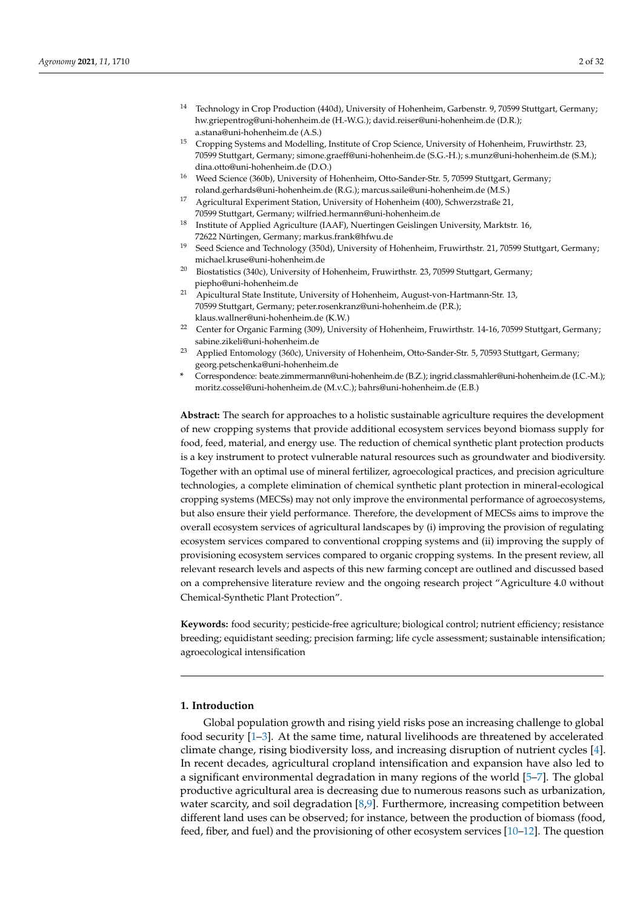[14] Technology in Crop Production (440d), University of Hohenheim, Garbenstr. 9, 70599 Stuttgart, Germany; hw.griepentrog@uni-hohenheim.de (H.-W.G.); david.reiser@uni-hohenheim.de (D.R.); a.stana@uni-hohenheim.de (A.S.)

[15] Cropping Systems and Modelling, Institute of Crop Science, University of Hohenheim, Fruwirthstr. 23, 70599 Stuttgart, Germany; simone.graeff@uni-hohenheim.de (S.G.-H.); s.munz@uni-hohenheim.de (S.M.); dina.otto@uni-hohenheim.de (D.O.)

[16] Weed Science (360b), University of Hohenheim, Otto-Sander-Str. 5, 70599 Stuttgart, Germany; roland.gerhards@uni-hohenheim.de (R.G.); marcus.saile@uni-hohenheim.de (M.S.)

[17] Agricultural Experiment Station, University of Hohenheim (400), Schwerzstraße 21, 70599 Stuttgart, Germany; wilfried.hermann@uni-hohenheim.de

[18] Institute of Applied Agriculture (IAAF), Nuertingen Geislingen University, Marktstr. 16, 72622 Nürtingen, Germany; markus.frank@hfwu.de

[19] Seed Science and Technology (350d), University of Hohenheim, Fruwirthstr. 21, 70599 Stuttgart, Germany; michael.kruse@uni-hohenheim.de

[20] Biostatistics (340c), University of Hohenheim, Fruwirthstr. 23, 70599 Stuttgart, Germany; piepho@uni-hohenheim.de

[21] Apicultural State Institute, University of Hohenheim, August-von-Hartmann-Str. 13, 70599 Stuttgart, Germany; peter.rosenkranz@uni-hohenheim.de (P.R.); klaus.wallner@uni-hohenheim.de (K.W.)

[22] Center for Organic Farming (309), University of Hohenheim, Fruwirthstr. 14-16, 70599 Stuttgart, Germany; sabine.zikeli@uni-hohenheim.de

[23] Applied Entomology (360c), University of Hohenheim, Otto-Sander-Str. 5, 70593 Stuttgart, Germany; georg.petschenka@uni-hohenheim.de

* Correspondence: beate.zimmermann@uni-hohenheim.de (B.Z.); ingrid.classmahler@uni-hohenheim.de (I.C.-M.); moritz.cossel@uni-hohenheim.de (M.v.C.); bahrs@uni-hohenheim.de (E.B.)

**Abstract:** The search for approaches to a holistic sustainable agriculture requires the development of new cropping systems that provide additional ecosystem services beyond biomass supply for food, feed, material, and energy use. The reduction of chemical synthetic plant protection products is a key instrument to protect vulnerable natural resources such as groundwater and biodiversity. Together with an optimal use of mineral fertilizer, agroecological practices, and precision agriculture technologies, a complete elimination of chemical synthetic plant protection in mineral-ecological cropping systems (MECSs) may not only improve the environmental performance of agroecosystems, but also ensure their yield performance. Therefore, the development of MECSs aims to improve the overall ecosystem services of agricultural landscapes by (i) improving the provision of regulating ecosystem services compared to conventional cropping systems and (ii) improving the supply of provisioning ecosystem services compared to organic cropping systems. In the present review, all relevant research levels and aspects of this new farming concept are outlined and discussed based on a comprehensive literature review and the ongoing research project "Agriculture 4.0 without Chemical-Synthetic Plant Protection".

**Keywords:** food security; pesticide-free agriculture; biological control; nutrient efficiency; resistance breeding; equidistant seeding; precision farming; life cycle assessment; sustainable intensification; agroecological intensification

## 1. Introduction

Global population growth and rising yield risks pose an increasing challenge to global food security [1–3]. At the same time, natural livelihoods are threatened by accelerated climate change, rising biodiversity loss, and increasing disruption of nutrient cycles [4]. In recent decades, agricultural cropland intensification and expansion have also led to a significant environmental degradation in many regions of the world [5–7]. The global productive agricultural area is decreasing due to numerous reasons such as urbanization, water scarcity, and soil degradation [8,9]. Furthermore, increasing competition between different land uses can be observed; for instance, between the production of biomass (food, feed, fiber, and fuel) and the provisioning of other ecosystem services [10–12]. The question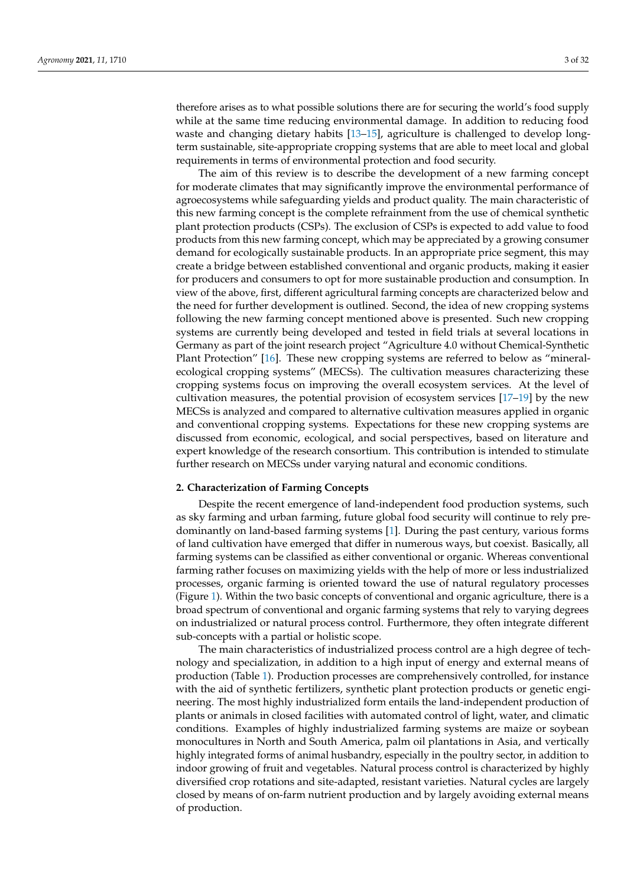therefore arises as to what possible solutions there are for securing the world's food supply while at the same time reducing environmental damage. In addition to reducing food waste and changing dietary habits [13–15], agriculture is challenged to develop long-term sustainable, site-appropriate cropping systems that are able to meet local and global requirements in terms of environmental protection and food security.

The aim of this review is to describe the development of a new farming concept for moderate climates that may significantly improve the environmental performance of agroecosystems while safeguarding yields and product quality. The main characteristic of this new farming concept is the complete refrainment from the use of chemical synthetic plant protection products (CSPs). The exclusion of CSPs is expected to add value to food products from this new farming concept, which may be appreciated by a growing consumer demand for ecologically sustainable products. In an appropriate price segment, this may create a bridge between established conventional and organic products, making it easier for producers and consumers to opt for more sustainable production and consumption. In view of the above, first, different agricultural farming concepts are characterized below and the need for further development is outlined. Second, the idea of new cropping systems following the new farming concept mentioned above is presented. Such new cropping systems are currently being developed and tested in field trials at several locations in Germany as part of the joint research project "Agriculture 4.0 without Chemical-Synthetic Plant Protection" [16]. These new cropping systems are referred to below as "mineral-ecological cropping systems" (MECSs). The cultivation measures characterizing these cropping systems focus on improving the overall ecosystem services. At the level of cultivation measures, the potential provision of ecosystem services [17–19] by the new MECSs is analyzed and compared to alternative cultivation measures applied in organic and conventional cropping systems. Expectations for these new cropping systems are discussed from economic, ecological, and social perspectives, based on literature and expert knowledge of the research consortium. This contribution is intended to stimulate further research on MECSs under varying natural and economic conditions.

## 2. Characterization of Farming Concepts

Despite the recent emergence of land-independent food production systems, such as sky farming and urban farming, future global food security will continue to rely predominantly on land-based farming systems [1]. During the past century, various forms of land cultivation have emerged that differ in numerous ways, but coexist. Basically, all farming systems can be classified as either conventional or organic. Whereas conventional farming rather focuses on maximizing yields with the help of more or less industrialized processes, organic farming is oriented toward the use of natural regulatory processes (Figure 1). Within the two basic concepts of conventional and organic agriculture, there is a broad spectrum of conventional and organic farming systems that rely to varying degrees on industrialized or natural process control. Furthermore, they often integrate different sub-concepts with a partial or holistic scope.

The main characteristics of industrialized process control are a high degree of technology and specialization, in addition to a high input of energy and external means of production (Table 1). Production processes are comprehensively controlled, for instance with the aid of synthetic fertilizers, synthetic plant protection products or genetic engineering. The most highly industrialized form entails the land-independent production of plants or animals in closed facilities with automated control of light, water, and climatic conditions. Examples of highly industrialized farming systems are maize or soybean monocultures in North and South America, palm oil plantations in Asia, and vertically highly integrated forms of animal husbandry, especially in the poultry sector, in addition to indoor growing of fruit and vegetables. Natural process control is characterized by highly diversified crop rotations and site-adapted, resistant varieties. Natural cycles are largely closed by means of on-farm nutrient production and by largely avoiding external means of production.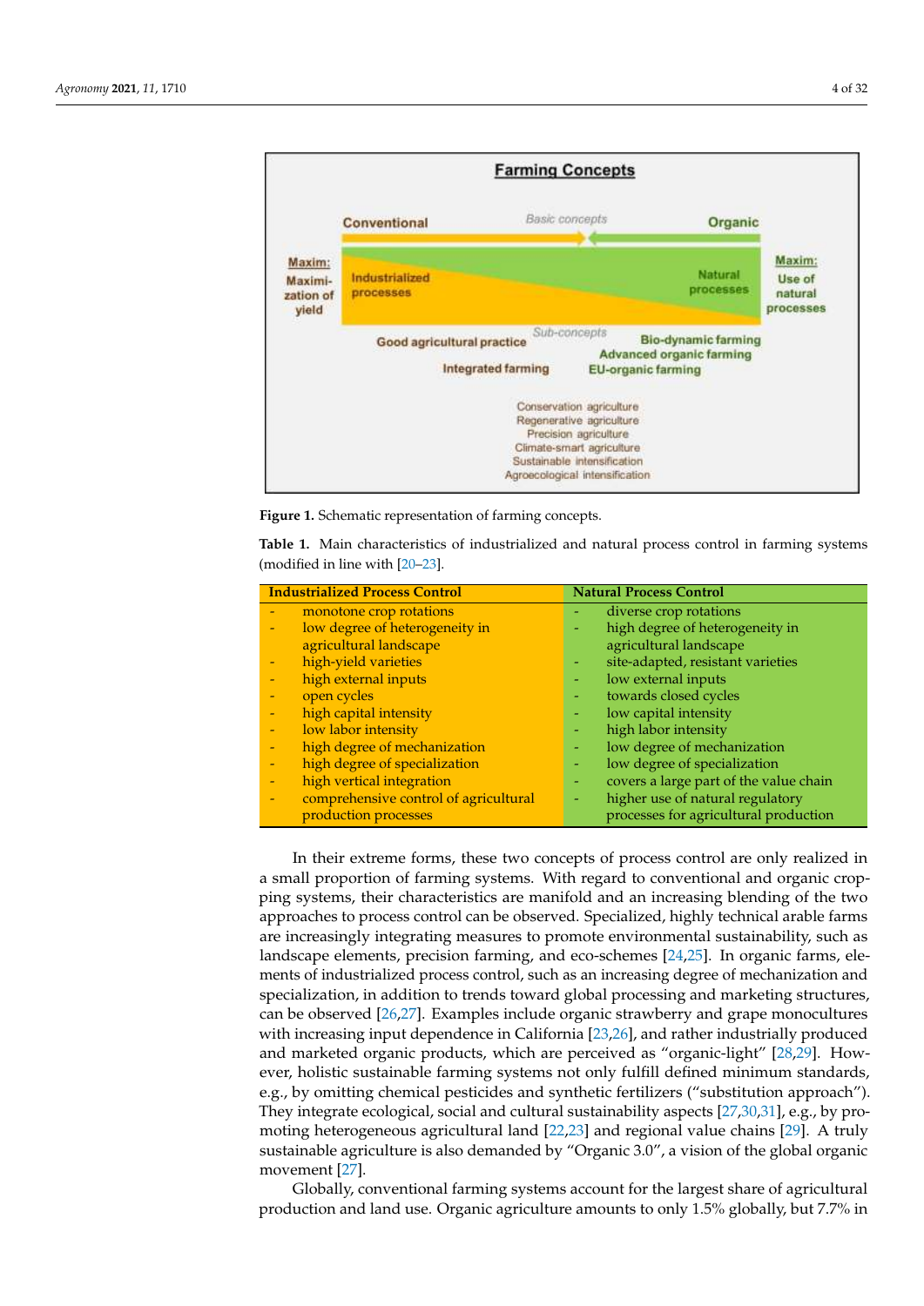**Figure 1.** Schematic representation of farming concepts.

**Table 1.** Main characteristics of industrialized and natural process control in farming systems (modified in line with [20–23]).

| Industrialized Process Control | Natural Process Control |
|---|---|
| - monotone crop rotations | - diverse crop rotations |
| - low degree of heterogeneity in agricultural landscape | - high degree of heterogeneity in agricultural landscape |
| - high-yield varieties | - site-adapted, resistant varieties |
| - high external inputs | - low external inputs |
| - open cycles | - towards closed cycles |
| - high capital intensity | - low capital intensity |
| - low labor intensity | - high labor intensity |
| - high degree of mechanization | - low degree of mechanization |
| - high degree of specialization | - low degree of specialization |
| - high vertical integration | - covers a large part of the value chain |
| - comprehensive control of agricultural production processes | - higher use of natural regulatory processes for agricultural production |

In their extreme forms, these two concepts of process control are only realized in a small proportion of farming systems. With regard to conventional and organic cropping systems, their characteristics are manifold and an increasing blending of the two approaches to process control can be observed. Specialized, highly technical arable farms are increasingly integrating measures to promote environmental sustainability, such as landscape elements, precision farming, and eco-schemes [24,25]. In organic farms, elements of industrialized process control, such as an increasing degree of mechanization and specialization, in addition to trends toward global processing and marketing structures, can be observed [26,27]. Examples include organic strawberry and grape monocultures with increasing input dependence in California [23,26], and rather industrially produced and marketed organic products, which are perceived as "organic-light" [28,29]. However, holistic sustainable farming systems not only fulfill defined minimum standards, e.g., by omitting chemical pesticides and synthetic fertilizers ("substitution approach"). They integrate ecological, social and cultural sustainability aspects [27,30,31], e.g., by promoting heterogeneous agricultural land [22,23] and regional value chains [29]. A truly sustainable agriculture is also demanded by "Organic 3.0", a vision of the global organic movement [27].

Globally, conventional farming systems account for the largest share of agricultural production and land use. Organic agriculture amounts to only 1.5% globally, but 7.7% in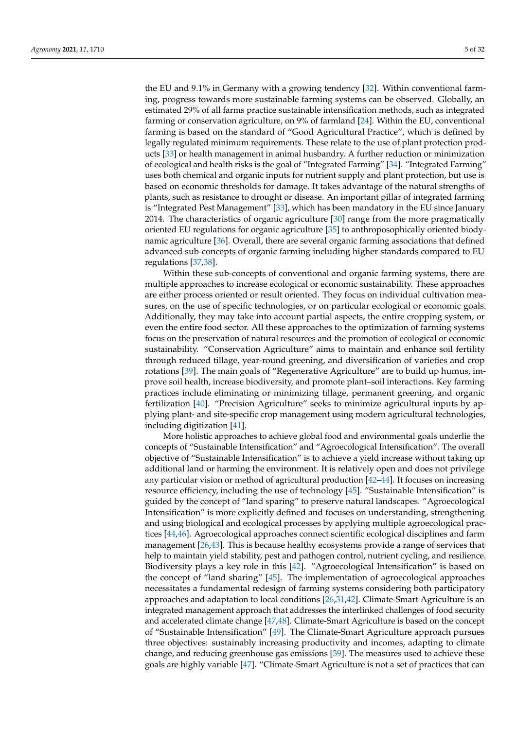the EU and 9.1% in Germany with a growing tendency [32]. Within conventional farming, progress towards more sustainable farming systems can be observed. Globally, an estimated 29% of all farms practice sustainable intensification methods, such as integrated farming or conservation agriculture, on 9% of farmland [24]. Within the EU, conventional farming is based on the standard of "Good Agricultural Practice", which is defined by legally regulated minimum requirements. These relate to the use of plant protection products [33] or health management in animal husbandry. A further reduction or minimization of ecological and health risks is the goal of "Integrated Farming" [34]. "Integrated Farming" uses both chemical and organic inputs for nutrient supply and plant protection, but use is based on economic thresholds for damage. It takes advantage of the natural strengths of plants, such as resistance to drought or disease. An important pillar of integrated farming is "Integrated Pest Management" [33], which has been mandatory in the EU since January 2014. The characteristics of organic agriculture [30] range from the more pragmatically oriented EU regulations for organic agriculture [35] to anthroposophically oriented biodynamic agriculture [36]. Overall, there are several organic farming associations that defined advanced sub-concepts of organic farming including higher standards compared to EU regulations [37,38].

Within these sub-concepts of conventional and organic farming systems, there are multiple approaches to increase ecological or economic sustainability. These approaches are either process oriented or result oriented. They focus on individual cultivation measures, on the use of specific technologies, or on particular ecological or economic goals. Additionally, they may take into account partial aspects, the entire cropping system, or even the entire food sector. All these approaches to the optimization of farming systems focus on the preservation of natural resources and the promotion of ecological or economic sustainability. "Conservation Agriculture" aims to maintain and enhance soil fertility through reduced tillage, year-round greening, and diversification of varieties and crop rotations [39]. The main goals of "Regenerative Agriculture" are to build up humus, improve soil health, increase biodiversity, and promote plant–soil interactions. Key farming practices include eliminating or minimizing tillage, permanent greening, and organic fertilization [40]. "Precision Agriculture" seeks to minimize agricultural inputs by applying plant- and site-specific crop management using modern agricultural technologies, including digitization [41].

More holistic approaches to achieve global food and environmental goals underlie the concepts of "Sustainable Intensification" and "Agroecological Intensification". The overall objective of "Sustainable Intensification" is to achieve a yield increase without taking up additional land or harming the environment. It is relatively open and does not privilege any particular vision or method of agricultural production [42–44]. It focuses on increasing resource efficiency, including the use of technology [45]. "Sustainable Intensification" is guided by the concept of "land sparing" to preserve natural landscapes. "Agroecological Intensification" is more explicitly defined and focuses on understanding, strengthening and using biological and ecological processes by applying multiple agroecological practices [44,46]. Agroecological approaches connect scientific ecological disciplines and farm management [26,43]. This is because healthy ecosystems provide a range of services that help to maintain yield stability, pest and pathogen control, nutrient cycling, and resilience. Biodiversity plays a key role in this [42]. "Agroecological Intensification" is based on the concept of "land sharing" [45]. The implementation of agroecological approaches necessitates a fundamental redesign of farming systems considering both participatory approaches and adaptation to local conditions [26,31,42]. Climate-Smart Agriculture is an integrated management approach that addresses the interlinked challenges of food security and accelerated climate change [47,48]. Climate-Smart Agriculture is based on the concept of "Sustainable Intensification" [49]. The Climate-Smart Agriculture approach pursues three objectives: sustainably increasing productivity and incomes, adapting to climate change, and reducing greenhouse gas emissions [39]. The measures used to achieve these goals are highly variable [47]. "Climate-Smart Agriculture is not a set of practices that can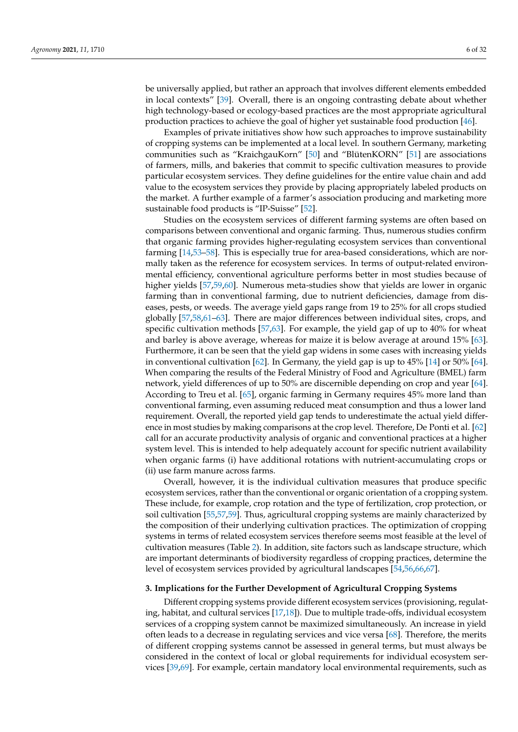be universally applied, but rather an approach that involves different elements embedded in local contexts" [39]. Overall, there is an ongoing contrasting debate about whether high technology-based or ecology-based practices are the most appropriate agricultural production practices to achieve the goal of higher yet sustainable food production [46].

Examples of private initiatives show how such approaches to improve sustainability of cropping systems can be implemented at a local level. In southern Germany, marketing communities such as "KraichgauKorn" [50] and "BlütenKORN" [51] are associations of farmers, mills, and bakeries that commit to specific cultivation measures to provide particular ecosystem services. They define guidelines for the entire value chain and add value to the ecosystem services they provide by placing appropriately labeled products on the market. A further example of a farmer's association producing and marketing more sustainable food products is "IP-Suisse" [52].

Studies on the ecosystem services of different farming systems are often based on comparisons between conventional and organic farming. Thus, numerous studies confirm that organic farming provides higher-regulating ecosystem services than conventional farming [14,53–58]. This is especially true for area-based considerations, which are normally taken as the reference for ecosystem services. In terms of output-related environmental efficiency, conventional agriculture performs better in most studies because of higher yields [57,59,60]. Numerous meta-studies show that yields are lower in organic farming than in conventional farming, due to nutrient deficiencies, damage from diseases, pests, or weeds. The average yield gaps range from 19 to 25% for all crops studied globally [57,58,61–63]. There are major differences between individual sites, crops, and specific cultivation methods [57,63]. For example, the yield gap of up to 40% for wheat and barley is above average, whereas for maize it is below average at around 15% [63]. Furthermore, it can be seen that the yield gap widens in some cases with increasing yields in conventional cultivation [62]. In Germany, the yield gap is up to 45% [14] or 50% [64]. When comparing the results of the Federal Ministry of Food and Agriculture (BMEL) farm network, yield differences of up to 50% are discernible depending on crop and year [64]. According to Treu et al. [65], organic farming in Germany requires 45% more land than conventional farming, even assuming reduced meat consumption and thus a lower land requirement. Overall, the reported yield gap tends to underestimate the actual yield difference in most studies by making comparisons at the crop level. Therefore, De Ponti et al. [62] call for an accurate productivity analysis of organic and conventional practices at a higher system level. This is intended to help adequately account for specific nutrient availability when organic farms (i) have additional rotations with nutrient-accumulating crops or (ii) use farm manure across farms.

Overall, however, it is the individual cultivation measures that produce specific ecosystem services, rather than the conventional or organic orientation of a cropping system. These include, for example, crop rotation and the type of fertilization, crop protection, or soil cultivation [55,57,59]. Thus, agricultural cropping systems are mainly characterized by the composition of their underlying cultivation practices. The optimization of cropping systems in terms of related ecosystem services therefore seems most feasible at the level of cultivation measures (Table 2). In addition, site factors such as landscape structure, which are important determinants of biodiversity regardless of cropping practices, determine the level of ecosystem services provided by agricultural landscapes [54,56,66,67].

## 3. Implications for the Further Development of Agricultural Cropping Systems

Different cropping systems provide different ecosystem services (provisioning, regulating, habitat, and cultural services [17,18]). Due to multiple trade-offs, individual ecosystem services of a cropping system cannot be maximized simultaneously. An increase in yield often leads to a decrease in regulating services and vice versa [68]. Therefore, the merits of different cropping systems cannot be assessed in general terms, but must always be considered in the context of local or global requirements for individual ecosystem services [39,69]. For example, certain mandatory local environmental requirements, such as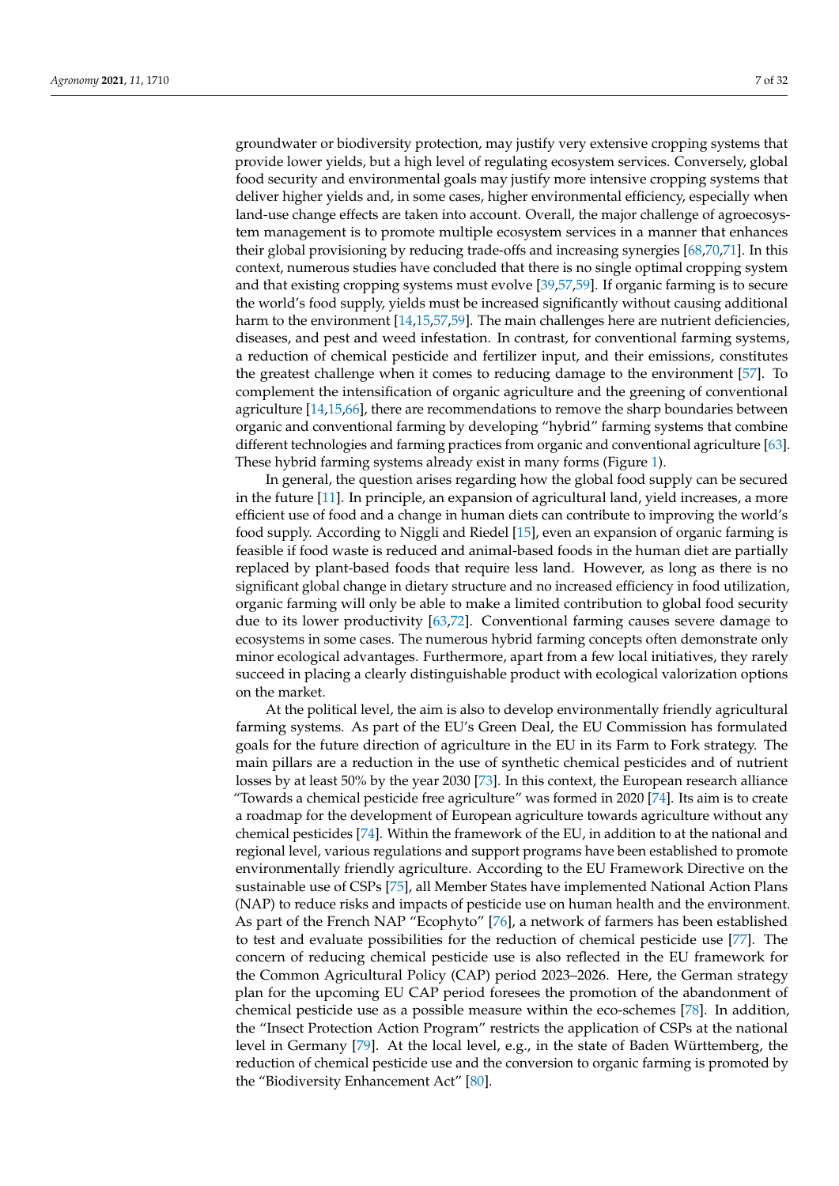groundwater or biodiversity protection, may justify very extensive cropping systems that provide lower yields, but a high level of regulating ecosystem services. Conversely, global food security and environmental goals may justify more intensive cropping systems that deliver higher yields and, in some cases, higher environmental efficiency, especially when land-use change effects are taken into account. Overall, the major challenge of agroecosystem management is to promote multiple ecosystem services in a manner that enhances their global provisioning by reducing trade-offs and increasing synergies [68,70,71]. In this context, numerous studies have concluded that there is no single optimal cropping system and that existing cropping systems must evolve [39,57,59]. If organic farming is to secure the world's food supply, yields must be increased significantly without causing additional harm to the environment [14,15,57,59]. The main challenges here are nutrient deficiencies, diseases, and pest and weed infestation. In contrast, for conventional farming systems, a reduction of chemical pesticide and fertilizer input, and their emissions, constitutes the greatest challenge when it comes to reducing damage to the environment [57]. To complement the intensification of organic agriculture and the greening of conventional agriculture [14,15,66], there are recommendations to remove the sharp boundaries between organic and conventional farming by developing "hybrid" farming systems that combine different technologies and farming practices from organic and conventional agriculture [63]. These hybrid farming systems already exist in many forms (Figure 1).

In general, the question arises regarding how the global food supply can be secured in the future [11]. In principle, an expansion of agricultural land, yield increases, a more efficient use of food and a change in human diets can contribute to improving the world's food supply. According to Niggli and Riedel [15], even an expansion of organic farming is feasible if food waste is reduced and animal-based foods in the human diet are partially replaced by plant-based foods that require less land. However, as long as there is no significant global change in dietary structure and no increased efficiency in food utilization, organic farming will only be able to make a limited contribution to global food security due to its lower productivity [63,72]. Conventional farming causes severe damage to ecosystems in some cases. The numerous hybrid farming concepts often demonstrate only minor ecological advantages. Furthermore, apart from a few local initiatives, they rarely succeed in placing a clearly distinguishable product with ecological valorization options on the market.

At the political level, the aim is also to develop environmentally friendly agricultural farming systems. As part of the EU's Green Deal, the EU Commission has formulated goals for the future direction of agriculture in the EU in its Farm to Fork strategy. The main pillars are a reduction in the use of synthetic chemical pesticides and of nutrient losses by at least 50% by the year 2030 [73]. In this context, the European research alliance "Towards a chemical pesticide free agriculture" was formed in 2020 [74]. Its aim is to create a roadmap for the development of European agriculture towards agriculture without any chemical pesticides [74]. Within the framework of the EU, in addition to at the national and regional level, various regulations and support programs have been established to promote environmentally friendly agriculture. According to the EU Framework Directive on the sustainable use of CSPs [75], all Member States have implemented National Action Plans (NAP) to reduce risks and impacts of pesticide use on human health and the environment. As part of the French NAP "Ecophyto" [76], a network of farmers has been established to test and evaluate possibilities for the reduction of chemical pesticide use [77]. The concern of reducing chemical pesticide use is also reflected in the EU framework for the Common Agricultural Policy (CAP) period 2023–2026. Here, the German strategy plan for the upcoming EU CAP period foresees the promotion of the abandonment of chemical pesticide use as a possible measure within the eco-schemes [78]. In addition, the "Insect Protection Action Program" restricts the application of CSPs at the national level in Germany [79]. At the local level, e.g., in the state of Baden Württemberg, the reduction of chemical pesticide use and the conversion to organic farming is promoted by the "Biodiversity Enhancement Act" [80].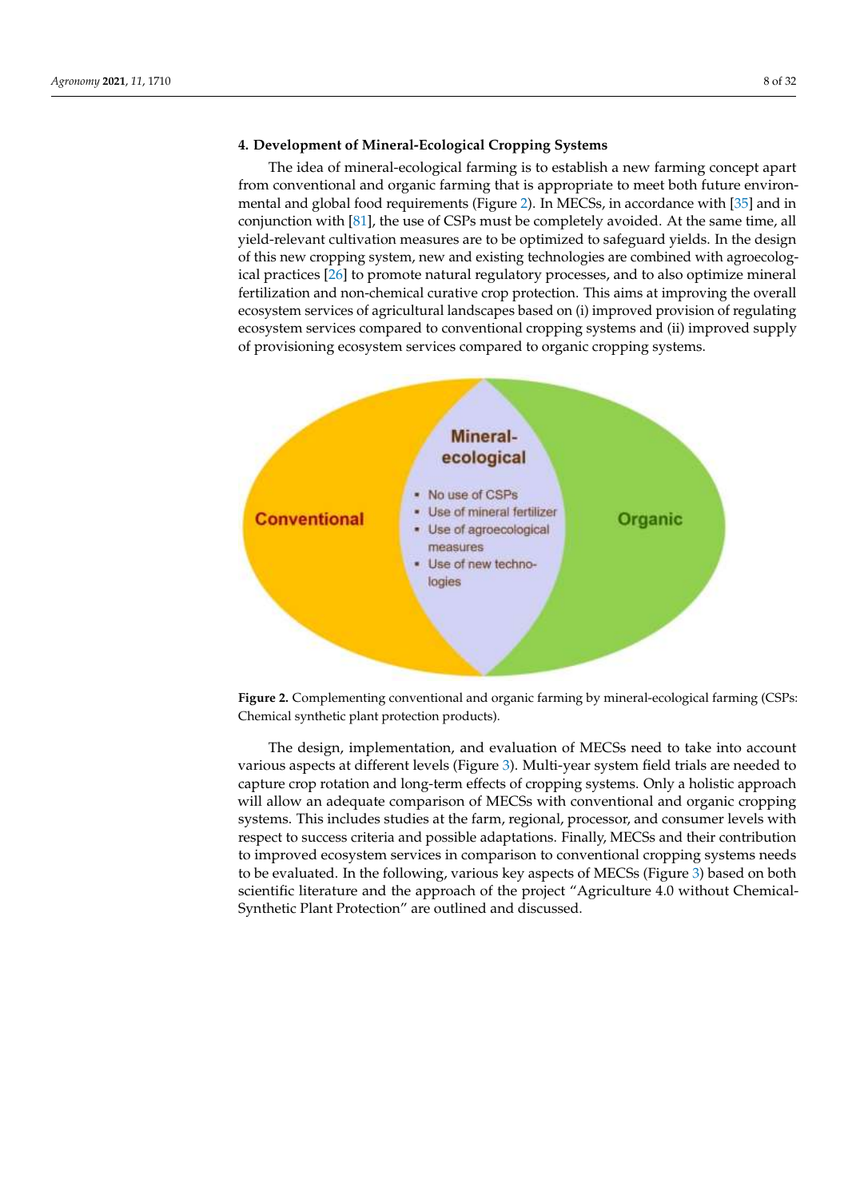## 4. Development of Mineral-Ecological Cropping Systems

The idea of mineral-ecological farming is to establish a new farming concept apart from conventional and organic farming that is appropriate to meet both future environmental and global food requirements (Figure 2). In MECSs, in accordance with [35] and in conjunction with [81], the use of CSPs must be completely avoided. At the same time, all yield-relevant cultivation measures are to be optimized to safeguard yields. In the design of this new cropping system, new and existing technologies are combined with agroecological practices [26] to promote natural regulatory processes, and to also optimize mineral fertilization and non-chemical curative crop protection. This aims at improving the overall ecosystem services of agricultural landscapes based on (i) improved provision of regulating ecosystem services compared to conventional cropping systems and (ii) improved supply of provisioning ecosystem services compared to organic cropping systems.

Conventional

Mineral-ecological

- No use of CSPs
- Use of mineral fertilizer
- Use of agroecological measures
- Use of new technologies

Organic

**Figure 2.** Complementing conventional and organic farming by mineral-ecological farming (CSPs: Chemical synthetic plant protection products).

The design, implementation, and evaluation of MECSs need to take into account various aspects at different levels (Figure 3). Multi-year system field trials are needed to capture crop rotation and long-term effects of cropping systems. Only a holistic approach will allow an adequate comparison of MECSs with conventional and organic cropping systems. This includes studies at the farm, regional, processor, and consumer levels with respect to success criteria and possible adaptations. Finally, MECSs and their contribution to improved ecosystem services in comparison to conventional cropping systems needs to be evaluated. In the following, various key aspects of MECSs (Figure 3) based on both scientific literature and the approach of the project "Agriculture 4.0 without Chemical-Synthetic Plant Protection" are outlined and discussed.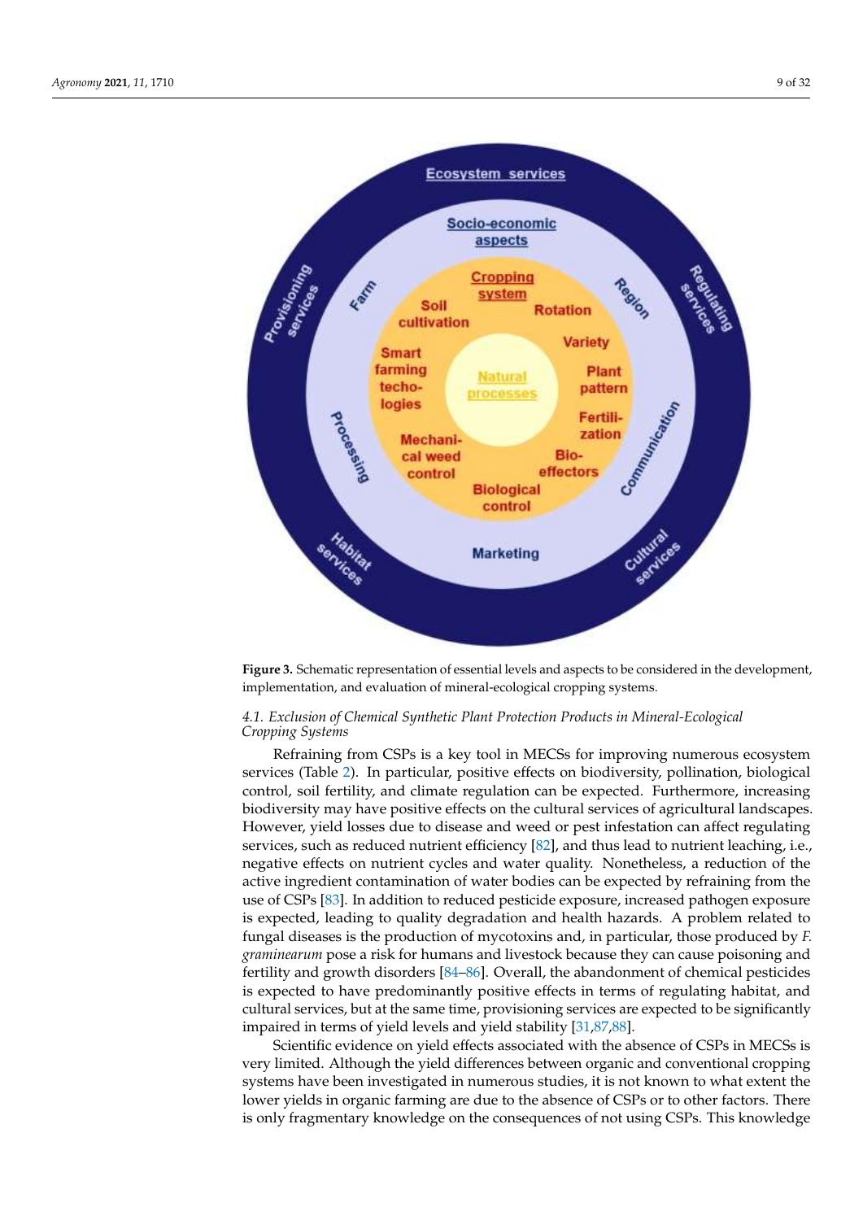**Figure 3.** Schematic representation of essential levels and aspects to be considered in the development, implementation, and evaluation of mineral-ecological cropping systems.

### 4.1. Exclusion of Chemical Synthetic Plant Protection Products in Mineral-Ecological Cropping Systems

Refraining from CSPs is a key tool in MECSs for improving numerous ecosystem services (Table 2). In particular, positive effects on biodiversity, pollination, biological control, soil fertility, and climate regulation can be expected. Furthermore, increasing biodiversity may have positive effects on the cultural services of agricultural landscapes. However, yield losses due to disease and weed or pest infestation can affect regulating services, such as reduced nutrient efficiency [82], and thus lead to nutrient leaching, i.e., negative effects on nutrient cycles and water quality. Nonetheless, a reduction of the active ingredient contamination of water bodies can be expected by refraining from the use of CSPs [83]. In addition to reduced pesticide exposure, increased pathogen exposure is expected, leading to quality degradation and health hazards. A problem related to fungal diseases is the production of mycotoxins and, in particular, those produced by *F. graminearum* pose a risk for humans and livestock because they can cause poisoning and fertility and growth disorders [84–86]. Overall, the abandonment of chemical pesticides is expected to have predominantly positive effects in terms of regulating habitat, and cultural services, but at the same time, provisioning services are expected to be significantly impaired in terms of yield levels and yield stability [31,87,88].

Scientific evidence on yield effects associated with the absence of CSPs in MECSs is very limited. Although the yield differences between organic and conventional cropping systems have been investigated in numerous studies, it is not known to what extent the lower yields in organic farming are due to the absence of CSPs or to other factors. There is only fragmentary knowledge on the consequences of not using CSPs. This knowledge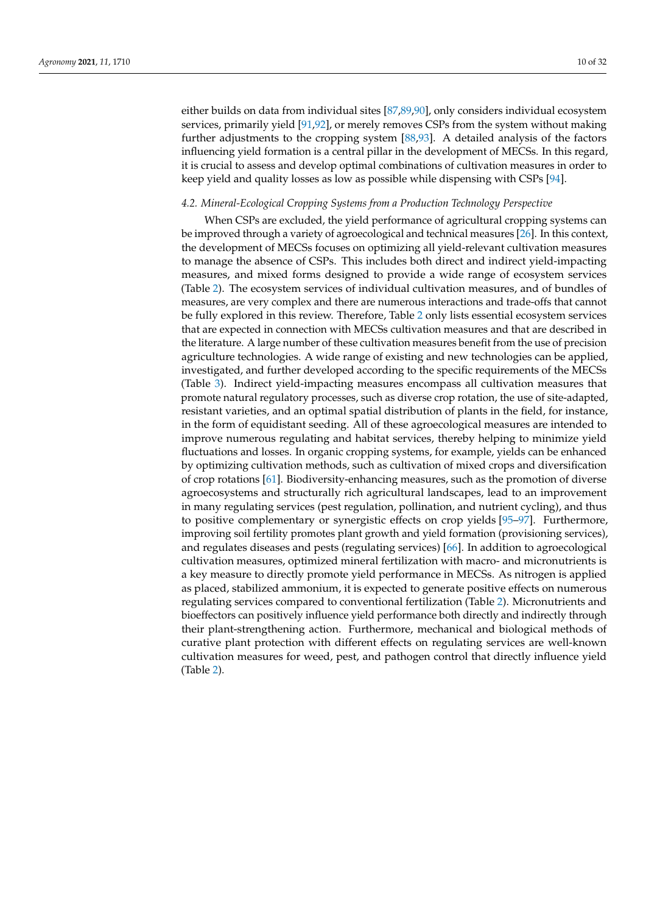either builds on data from individual sites [87,89,90], only considers individual ecosystem services, primarily yield [91,92], or merely removes CSPs from the system without making further adjustments to the cropping system [88,93]. A detailed analysis of the factors influencing yield formation is a central pillar in the development of MECSs. In this regard, it is crucial to assess and develop optimal combinations of cultivation measures in order to keep yield and quality losses as low as possible while dispensing with CSPs [94].

### 4.2. Mineral-Ecological Cropping Systems from a Production Technology Perspective

When CSPs are excluded, the yield performance of agricultural cropping systems can be improved through a variety of agroecological and technical measures [26]. In this context, the development of MECSs focuses on optimizing all yield-relevant cultivation measures to manage the absence of CSPs. This includes both direct and indirect yield-impacting measures, and mixed forms designed to provide a wide range of ecosystem services (Table 2). The ecosystem services of individual cultivation measures, and of bundles of measures, are very complex and there are numerous interactions and trade-offs that cannot be fully explored in this review. Therefore, Table 2 only lists essential ecosystem services that are expected in connection with MECSs cultivation measures and that are described in the literature. A large number of these cultivation measures benefit from the use of precision agriculture technologies. A wide range of existing and new technologies can be applied, investigated, and further developed according to the specific requirements of the MECSs (Table 3). Indirect yield-impacting measures encompass all cultivation measures that promote natural regulatory processes, such as diverse crop rotation, the use of site-adapted, resistant varieties, and an optimal spatial distribution of plants in the field, for instance, in the form of equidistant seeding. All of these agroecological measures are intended to improve numerous regulating and habitat services, thereby helping to minimize yield fluctuations and losses. In organic cropping systems, for example, yields can be enhanced by optimizing cultivation methods, such as cultivation of mixed crops and diversification of crop rotations [61]. Biodiversity-enhancing measures, such as the promotion of diverse agroecosystems and structurally rich agricultural landscapes, lead to an improvement in many regulating services (pest regulation, pollination, and nutrient cycling), and thus to positive complementary or synergistic effects on crop yields [95–97]. Furthermore, improving soil fertility promotes plant growth and yield formation (provisioning services), and regulates diseases and pests (regulating services) [66]. In addition to agroecological cultivation measures, optimized mineral fertilization with macro- and micronutrients is a key measure to directly promote yield performance in MECSs. As nitrogen is applied as placed, stabilized ammonium, it is expected to generate positive effects on numerous regulating services compared to conventional fertilization (Table 2). Micronutrients and bioeffectors can positively influence yield performance both directly and indirectly through their plant-strengthening action. Furthermore, mechanical and biological methods of curative plant protection with different effects on regulating services are well-known cultivation measures for weed, pest, and pathogen control that directly influence yield (Table 2).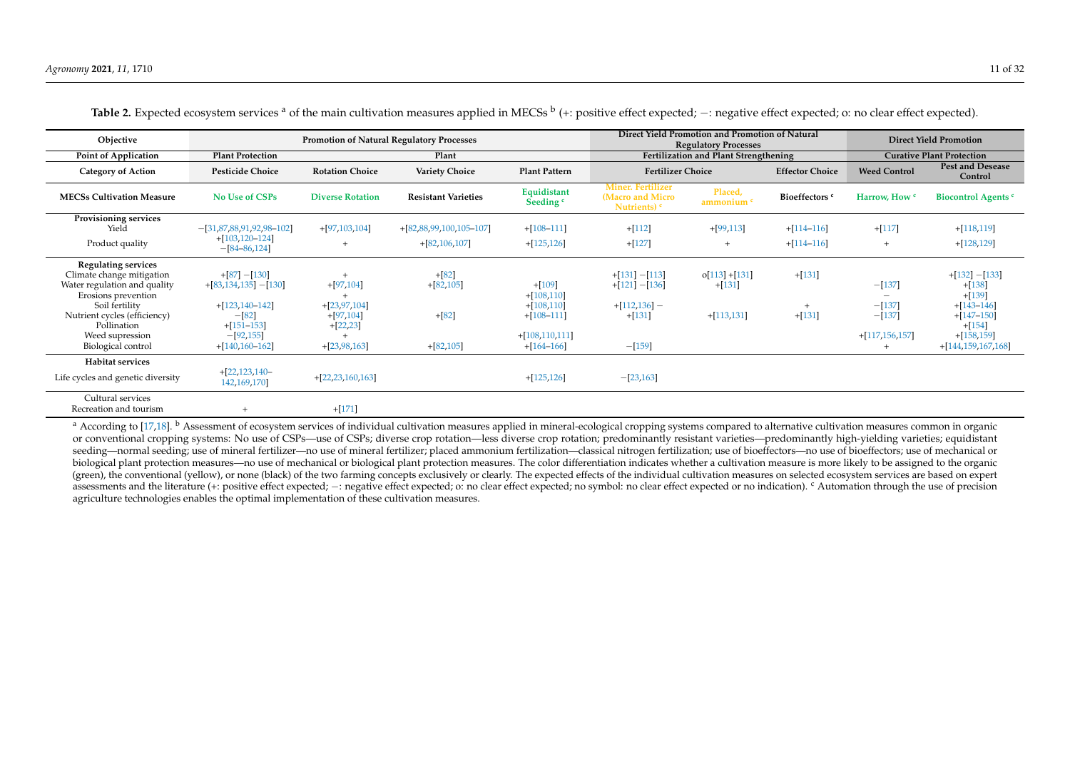**Table 2.** Expected ecosystem services [a] of the main cultivation measures applied in MECSs [b] (+: positive effect expected; −: negative effect expected; o: no clear effect expected).

| Objective | Promotion of Natural Regulatory Processes | | | | Direct Yield Promotion and Promotion of Natural Regulatory Processes | | | Direct Yield Promotion | |
|---|---|---|---|---|---|---|---|---|---|
| Point of Application | Plant Protection | Plant | | | Fertilization and Plant Strengthening | | | Curative Plant Protection | |
| Category of Action | Pesticide Choice | Rotation Choice | Variety Choice | Plant Pattern | Fertilizer Choice | | Effector Choice | Weed Control | Pest and Desease Control |
| MECSs Cultivation Measure | No Use of CSPs | Diverse Rotation | Resistant Varieties | Equidistant Seeding [c] | Miner. Fertilizer (Macro and Micro Nutrients) [c] | Placed, ammonium [c] | Bioeffectors [c] | Harrow, How [c] | Biocontrol Agents [c] |
| **Provisioning services** | | | | | | | | | |
| Yield | −[31,87,88,91,92,98–102] | +[97,103,104] | +[82,88,99,100,105–107] | +[108–111] | +[112] | +[99,113] | +[114–116] | +[117] | +[118,119] |
| Product quality | +[103,120–124] −[84–86,124] | + | +[82,106,107] | +[125,126] | +[127] | + | +[114–116] | + | +[128,129] |
| **Regulating services** | | | | | | | | | |
| Climate change mitigation | +[87] −[130] | + | +[82] | | +[131] −[113] | o[113] +[131] | +[131] | | +[132] −[133] |
| Water regulation and quality | +[83,134,135] −[130] | +[97,104] | +[82,105] | +[109] | +[121] −[136] | +[131] | | −[137] | +[138] |
| Erosions prevention | | + | | +[108,110] | | | | − | +[139] |
| Soil fertility | +[123,140–142] | +[23,97,104] | | +[108,110] | +[112,136] − | | + | −[137] | +[143–146] |
| Nutrient cycles (efficiency) | −[82] | +[97,104] | +[82] | +[108–111] | +[131] | +[113,131] | +[131] | −[137] | +[147–150] |
| Pollination | +[151–153] | +[22,23] | | | | | | | +[154] |
| Weed supression | −[92,155] | + | | +[108,110,111] | | | | +[117,156,157] | +[158,159] |
| Biological control | +[140,160–162] | +[23,98,163] | +[82,105] | +[164–166] | −[159] | | | + | +[144,159,167,168] |
| **Habitat services** | | | | | | | | | |
| Life cycles and genetic diversity | +[22,123,140–142,169,170] | +[22,23,160,163] | | +[125,126] | −[23,163] | | | | |
| Cultural services | | | | | | | | | |
| Recreation and tourism | + | +[171] | | | | | | | |

[a] According to [17,18]. [b] Assessment of ecosystem services of individual cultivation measures applied in mineral-ecological cropping systems compared to alternative cultivation measures common in organic or conventional cropping systems: No use of CSPs—use of CSPs; diverse crop rotation—less diverse crop rotation; predominantly resistant varieties—predominantly high-yielding varieties; equidistant seeding—normal seeding; use of mineral fertilizer—no use of mineral fertilizer; placed ammonium fertilization—classical nitrogen fertilization; use of bioeffectors—no use of bioeffectors; use of mechanical or biological plant protection measures—no use of mechanical or biological plant protection measures. The color differentiation indicates whether a cultivation measure is more likely to be assigned to the organic (green), the conventional (yellow), or none (black) of the two farming concepts exclusively or clearly. The expected effects of the individual cultivation measures on selected ecosystem services are based on expert assessments and the literature (+: positive effect expected; −: negative effect expected; o: no clear effect expected; no symbol: no clear effect expected or no indication). [c] Automation through the use of precision agriculture technologies enables the optimal implementation of these cultivation measures.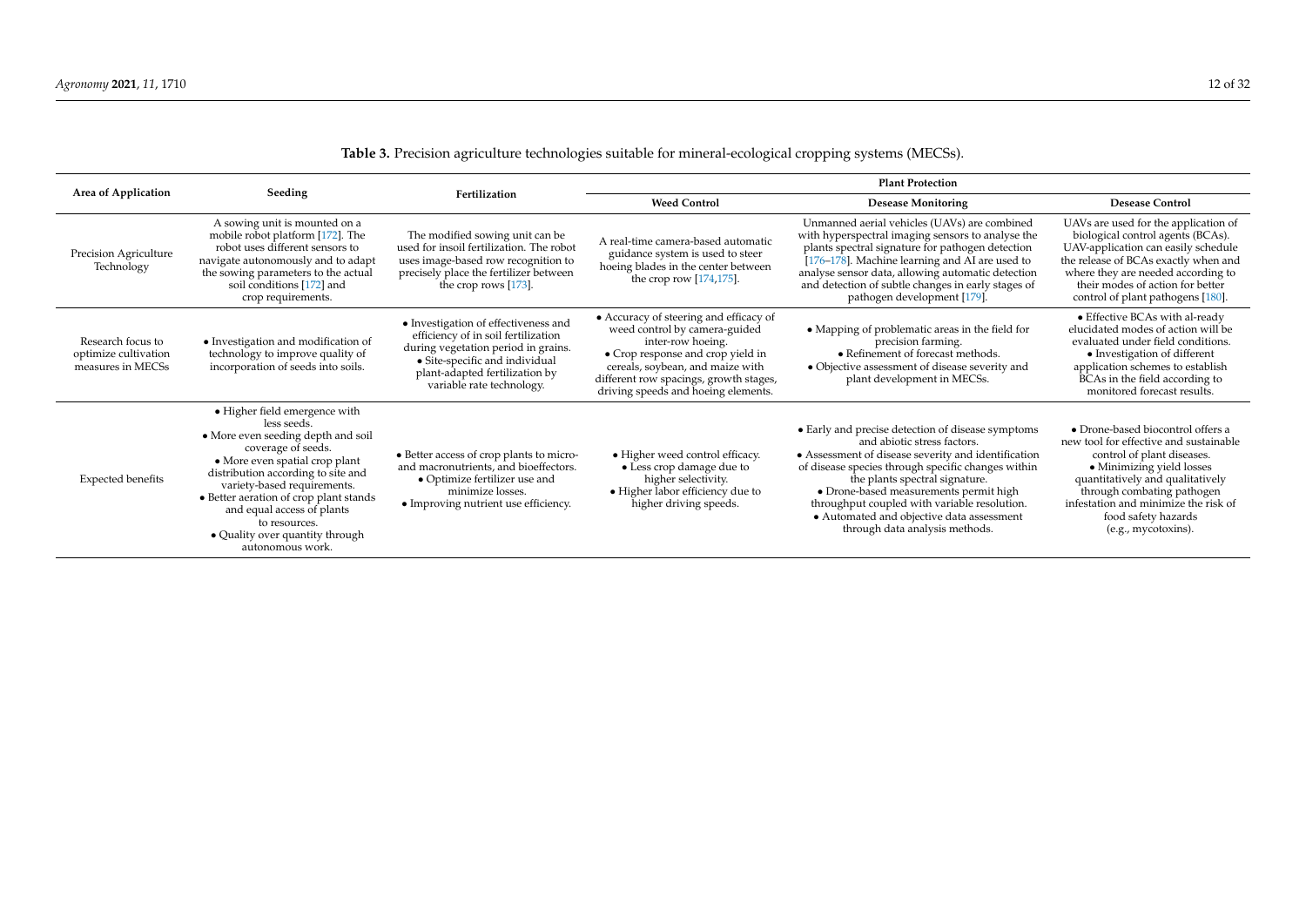**Table 3.** Precision agriculture technologies suitable for mineral-ecological cropping systems (MECSs).

| Area of Application | Seeding | Fertilization | Plant Protection | | |
|---|---|---|---|---|---|
| | | | Weed Control | Desease Monitoring | Desease Control |
| Precision Agriculture Technology | A sowing unit is mounted on a mobile robot platform [172]. The robot uses different sensors to navigate autonomously and to adapt the sowing parameters to the actual soil conditions [172] and crop requirements. | The modified sowing unit can be used for insoil fertilization. The robot uses image-based row recognition to precisely place the fertilizer between the crop rows [173]. | A real-time camera-based automatic guidance system is used to steer hoeing blades in the center between the crop row [174,175]. | Unmanned aerial vehicles (UAVs) are combined with hyperspectral imaging sensors to analyse the plants spectral signature for pathogen detection [176–178]. Machine learning and AI are used to analyse sensor data, allowing automatic detection and detection of subtle changes in early stages of pathogen development [179]. | UAVs are used for the application of biological control agents (BCAs). UAV-application can easily schedule the release of BCAs exactly when and where they are needed according to their modes of action for better control of plant pathogens [180]. |
| Research focus to optimize cultivation measures in MECSs | • Investigation and modification of technology to improve quality of incorporation of seeds into soils. | • Investigation of effectiveness and efficiency of in soil fertilization during vegetation period in grains. • Site-specific and individual plant-adapted fertilization by variable rate technology. | • Accuracy of steering and efficacy of weed control by camera-guided inter-row hoeing. • Crop response and crop yield in cereals, soybean, and maize with different row spacings, growth stages, driving speeds and hoeing elements. | • Mapping of problematic areas in the field for precision farming. • Refinement of forecast methods. • Objective assessment of disease severity and plant development in MECSs. | • Effective BCAs with al-ready elucidated modes of action will be evaluated under field conditions. • Investigation of different application schemes to establish BCAs in the field according to monitored forecast results. |
| Expected benefits | • Higher field emergence with less seeds. • More even seeding depth and soil coverage of seeds. • More even spatial crop plant distribution according to site and variety-based requirements. • Better aeration of crop plant stands and equal access of plants to resources. • Quality over quantity through autonomous work. | • Better access of crop plants to micro- and macronutrients, and bioeffectors. • Optimize fertilizer use and minimize losses. • Improving nutrient use efficiency. | • Higher weed control efficacy. • Less crop damage due to higher selectivity. • Higher labor efficiency due to higher driving speeds. | • Early and precise detection of disease symptoms and abiotic stress factors. • Assessment of disease severity and identification of disease species through specific changes within the plants spectral signature. • Drone-based measurements permit high throughput coupled with variable resolution. • Automated and objective data assessment through data analysis methods. | • Drone-based biocontrol offers a new tool for effective and sustainable control of plant diseases. • Minimizing yield losses quantitatively and qualitatively through combating pathogen infestation and minimize the risk of food safety hazards (e.g., mycotoxins). |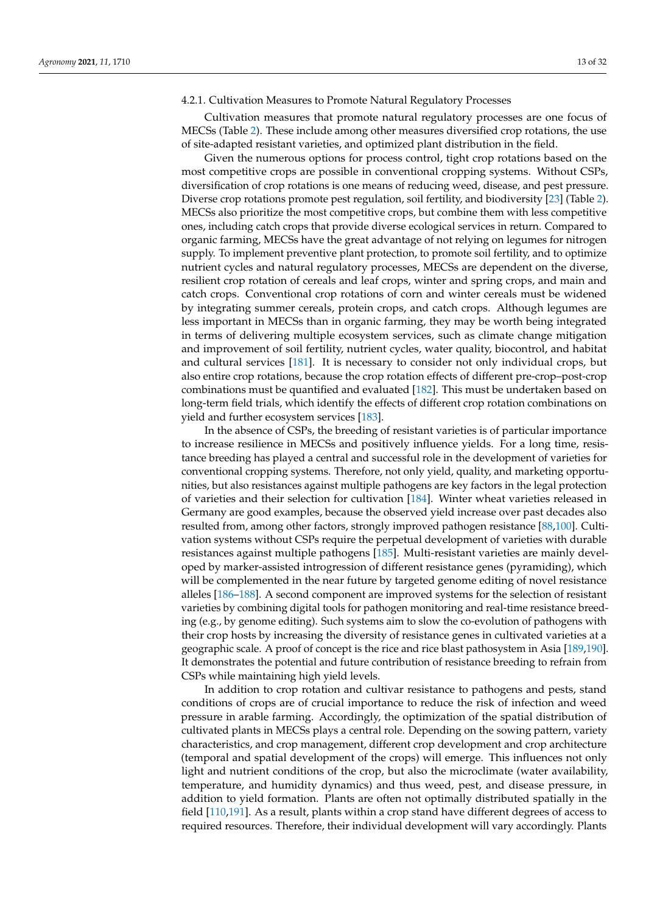#### 4.2.1. Cultivation Measures to Promote Natural Regulatory Processes

Cultivation measures that promote natural regulatory processes are one focus of MECSs (Table 2). These include among other measures diversified crop rotations, the use of site-adapted resistant varieties, and optimized plant distribution in the field.

Given the numerous options for process control, tight crop rotations based on the most competitive crops are possible in conventional cropping systems. Without CSPs, diversification of crop rotations is one means of reducing weed, disease, and pest pressure. Diverse crop rotations promote pest regulation, soil fertility, and biodiversity [23] (Table 2). MECSs also prioritize the most competitive crops, but combine them with less competitive ones, including catch crops that provide diverse ecological services in return. Compared to organic farming, MECSs have the great advantage of not relying on legumes for nitrogen supply. To implement preventive plant protection, to promote soil fertility, and to optimize nutrient cycles and natural regulatory processes, MECSs are dependent on the diverse, resilient crop rotation of cereals and leaf crops, winter and spring crops, and main and catch crops. Conventional crop rotations of corn and winter cereals must be widened by integrating summer cereals, protein crops, and catch crops. Although legumes are less important in MECSs than in organic farming, they may be worth being integrated in terms of delivering multiple ecosystem services, such as climate change mitigation and improvement of soil fertility, nutrient cycles, water quality, biocontrol, and habitat and cultural services [181]. It is necessary to consider not only individual crops, but also entire crop rotations, because the crop rotation effects of different pre-crop–post-crop combinations must be quantified and evaluated [182]. This must be undertaken based on long-term field trials, which identify the effects of different crop rotation combinations on yield and further ecosystem services [183].

In the absence of CSPs, the breeding of resistant varieties is of particular importance to increase resilience in MECSs and positively influence yields. For a long time, resistance breeding has played a central and successful role in the development of varieties for conventional cropping systems. Therefore, not only yield, quality, and marketing opportunities, but also resistances against multiple pathogens are key factors in the legal protection of varieties and their selection for cultivation [184]. Winter wheat varieties released in Germany are good examples, because the observed yield increase over past decades also resulted from, among other factors, strongly improved pathogen resistance [88,100]. Cultivation systems without CSPs require the perpetual development of varieties with durable resistances against multiple pathogens [185]. Multi-resistant varieties are mainly developed by marker-assisted introgression of different resistance genes (pyramiding), which will be complemented in the near future by targeted genome editing of novel resistance alleles [186–188]. A second component are improved systems for the selection of resistant varieties by combining digital tools for pathogen monitoring and real-time resistance breeding (e.g., by genome editing). Such systems aim to slow the co-evolution of pathogens with their crop hosts by increasing the diversity of resistance genes in cultivated varieties at a geographic scale. A proof of concept is the rice and rice blast pathosystem in Asia [189,190]. It demonstrates the potential and future contribution of resistance breeding to refrain from CSPs while maintaining high yield levels.

In addition to crop rotation and cultivar resistance to pathogens and pests, stand conditions of crops are of crucial importance to reduce the risk of infection and weed pressure in arable farming. Accordingly, the optimization of the spatial distribution of cultivated plants in MECSs plays a central role. Depending on the sowing pattern, variety characteristics, and crop management, different crop development and crop architecture (temporal and spatial development of the crops) will emerge. This influences not only light and nutrient conditions of the crop, but also the microclimate (water availability, temperature, and humidity dynamics) and thus weed, pest, and disease pressure, in addition to yield formation. Plants are often not optimally distributed spatially in the field [110,191]. As a result, plants within a crop stand have different degrees of access to required resources. Therefore, their individual development will vary accordingly. Plants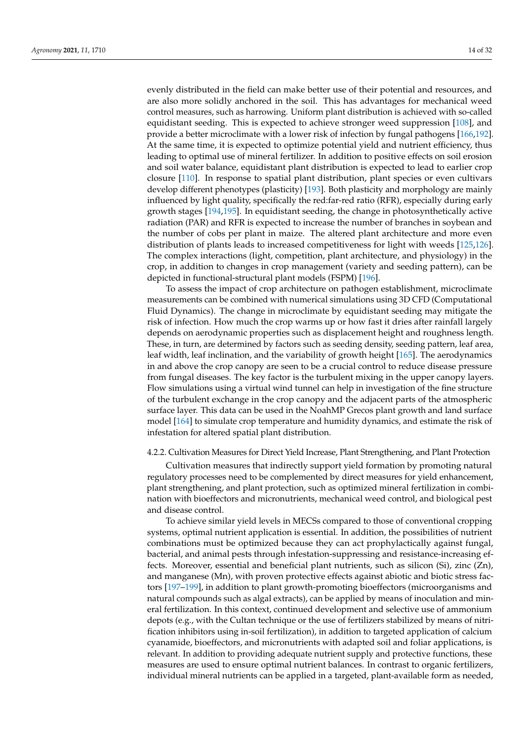evenly distributed in the field can make better use of their potential and resources, and are also more solidly anchored in the soil. This has advantages for mechanical weed control measures, such as harrowing. Uniform plant distribution is achieved with so-called equidistant seeding. This is expected to achieve stronger weed suppression [108], and provide a better microclimate with a lower risk of infection by fungal pathogens [166,192]. At the same time, it is expected to optimize potential yield and nutrient efficiency, thus leading to optimal use of mineral fertilizer. In addition to positive effects on soil erosion and soil water balance, equidistant plant distribution is expected to lead to earlier crop closure [110]. In response to spatial plant distribution, plant species or even cultivars develop different phenotypes (plasticity) [193]. Both plasticity and morphology are mainly influenced by light quality, specifically the red:far-red ratio (RFR), especially during early growth stages [194,195]. In equidistant seeding, the change in photosynthetically active radiation (PAR) and RFR is expected to increase the number of branches in soybean and the number of cobs per plant in maize. The altered plant architecture and more even distribution of plants leads to increased competitiveness for light with weeds [125,126]. The complex interactions (light, competition, plant architecture, and physiology) in the crop, in addition to changes in crop management (variety and seeding pattern), can be depicted in functional-structural plant models (FSPM) [196].

To assess the impact of crop architecture on pathogen establishment, microclimate measurements can be combined with numerical simulations using 3D CFD (Computational Fluid Dynamics). The change in microclimate by equidistant seeding may mitigate the risk of infection. How much the crop warms up or how fast it dries after rainfall largely depends on aerodynamic properties such as displacement height and roughness length. These, in turn, are determined by factors such as seeding density, seeding pattern, leaf area, leaf width, leaf inclination, and the variability of growth height [165]. The aerodynamics in and above the crop canopy are seen to be a crucial control to reduce disease pressure from fungal diseases. The key factor is the turbulent mixing in the upper canopy layers. Flow simulations using a virtual wind tunnel can help in investigation of the fine structure of the turbulent exchange in the crop canopy and the adjacent parts of the atmospheric surface layer. This data can be used in the NoahMP Grecos plant growth and land surface model [164] to simulate crop temperature and humidity dynamics, and estimate the risk of infestation for altered spatial plant distribution.

#### 4.2.2. Cultivation Measures for Direct Yield Increase, Plant Strengthening, and Plant Protection

Cultivation measures that indirectly support yield formation by promoting natural regulatory processes need to be complemented by direct measures for yield enhancement, plant strengthening, and plant protection, such as optimized mineral fertilization in combination with bioeffectors and micronutrients, mechanical weed control, and biological pest and disease control.

To achieve similar yield levels in MECSs compared to those of conventional cropping systems, optimal nutrient application is essential. In addition, the possibilities of nutrient combinations must be optimized because they can act prophylactically against fungal, bacterial, and animal pests through infestation-suppressing and resistance-increasing effects. Moreover, essential and beneficial plant nutrients, such as silicon (Si), zinc (Zn), and manganese (Mn), with proven protective effects against abiotic and biotic stress factors [197–199], in addition to plant growth-promoting bioeffectors (microorganisms and natural compounds such as algal extracts), can be applied by means of inoculation and mineral fertilization. In this context, continued development and selective use of ammonium depots (e.g., with the Cultan technique or the use of fertilizers stabilized by means of nitrification inhibitors using in-soil fertilization), in addition to targeted application of calcium cyanamide, bioeffectors, and micronutrients with adapted soil and foliar applications, is relevant. In addition to providing adequate nutrient supply and protective functions, these measures are used to ensure optimal nutrient balances. In contrast to organic fertilizers, individual mineral nutrients can be applied in a targeted, plant-available form as needed,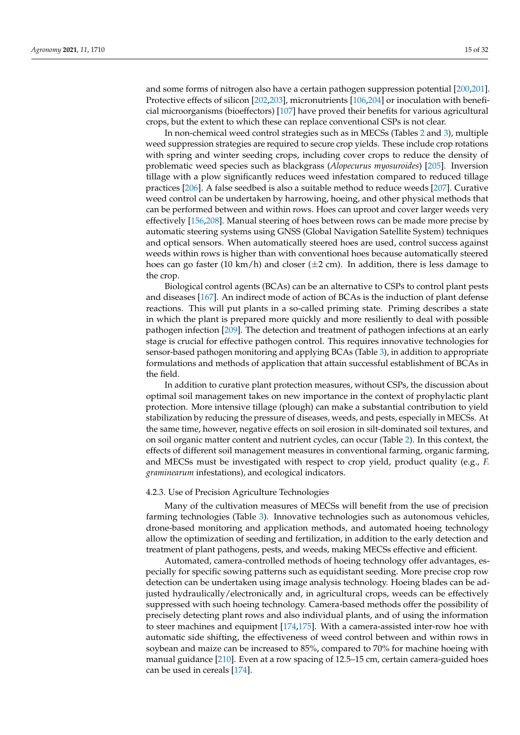and some forms of nitrogen also have a certain pathogen suppression potential [200,201]. Protective effects of silicon [202,203], micronutrients [106,204] or inoculation with beneficial microorganisms (bioeffectors) [107] have proved their benefits for various agricultural crops, but the extent to which these can replace conventional CSPs is not clear.

In non-chemical weed control strategies such as in MECSs (Tables 2 and 3), multiple weed suppression strategies are required to secure crop yields. These include crop rotations with spring and winter seeding crops, including cover crops to reduce the density of problematic weed species such as blackgrass (*Alopecurus myosuroides*) [205]. Inversion tillage with a plow significantly reduces weed infestation compared to reduced tillage practices [206]. A false seedbed is also a suitable method to reduce weeds [207]. Curative weed control can be undertaken by harrowing, hoeing, and other physical methods that can be performed between and within rows. Hoes can uproot and cover larger weeds very effectively [156,208]. Manual steering of hoes between rows can be made more precise by automatic steering systems using GNSS (Global Navigation Satellite System) techniques and optical sensors. When automatically steered hoes are used, control success against weeds within rows is higher than with conventional hoes because automatically steered hoes can go faster (10 km/h) and closer (±2 cm). In addition, there is less damage to the crop.

Biological control agents (BCAs) can be an alternative to CSPs to control plant pests and diseases [167]. An indirect mode of action of BCAs is the induction of plant defense reactions. This will put plants in a so-called priming state. Priming describes a state in which the plant is prepared more quickly and more resiliently to deal with possible pathogen infection [209]. The detection and treatment of pathogen infections at an early stage is crucial for effective pathogen control. This requires innovative technologies for sensor-based pathogen monitoring and applying BCAs (Table 3), in addition to appropriate formulations and methods of application that attain successful establishment of BCAs in the field.

In addition to curative plant protection measures, without CSPs, the discussion about optimal soil management takes on new importance in the context of prophylactic plant protection. More intensive tillage (plough) can make a substantial contribution to yield stabilization by reducing the pressure of diseases, weeds, and pests, especially in MECSs. At the same time, however, negative effects on soil erosion in silt-dominated soil textures, and on soil organic matter content and nutrient cycles, can occur (Table 2). In this context, the effects of different soil management measures in conventional farming, organic farming, and MECSs must be investigated with respect to crop yield, product quality (e.g., *F. graminearum* infestations), and ecological indicators.

#### 4.2.3. Use of Precision Agriculture Technologies

Many of the cultivation measures of MECSs will benefit from the use of precision farming technologies (Table 3). Innovative technologies such as autonomous vehicles, drone-based monitoring and application methods, and automated hoeing technology allow the optimization of seeding and fertilization, in addition to the early detection and treatment of plant pathogens, pests, and weeds, making MECSs effective and efficient.

Automated, camera-controlled methods of hoeing technology offer advantages, especially for specific sowing patterns such as equidistant seeding. More precise crop row detection can be undertaken using image analysis technology. Hoeing blades can be adjusted hydraulically/electronically and, in agricultural crops, weeds can be effectively suppressed with such hoeing technology. Camera-based methods offer the possibility of precisely detecting plant rows and also individual plants, and of using the information to steer machines and equipment [174,175]. With a camera-assisted inter-row hoe with automatic side shifting, the effectiveness of weed control between and within rows in soybean and maize can be increased to 85%, compared to 70% for machine hoeing with manual guidance [210]. Even at a row spacing of 12.5–15 cm, certain camera-guided hoes can be used in cereals [174].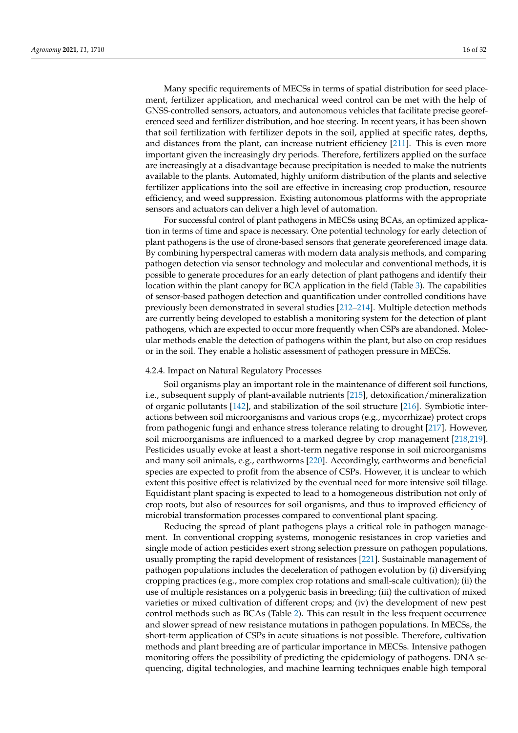Many specific requirements of MECSs in terms of spatial distribution for seed placement, fertilizer application, and mechanical weed control can be met with the help of GNSS-controlled sensors, actuators, and autonomous vehicles that facilitate precise georeferenced seed and fertilizer distribution, and hoe steering. In recent years, it has been shown that soil fertilization with fertilizer depots in the soil, applied at specific rates, depths, and distances from the plant, can increase nutrient efficiency [211]. This is even more important given the increasingly dry periods. Therefore, fertilizers applied on the surface are increasingly at a disadvantage because precipitation is needed to make the nutrients available to the plants. Automated, highly uniform distribution of the plants and selective fertilizer applications into the soil are effective in increasing crop production, resource efficiency, and weed suppression. Existing autonomous platforms with the appropriate sensors and actuators can deliver a high level of automation.

For successful control of plant pathogens in MECSs using BCAs, an optimized application in terms of time and space is necessary. One potential technology for early detection of plant pathogens is the use of drone-based sensors that generate georeferenced image data. By combining hyperspectral cameras with modern data analysis methods, and comparing pathogen detection via sensor technology and molecular and conventional methods, it is possible to generate procedures for an early detection of plant pathogens and identify their location within the plant canopy for BCA application in the field (Table 3). The capabilities of sensor-based pathogen detection and quantification under controlled conditions have previously been demonstrated in several studies [212–214]. Multiple detection methods are currently being developed to establish a monitoring system for the detection of plant pathogens, which are expected to occur more frequently when CSPs are abandoned. Molecular methods enable the detection of pathogens within the plant, but also on crop residues or in the soil. They enable a holistic assessment of pathogen pressure in MECSs.

#### 4.2.4. Impact on Natural Regulatory Processes

Soil organisms play an important role in the maintenance of different soil functions, i.e., subsequent supply of plant-available nutrients [215], detoxification/mineralization of organic pollutants [142], and stabilization of the soil structure [216]. Symbiotic interactions between soil microorganisms and various crops (e.g., mycorrhizae) protect crops from pathogenic fungi and enhance stress tolerance relating to drought [217]. However, soil microorganisms are influenced to a marked degree by crop management [218,219]. Pesticides usually evoke at least a short-term negative response in soil microorganisms and many soil animals, e.g., earthworms [220]. Accordingly, earthworms and beneficial species are expected to profit from the absence of CSPs. However, it is unclear to which extent this positive effect is relativized by the eventual need for more intensive soil tillage. Equidistant plant spacing is expected to lead to a homogeneous distribution not only of crop roots, but also of resources for soil organisms, and thus to improved efficiency of microbial transformation processes compared to conventional plant spacing.

Reducing the spread of plant pathogens plays a critical role in pathogen management. In conventional cropping systems, monogenic resistances in crop varieties and single mode of action pesticides exert strong selection pressure on pathogen populations, usually prompting the rapid development of resistances [221]. Sustainable management of pathogen populations includes the deceleration of pathogen evolution by (i) diversifying cropping practices (e.g., more complex crop rotations and small-scale cultivation); (ii) the use of multiple resistances on a polygenic basis in breeding; (iii) the cultivation of mixed varieties or mixed cultivation of different crops; and (iv) the development of new pest control methods such as BCAs (Table 2). This can result in the less frequent occurrence and slower spread of new resistance mutations in pathogen populations. In MECSs, the short-term application of CSPs in acute situations is not possible. Therefore, cultivation methods and plant breeding are of particular importance in MECSs. Intensive pathogen monitoring offers the possibility of predicting the epidemiology of pathogens. DNA sequencing, digital technologies, and machine learning techniques enable high temporal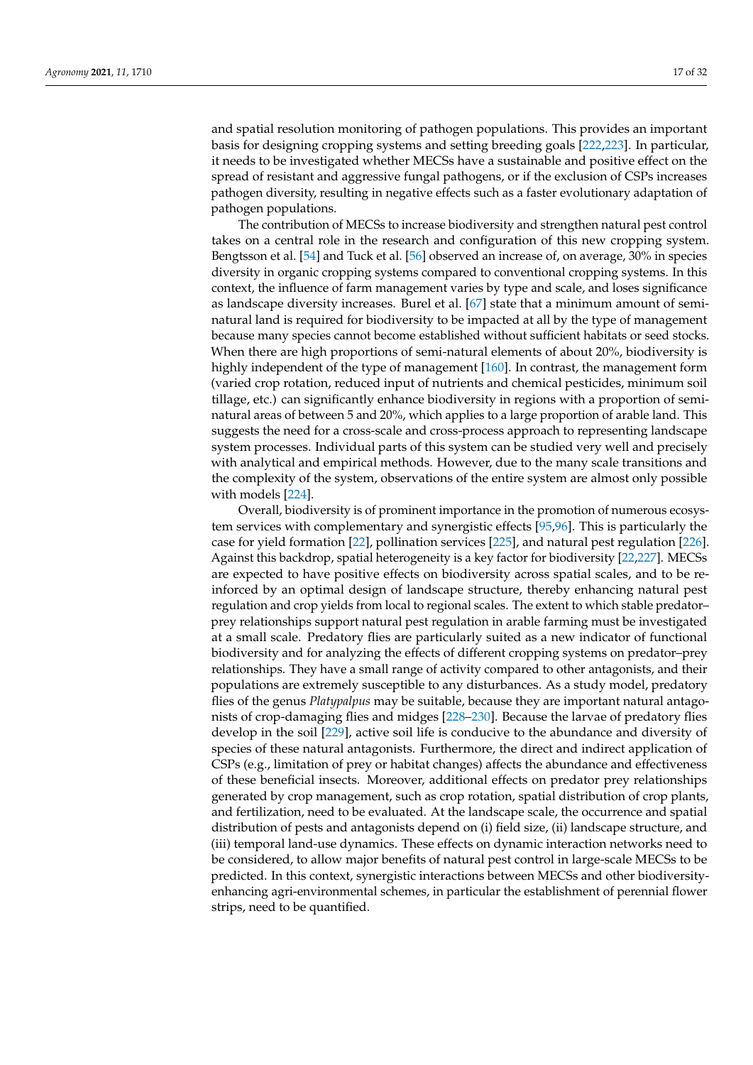and spatial resolution monitoring of pathogen populations. This provides an important basis for designing cropping systems and setting breeding goals [222,223]. In particular, it needs to be investigated whether MECSs have a sustainable and positive effect on the spread of resistant and aggressive fungal pathogens, or if the exclusion of CSPs increases pathogen diversity, resulting in negative effects such as a faster evolutionary adaptation of pathogen populations.

The contribution of MECSs to increase biodiversity and strengthen natural pest control takes on a central role in the research and configuration of this new cropping system. Bengtsson et al. [54] and Tuck et al. [56] observed an increase of, on average, 30% in species diversity in organic cropping systems compared to conventional cropping systems. In this context, the influence of farm management varies by type and scale, and loses significance as landscape diversity increases. Burel et al. [67] state that a minimum amount of semi-natural land is required for biodiversity to be impacted at all by the type of management because many species cannot become established without sufficient habitats or seed stocks. When there are high proportions of semi-natural elements of about 20%, biodiversity is highly independent of the type of management [160]. In contrast, the management form (varied crop rotation, reduced input of nutrients and chemical pesticides, minimum soil tillage, etc.) can significantly enhance biodiversity in regions with a proportion of semi-natural areas of between 5 and 20%, which applies to a large proportion of arable land. This suggests the need for a cross-scale and cross-process approach to representing landscape system processes. Individual parts of this system can be studied very well and precisely with analytical and empirical methods. However, due to the many scale transitions and the complexity of the system, observations of the entire system are almost only possible with models [224].

Overall, biodiversity is of prominent importance in the promotion of numerous ecosystem services with complementary and synergistic effects [95,96]. This is particularly the case for yield formation [22], pollination services [225], and natural pest regulation [226]. Against this backdrop, spatial heterogeneity is a key factor for biodiversity [22,227]. MECSs are expected to have positive effects on biodiversity across spatial scales, and to be reinforced by an optimal design of landscape structure, thereby enhancing natural pest regulation and crop yields from local to regional scales. The extent to which stable predator–prey relationships support natural pest regulation in arable farming must be investigated at a small scale. Predatory flies are particularly suited as a new indicator of functional biodiversity and for analyzing the effects of different cropping systems on predator–prey relationships. They have a small range of activity compared to other antagonists, and their populations are extremely susceptible to any disturbances. As a study model, predatory flies of the genus *Platypalpus* may be suitable, because they are important natural antagonists of crop-damaging flies and midges [228–230]. Because the larvae of predatory flies develop in the soil [229], active soil life is conducive to the abundance and diversity of species of these natural antagonists. Furthermore, the direct and indirect application of CSPs (e.g., limitation of prey or habitat changes) affects the abundance and effectiveness of these beneficial insects. Moreover, additional effects on predator prey relationships generated by crop management, such as crop rotation, spatial distribution of crop plants, and fertilization, need to be evaluated. At the landscape scale, the occurrence and spatial distribution of pests and antagonists depend on (i) field size, (ii) landscape structure, and (iii) temporal land-use dynamics. These effects on dynamic interaction networks need to be considered, to allow major benefits of natural pest control in large-scale MECSs to be predicted. In this context, synergistic interactions between MECSs and other biodiversity-enhancing agri-environmental schemes, in particular the establishment of perennial flower strips, need to be quantified.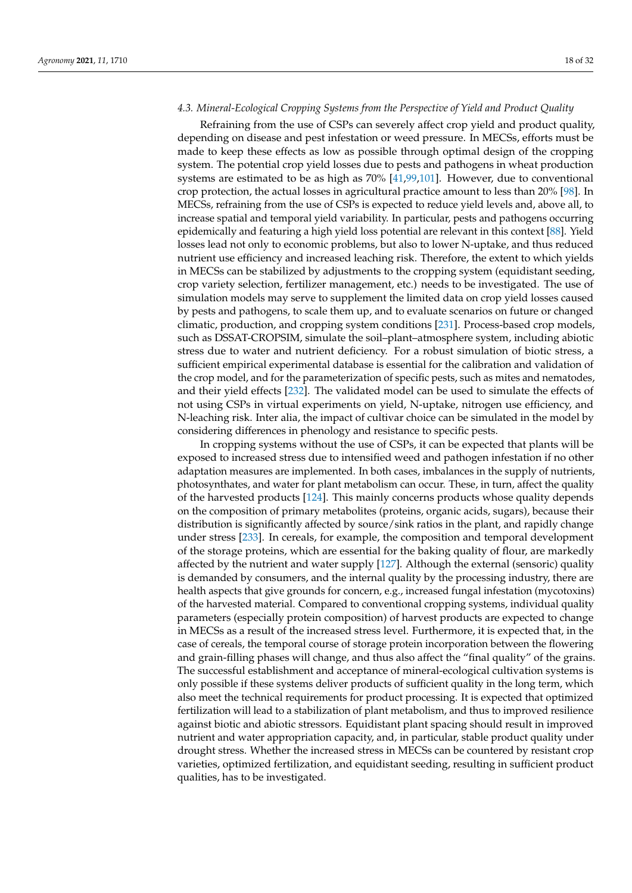### *4.3. Mineral-Ecological Cropping Systems from the Perspective of Yield and Product Quality*

Refraining from the use of CSPs can severely affect crop yield and product quality, depending on disease and pest infestation or weed pressure. In MECSs, efforts must be made to keep these effects as low as possible through optimal design of the cropping system. The potential crop yield losses due to pests and pathogens in wheat production systems are estimated to be as high as 70% [41,99,101]. However, due to conventional crop protection, the actual losses in agricultural practice amount to less than 20% [98]. In MECSs, refraining from the use of CSPs is expected to reduce yield levels and, above all, to increase spatial and temporal yield variability. In particular, pests and pathogens occurring epidemically and featuring a high yield loss potential are relevant in this context [88]. Yield losses lead not only to economic problems, but also to lower N-uptake, and thus reduced nutrient use efficiency and increased leaching risk. Therefore, the extent to which yields in MECSs can be stabilized by adjustments to the cropping system (equidistant seeding, crop variety selection, fertilizer management, etc.) needs to be investigated. The use of simulation models may serve to supplement the limited data on crop yield losses caused by pests and pathogens, to scale them up, and to evaluate scenarios on future or changed climatic, production, and cropping system conditions [231]. Process-based crop models, such as DSSAT-CROPSIM, simulate the soil–plant–atmosphere system, including abiotic stress due to water and nutrient deficiency. For a robust simulation of biotic stress, a sufficient empirical experimental database is essential for the calibration and validation of the crop model, and for the parameterization of specific pests, such as mites and nematodes, and their yield effects [232]. The validated model can be used to simulate the effects of not using CSPs in virtual experiments on yield, N-uptake, nitrogen use efficiency, and N-leaching risk. Inter alia, the impact of cultivar choice can be simulated in the model by considering differences in phenology and resistance to specific pests.

In cropping systems without the use of CSPs, it can be expected that plants will be exposed to increased stress due to intensified weed and pathogen infestation if no other adaptation measures are implemented. In both cases, imbalances in the supply of nutrients, photosynthates, and water for plant metabolism can occur. These, in turn, affect the quality of the harvested products [124]. This mainly concerns products whose quality depends on the composition of primary metabolites (proteins, organic acids, sugars), because their distribution is significantly affected by source/sink ratios in the plant, and rapidly change under stress [233]. In cereals, for example, the composition and temporal development of the storage proteins, which are essential for the baking quality of flour, are markedly affected by the nutrient and water supply [127]. Although the external (sensoric) quality is demanded by consumers, and the internal quality by the processing industry, there are health aspects that give grounds for concern, e.g., increased fungal infestation (mycotoxins) of the harvested material. Compared to conventional cropping systems, individual quality parameters (especially protein composition) of harvest products are expected to change in MECSs as a result of the increased stress level. Furthermore, it is expected that, in the case of cereals, the temporal course of storage protein incorporation between the flowering and grain-filling phases will change, and thus also affect the "final quality" of the grains. The successful establishment and acceptance of mineral-ecological cultivation systems is only possible if these systems deliver products of sufficient quality in the long term, which also meet the technical requirements for product processing. It is expected that optimized fertilization will lead to a stabilization of plant metabolism, and thus to improved resilience against biotic and abiotic stressors. Equidistant plant spacing should result in improved nutrient and water appropriation capacity, and, in particular, stable product quality under drought stress. Whether the increased stress in MECSs can be countered by resistant crop varieties, optimized fertilization, and equidistant seeding, resulting in sufficient product qualities, has to be investigated.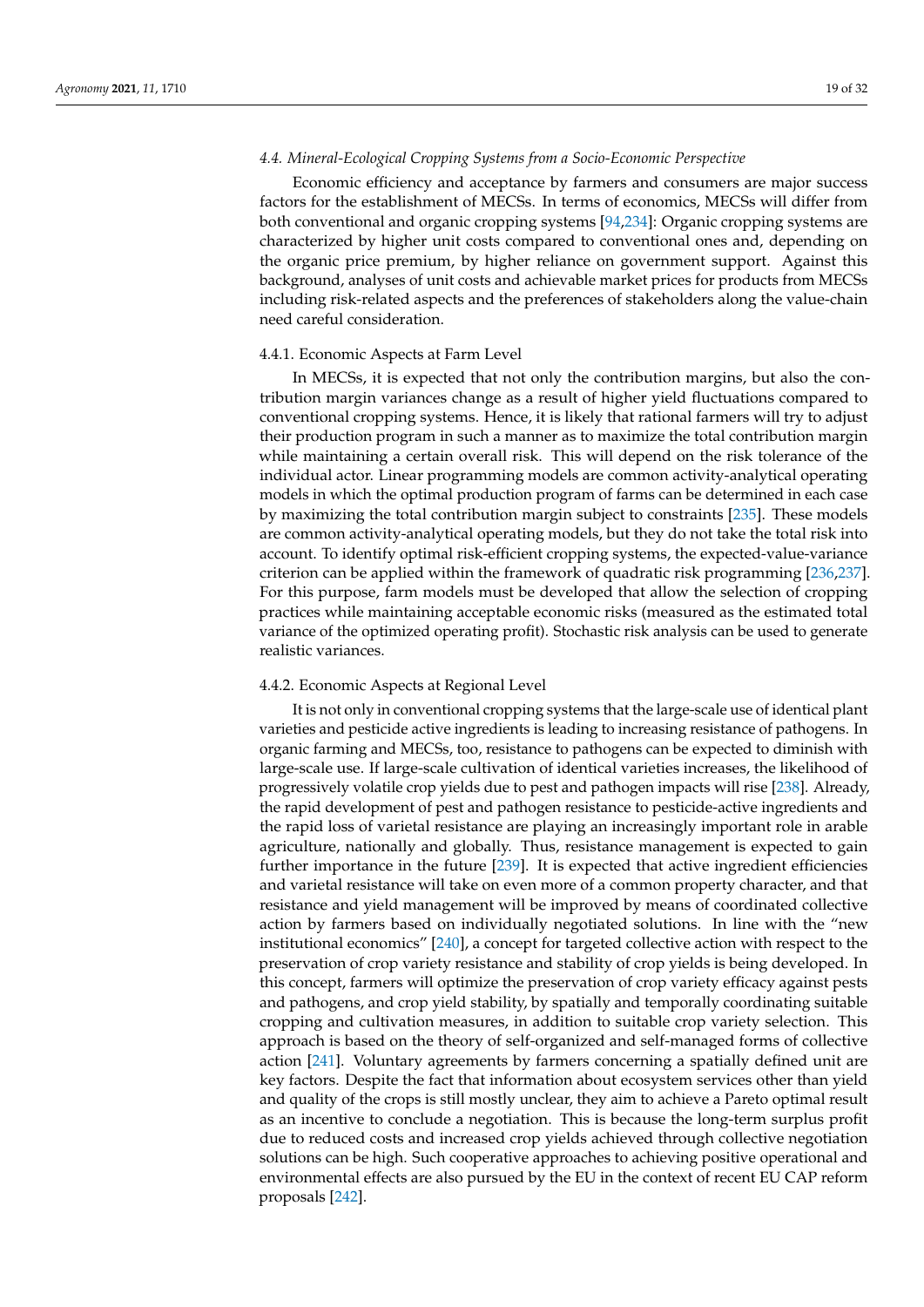### 4.4. Mineral-Ecological Cropping Systems from a Socio-Economic Perspective

Economic efficiency and acceptance by farmers and consumers are major success factors for the establishment of MECSs. In terms of economics, MECSs will differ from both conventional and organic cropping systems [94,234]: Organic cropping systems are characterized by higher unit costs compared to conventional ones and, depending on the organic price premium, by higher reliance on government support. Against this background, analyses of unit costs and achievable market prices for products from MECSs including risk-related aspects and the preferences of stakeholders along the value-chain need careful consideration.

#### 4.4.1. Economic Aspects at Farm Level

In MECSs, it is expected that not only the contribution margins, but also the contribution margin variances change as a result of higher yield fluctuations compared to conventional cropping systems. Hence, it is likely that rational farmers will try to adjust their production program in such a manner as to maximize the total contribution margin while maintaining a certain overall risk. This will depend on the risk tolerance of the individual actor. Linear programming models are common activity-analytical operating models in which the optimal production program of farms can be determined in each case by maximizing the total contribution margin subject to constraints [235]. These models are common activity-analytical operating models, but they do not take the total risk into account. To identify optimal risk-efficient cropping systems, the expected-value-variance criterion can be applied within the framework of quadratic risk programming [236,237]. For this purpose, farm models must be developed that allow the selection of cropping practices while maintaining acceptable economic risks (measured as the estimated total variance of the optimized operating profit). Stochastic risk analysis can be used to generate realistic variances.

#### 4.4.2. Economic Aspects at Regional Level

It is not only in conventional cropping systems that the large-scale use of identical plant varieties and pesticide active ingredients is leading to increasing resistance of pathogens. In organic farming and MECSs, too, resistance to pathogens can be expected to diminish with large-scale use. If large-scale cultivation of identical varieties increases, the likelihood of progressively volatile crop yields due to pest and pathogen impacts will rise [238]. Already, the rapid development of pest and pathogen resistance to pesticide-active ingredients and the rapid loss of varietal resistance are playing an increasingly important role in arable agriculture, nationally and globally. Thus, resistance management is expected to gain further importance in the future [239]. It is expected that active ingredient efficiencies and varietal resistance will take on even more of a common property character, and that resistance and yield management will be improved by means of coordinated collective action by farmers based on individually negotiated solutions. In line with the "new institutional economics" [240], a concept for targeted collective action with respect to the preservation of crop variety resistance and stability of crop yields is being developed. In this concept, farmers will optimize the preservation of crop variety efficacy against pests and pathogens, and crop yield stability, by spatially and temporally coordinating suitable cropping and cultivation measures, in addition to suitable crop variety selection. This approach is based on the theory of self-organized and self-managed forms of collective action [241]. Voluntary agreements by farmers concerning a spatially defined unit are key factors. Despite the fact that information about ecosystem services other than yield and quality of the crops is still mostly unclear, they aim to achieve a Pareto optimal result as an incentive to conclude a negotiation. This is because the long-term surplus profit due to reduced costs and increased crop yields achieved through collective negotiation solutions can be high. Such cooperative approaches to achieving positive operational and environmental effects are also pursued by the EU in the context of recent EU CAP reform proposals [242].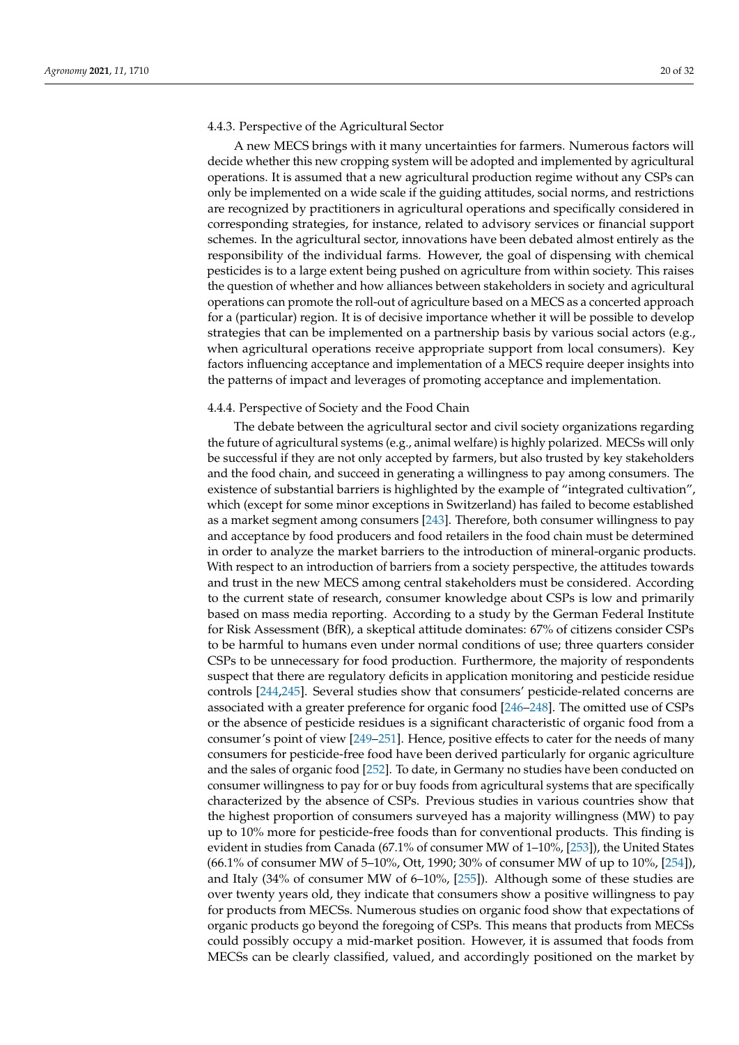#### 4.4.3. Perspective of the Agricultural Sector

A new MECS brings with it many uncertainties for farmers. Numerous factors will decide whether this new cropping system will be adopted and implemented by agricultural operations. It is assumed that a new agricultural production regime without any CSPs can only be implemented on a wide scale if the guiding attitudes, social norms, and restrictions are recognized by practitioners in agricultural operations and specifically considered in corresponding strategies, for instance, related to advisory services or financial support schemes. In the agricultural sector, innovations have been debated almost entirely as the responsibility of the individual farms. However, the goal of dispensing with chemical pesticides is to a large extent being pushed on agriculture from within society. This raises the question of whether and how alliances between stakeholders in society and agricultural operations can promote the roll-out of agriculture based on a MECS as a concerted approach for a (particular) region. It is of decisive importance whether it will be possible to develop strategies that can be implemented on a partnership basis by various social actors (e.g., when agricultural operations receive appropriate support from local consumers). Key factors influencing acceptance and implementation of a MECS require deeper insights into the patterns of impact and leverages of promoting acceptance and implementation.

#### 4.4.4. Perspective of Society and the Food Chain

The debate between the agricultural sector and civil society organizations regarding the future of agricultural systems (e.g., animal welfare) is highly polarized. MECSs will only be successful if they are not only accepted by farmers, but also trusted by key stakeholders and the food chain, and succeed in generating a willingness to pay among consumers. The existence of substantial barriers is highlighted by the example of "integrated cultivation", which (except for some minor exceptions in Switzerland) has failed to become established as a market segment among consumers [243]. Therefore, both consumer willingness to pay and acceptance by food producers and food retailers in the food chain must be determined in order to analyze the market barriers to the introduction of mineral-organic products. With respect to an introduction of barriers from a society perspective, the attitudes towards and trust in the new MECS among central stakeholders must be considered. According to the current state of research, consumer knowledge about CSPs is low and primarily based on mass media reporting. According to a study by the German Federal Institute for Risk Assessment (BfR), a skeptical attitude dominates: 67% of citizens consider CSPs to be harmful to humans even under normal conditions of use; three quarters consider CSPs to be unnecessary for food production. Furthermore, the majority of respondents suspect that there are regulatory deficits in application monitoring and pesticide residue controls [244,245]. Several studies show that consumers' pesticide-related concerns are associated with a greater preference for organic food [246–248]. The omitted use of CSPs or the absence of pesticide residues is a significant characteristic of organic food from a consumer's point of view [249–251]. Hence, positive effects to cater for the needs of many consumers for pesticide-free food have been derived particularly for organic agriculture and the sales of organic food [252]. To date, in Germany no studies have been conducted on consumer willingness to pay for or buy foods from agricultural systems that are specifically characterized by the absence of CSPs. Previous studies in various countries show that the highest proportion of consumers surveyed has a majority willingness (MW) to pay up to 10% more for pesticide-free foods than for conventional products. This finding is evident in studies from Canada (67.1% of consumer MW of 1–10%, [253]), the United States (66.1% of consumer MW of 5–10%, Ott, 1990; 30% of consumer MW of up to 10%, [254]), and Italy (34% of consumer MW of 6–10%, [255]). Although some of these studies are over twenty years old, they indicate that consumers show a positive willingness to pay for products from MECSs. Numerous studies on organic food show that expectations of organic products go beyond the foregoing of CSPs. This means that products from MECSs could possibly occupy a mid-market position. However, it is assumed that foods from MECSs can be clearly classified, valued, and accordingly positioned on the market by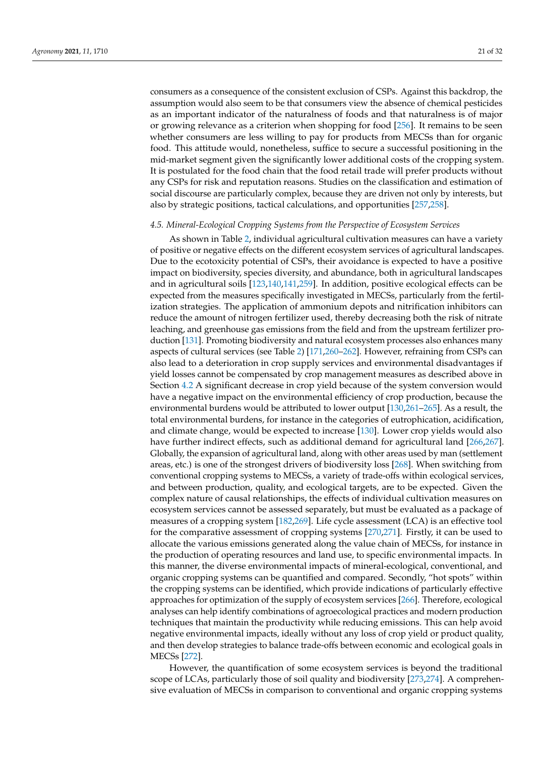consumers as a consequence of the consistent exclusion of CSPs. Against this backdrop, the assumption would also seem to be that consumers view the absence of chemical pesticides as an important indicator of the naturalness of foods and that naturalness is of major or growing relevance as a criterion when shopping for food [256]. It remains to be seen whether consumers are less willing to pay for products from MECSs than for organic food. This attitude would, nonetheless, suffice to secure a successful positioning in the mid-market segment given the significantly lower additional costs of the cropping system. It is postulated for the food chain that the food retail trade will prefer products without any CSPs for risk and reputation reasons. Studies on the classification and estimation of social discourse are particularly complex, because they are driven not only by interests, but also by strategic positions, tactical calculations, and opportunities [257,258].

### *4.5. Mineral-Ecological Cropping Systems from the Perspective of Ecosystem Services*

As shown in Table 2, individual agricultural cultivation measures can have a variety of positive or negative effects on the different ecosystem services of agricultural landscapes. Due to the ecotoxicity potential of CSPs, their avoidance is expected to have a positive impact on biodiversity, species diversity, and abundance, both in agricultural landscapes and in agricultural soils [123,140,141,259]. In addition, positive ecological effects can be expected from the measures specifically investigated in MECSs, particularly from the fertilization strategies. The application of ammonium depots and nitrification inhibitors can reduce the amount of nitrogen fertilizer used, thereby decreasing both the risk of nitrate leaching, and greenhouse gas emissions from the field and from the upstream fertilizer production [131]. Promoting biodiversity and natural ecosystem processes also enhances many aspects of cultural services (see Table 2) [171,260–262]. However, refraining from CSPs can also lead to a deterioration in crop supply services and environmental disadvantages if yield losses cannot be compensated by crop management measures as described above in Section 4.2 A significant decrease in crop yield because of the system conversion would have a negative impact on the environmental efficiency of crop production, because the environmental burdens would be attributed to lower output [130,261–265]. As a result, the total environmental burdens, for instance in the categories of eutrophication, acidification, and climate change, would be expected to increase [130]. Lower crop yields would also have further indirect effects, such as additional demand for agricultural land [266,267]. Globally, the expansion of agricultural land, along with other areas used by man (settlement areas, etc.) is one of the strongest drivers of biodiversity loss [268]. When switching from conventional cropping systems to MECSs, a variety of trade-offs within ecological services, and between production, quality, and ecological targets, are to be expected. Given the complex nature of causal relationships, the effects of individual cultivation measures on ecosystem services cannot be assessed separately, but must be evaluated as a package of measures of a cropping system [182,269]. Life cycle assessment (LCA) is an effective tool for the comparative assessment of cropping systems [270,271]. Firstly, it can be used to allocate the various emissions generated along the value chain of MECSs, for instance in the production of operating resources and land use, to specific environmental impacts. In this manner, the diverse environmental impacts of mineral-ecological, conventional, and organic cropping systems can be quantified and compared. Secondly, "hot spots" within the cropping systems can be identified, which provide indications of particularly effective approaches for optimization of the supply of ecosystem services [266]. Therefore, ecological analyses can help identify combinations of agroecological practices and modern production techniques that maintain the productivity while reducing emissions. This can help avoid negative environmental impacts, ideally without any loss of crop yield or product quality, and then develop strategies to balance trade-offs between economic and ecological goals in MECSs [272].

However, the quantification of some ecosystem services is beyond the traditional scope of LCAs, particularly those of soil quality and biodiversity [273,274]. A comprehensive evaluation of MECSs in comparison to conventional and organic cropping systems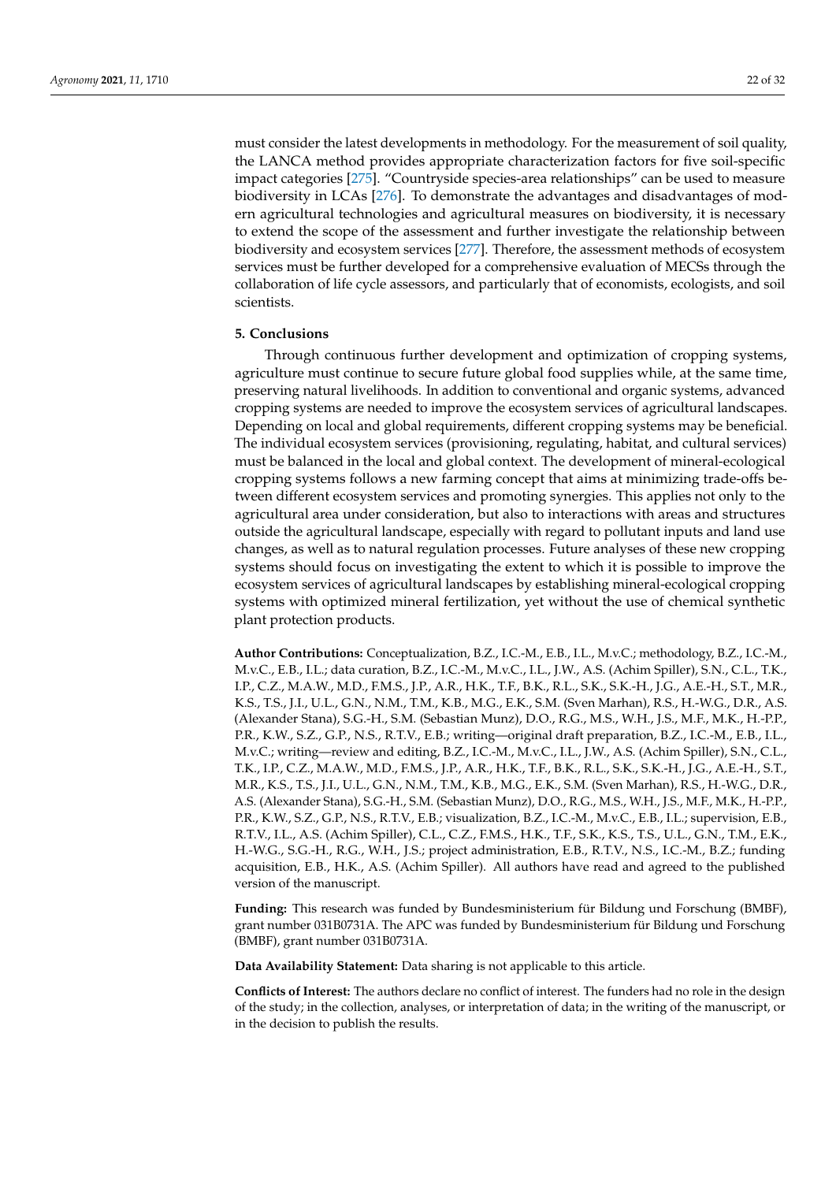must consider the latest developments in methodology. For the measurement of soil quality, the LANCA method provides appropriate characterization factors for five soil-specific impact categories [275]. "Countryside species-area relationships" can be used to measure biodiversity in LCAs [276]. To demonstrate the advantages and disadvantages of modern agricultural technologies and agricultural measures on biodiversity, it is necessary to extend the scope of the assessment and further investigate the relationship between biodiversity and ecosystem services [277]. Therefore, the assessment methods of ecosystem services must be further developed for a comprehensive evaluation of MECSs through the collaboration of life cycle assessors, and particularly that of economists, ecologists, and soil scientists.

## 5. Conclusions

Through continuous further development and optimization of cropping systems, agriculture must continue to secure future global food supplies while, at the same time, preserving natural livelihoods. In addition to conventional and organic systems, advanced cropping systems are needed to improve the ecosystem services of agricultural landscapes. Depending on local and global requirements, different cropping systems may be beneficial. The individual ecosystem services (provisioning, regulating, habitat, and cultural services) must be balanced in the local and global context. The development of mineral-ecological cropping systems follows a new farming concept that aims at minimizing trade-offs between different ecosystem services and promoting synergies. This applies not only to the agricultural area under consideration, but also to interactions with areas and structures outside the agricultural landscape, especially with regard to pollutant inputs and land use changes, as well as to natural regulation processes. Future analyses of these new cropping systems should focus on investigating the extent to which it is possible to improve the ecosystem services of agricultural landscapes by establishing mineral-ecological cropping systems with optimized mineral fertilization, yet without the use of chemical synthetic plant protection products.

**Author Contributions:** Conceptualization, B.Z., I.C.-M., E.B., I.L., M.v.C.; methodology, B.Z., I.C.-M., M.v.C., E.B., I.L.; data curation, B.Z., I.C.-M., M.v.C., I.L., J.W., A.S. (Achim Spiller), S.N., C.L., T.K., I.P., C.Z., M.A.W., M.D., F.M.S., J.P., A.R., H.K., T.F., B.K., R.L., S.K., S.K.-H., J.G., A.E.-H., S.T., M.R., K.S., T.S., J.I., U.L., G.N., N.M., T.M., K.B., M.G., E.K., S.M. (Sven Marhan), R.S., H.-W.G., D.R., A.S. (Alexander Stana), S.G.-H., S.M. (Sebastian Munz), D.O., R.G., M.S., W.H., J.S., M.F., M.K., H.-P.P., P.R., K.W., S.Z., G.P., N.S., R.T.V., E.B.; writing—original draft preparation, B.Z., I.C.-M., E.B., I.L., M.v.C.; writing—review and editing, B.Z., I.C.-M., M.v.C., I.L., J.W., A.S. (Achim Spiller), S.N., C.L., T.K., I.P., C.Z., M.A.W., M.D., F.M.S., J.P., A.R., H.K., T.F., B.K., R.L., S.K., S.K.-H., J.G., A.E.-H., S.T., M.R., K.S., T.S., J.I., U.L., G.N., N.M., T.M., K.B., M.G., E.K., S.M. (Sven Marhan), R.S., H.-W.G., D.R., A.S. (Alexander Stana), S.G.-H., S.M. (Sebastian Munz), D.O., R.G., M.S., W.H., J.S., M.F., M.K., H.-P.P., P.R., K.W., S.Z., G.P., N.S., R.T.V., E.B.; visualization, B.Z., I.C.-M., M.v.C., E.B., I.L.; supervision, E.B., R.T.V., I.L., A.S. (Achim Spiller), C.L., C.Z., F.M.S., H.K., T.F., S.K., K.S., T.S., U.L., G.N., T.M., E.K., H.-W.G., S.G.-H., R.G., W.H., J.S.; project administration, E.B., R.T.V., N.S., I.C.-M., B.Z.; funding acquisition, E.B., H.K., A.S. (Achim Spiller). All authors have read and agreed to the published version of the manuscript.

**Funding:** This research was funded by Bundesministerium für Bildung und Forschung (BMBF), grant number 031B0731A. The APC was funded by Bundesministerium für Bildung und Forschung (BMBF), grant number 031B0731A.

**Data Availability Statement:** Data sharing is not applicable to this article.

**Conflicts of Interest:** The authors declare no conflict of interest. The funders had no role in the design of the study; in the collection, analyses, or interpretation of data; in the writing of the manuscript, or in the decision to publish the results.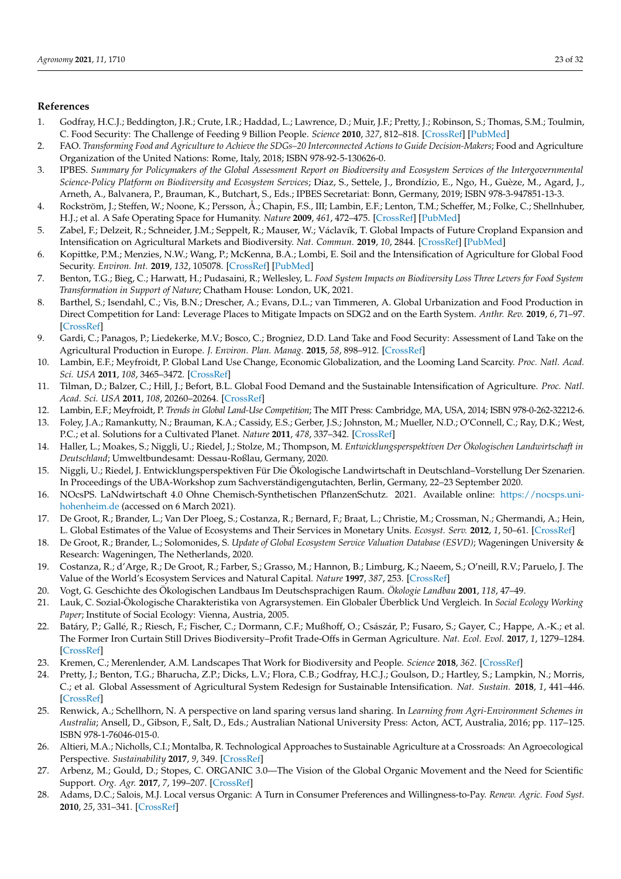## References

1. Godfray, H.C.J.; Beddington, J.R.; Crute, I.R.; Haddad, L.; Lawrence, D.; Muir, J.F.; Pretty, J.; Robinson, S.; Thomas, S.M.; Toulmin, C. Food Security: The Challenge of Feeding 9 Billion People. *Science* **2010**, *327*, 812–818. [CrossRef] [PubMed]
2. FAO. *Transforming Food and Agriculture to Achieve the SDGs–20 Interconnected Actions to Guide Decision-Makers*; Food and Agriculture Organization of the United Nations: Rome, Italy, 2018; ISBN 978-92-5-130626-0.
3. IPBES. *Summary for Policymakers of the Global Assessment Report on Biodiversity and Ecosystem Services of the Intergovernmental Science-Policy Platform on Biodiversity and Ecosystem Services*; Díaz, S., Settele, J., Brondízio, E., Ngo, H., Guèze, M., Agard, J., Arneth, A., Balvanera, P., Brauman, K., Butchart, S., Eds.; IPBES Secretariat: Bonn, Germany, 2019; ISBN 978-3-947851-13-3.
4. Rockström, J.; Steffen, W.; Noone, K.; Persson, Å.; Chapin, F.S., III; Lambin, E.F.; Lenton, T.M.; Scheffer, M.; Folke, C.; Shellnhuber, H.J.; et al. A Safe Operating Space for Humanity. *Nature* **2009**, *461*, 472–475. [CrossRef] [PubMed]
5. Zabel, F.; Delzeit, R.; Schneider, J.M.; Seppelt, R.; Mauser, W.; Václavík, T. Global Impacts of Future Cropland Expansion and Intensification on Agricultural Markets and Biodiversity. *Nat. Commun.* **2019**, *10*, 2844. [CrossRef] [PubMed]
6. Kopittke, P.M.; Menzies, N.W.; Wang, P.; McKenna, B.A.; Lombi, E. Soil and the Intensification of Agriculture for Global Food Security. *Environ. Int.* **2019**, *132*, 105078. [CrossRef] [PubMed]
7. Benton, T.G.; Bieg, C.; Harwatt, H.; Pudasaini, R.; Wellesley, L. *Food System Impacts on Biodiversity Loss Three Levers for Food System Transformation in Support of Nature*; Chatham House: London, UK, 2021.
8. Barthel, S.; Isendahl, C.; Vis, B.N.; Drescher, A.; Evans, D.L.; van Timmeren, A. Global Urbanization and Food Production in Direct Competition for Land: Leverage Places to Mitigate Impacts on SDG2 and on the Earth System. *Anthr. Rev.* **2019**, *6*, 71–97. [CrossRef]
9. Gardi, C.; Panagos, P.; Liedekerke, M.V.; Bosco, C.; Brogniez, D.D. Land Take and Food Security: Assessment of Land Take on the Agricultural Production in Europe. *J. Environ. Plan. Manag.* **2015**, *58*, 898–912. [CrossRef]
10. Lambin, E.F.; Meyfroidt, P. Global Land Use Change, Economic Globalization, and the Looming Land Scarcity. *Proc. Natl. Acad. Sci. USA* **2011**, *108*, 3465–3472. [CrossRef]
11. Tilman, D.; Balzer, C.; Hill, J.; Befort, B.L. Global Food Demand and the Sustainable Intensification of Agriculture. *Proc. Natl. Acad. Sci. USA* **2011**, *108*, 20260–20264. [CrossRef]
12. Lambin, E.F.; Meyfroidt, P. *Trends in Global Land-Use Competition*; The MIT Press: Cambridge, MA, USA, 2014; ISBN 978-0-262-32212-6.
13. Foley, J.A.; Ramankutty, N.; Brauman, K.A.; Cassidy, E.S.; Gerber, J.S.; Johnston, M.; Mueller, N.D.; O'Connell, C.; Ray, D.K.; West, P.C.; et al. Solutions for a Cultivated Planet. *Nature* **2011**, *478*, 337–342. [CrossRef]
14. Haller, L.; Moakes, S.; Niggli, U.; Riedel, J.; Stolze, M.; Thompson, M. *Entwicklungsperspektiven Der Ökologischen Landwirtschaft in Deutschland*; Umweltbundesamt: Dessau-Roßlau, Germany, 2020.
15. Niggli, U.; Riedel, J. Entwicklungsperspektiven Für Die Ökologische Landwirtschaft in Deutschland–Vorstellung Der Szenarien. In Proceedings of the UBA-Workshop zum Sachverständigengutachten, Berlin, Germany, 22–23 September 2020.
16. NOcsPS. LaNdwirtschaft 4.0 Ohne Chemisch-Synthetischen PflanzenSchutz. 2021. Available online: https://nocsps.uni-hohenheim.de (accessed on 6 March 2021).
17. De Groot, R.; Brander, L.; Van Der Ploeg, S.; Costanza, R.; Bernard, F.; Braat, L.; Christie, M.; Crossman, N.; Ghermandi, A.; Hein, L. Global Estimates of the Value of Ecosystems and Their Services in Monetary Units. *Ecosyst. Serv.* **2012**, *1*, 50–61. [CrossRef]
18. De Groot, R.; Brander, L.; Solomonides, S. *Update of Global Ecosystem Service Valuation Database (ESVD)*; Wageningen University & Research: Wageningen, The Netherlands, 2020.
19. Costanza, R.; d'Arge, R.; De Groot, R.; Farber, S.; Grasso, M.; Hannon, B.; Limburg, K.; Naeem, S.; O'neill, R.V.; Paruelo, J. The Value of the World's Ecosystem Services and Natural Capital. *Nature* **1997**, *387*, 253. [CrossRef]
20. Vogt, G. Geschichte des Ökologischen Landbaus Im Deutschsprachigen Raum. *Ökologie Landbau* **2001**, *118*, 47–49.
21. Lauk, C. Sozial-Ökologische Charakteristika von Agrarsystemen. Ein Globaler Überblick Und Vergleich. In *Social Ecology Working Paper*; Institute of Social Ecology: Vienna, Austria, 2005.
22. Batáry, P.; Gallé, R.; Riesch, F.; Fischer, C.; Dormann, C.F.; Mußhoff, O.; Császár, P.; Fusaro, S.; Gayer, C.; Happe, A.-K.; et al. The Former Iron Curtain Still Drives Biodiversity–Profit Trade-Offs in German Agriculture. *Nat. Ecol. Evol.* **2017**, *1*, 1279–1284. [CrossRef]
23. Kremen, C.; Merenlender, A.M. Landscapes That Work for Biodiversity and People. *Science* **2018**, *362*. [CrossRef]
24. Pretty, J.; Benton, T.G.; Bharucha, Z.P.; Dicks, L.V.; Flora, C.B.; Godfray, H.C.J.; Goulson, D.; Hartley, S.; Lampkin, N.; Morris, C.; et al. Global Assessment of Agricultural System Redesign for Sustainable Intensification. *Nat. Sustain.* **2018**, *1*, 441–446. [CrossRef]
25. Renwick, A.; Schellhorn, N. A perspective on land sparing versus land sharing. In *Learning from Agri-Environment Schemes in Australia*; Ansell, D., Gibson, F., Salt, D., Eds.; Australian National University Press: Acton, ACT, Australia, 2016; pp. 117–125. ISBN 978-1-76046-015-0.
26. Altieri, M.A.; Nicholls, C.I.; Montalba, R. Technological Approaches to Sustainable Agriculture at a Crossroads: An Agroecological Perspective. *Sustainability* **2017**, *9*, 349. [CrossRef]
27. Arbenz, M.; Gould, D.; Stopes, C. ORGANIC 3.0—The Vision of the Global Organic Movement and the Need for Scientific Support. *Org. Agr.* **2017**, *7*, 199–207. [CrossRef]
28. Adams, D.C.; Salois, M.J. Local versus Organic: A Turn in Consumer Preferences and Willingness-to-Pay. *Renew. Agric. Food Syst.* **2010**, *25*, 331–341. [CrossRef]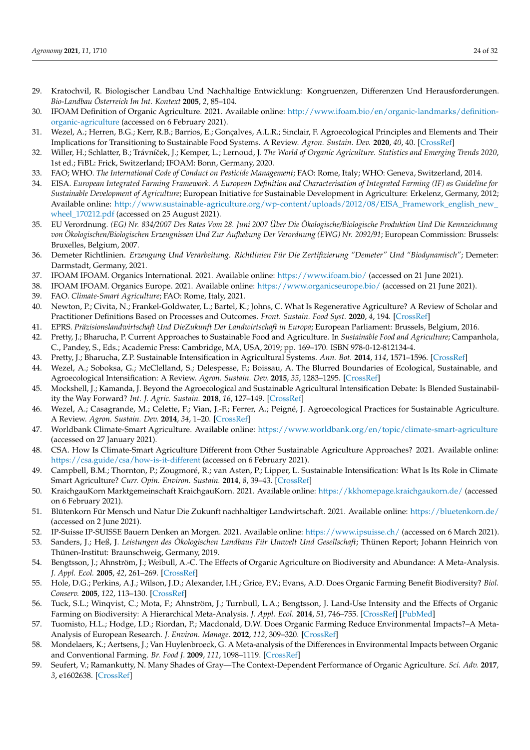29. Kratochvil, R. Biologischer Landbau Und Nachhaltige Entwicklung: Kongruenzen, Differenzen Und Herausforderungen. *Bio-Landbau Österreich Im Int. Kontext* **2005**, *2*, 85–104.
30. IFOAM Definition of Organic Agriculture. 2021. Available online: http://www.ifoam.bio/en/organic-landmarks/definition-organic-agriculture (accessed on 6 February 2021).
31. Wezel, A.; Herren, B.G.; Kerr, R.B.; Barrios, E.; Gonçalves, A.L.R.; Sinclair, F. Agroecological Principles and Elements and Their Implications for Transitioning to Sustainable Food Systems. A Review. *Agron. Sustain. Dev.* **2020**, *40*, 40. [CrossRef]
32. Willer, H.; Schlatter, B.; Trávníček, J.; Kemper, L.; Lernoud, J. *The World of Organic Agriculture. Statistics and Emerging Trends 2020*, 1st ed.; FiBL: Frick, Switzerland; IFOAM: Bonn, Germany, 2020.
33. FAO; WHO. *The International Code of Conduct on Pesticide Management*; FAO: Rome, Italy; WHO: Geneva, Switzerland, 2014.
34. EISA. *European Integrated Farming Framework. A European Definition and Characterisation of Integrated Farming (IF) as Guideline for Sustainable Development of Agriculture*; European Initiative for Sustainable Development in Agriculture: Erkelenz, Germany, 2012; Available online: http://www.sustainable-agriculture.org/wp-content/uploads/2012/08/EISA_Framework_english_new_wheel_170212.pdf (accessed on 25 August 2021).
35. EU Verordnung. *(EG) Nr. 834/2007 Des Rates Vom 28. Juni 2007 Über Die Ökologische/Biologische Produktion Und Die Kennzeichnung von Ökologischen/Biologischen Erzeugnissen Und Zur Aufhebung Der Verordnung (EWG) Nr. 2092/91*; European Commission: Brussels: Bruxelles, Belgium, 2007.
36. Demeter Richtlinien. *Erzeugung Und Verarbeitung. Richtlinien Für Die Zertifizierung "Demeter" Und "Biodynamisch"*; Demeter: Darmstadt, Germany, 2021.
37. IFOAM IFOAM. Organics International. 2021. Available online: https://www.ifoam.bio/ (accessed on 21 June 2021).
38. IFOAM IFOAM. Organics Europe. 2021. Available online: https://www.organicseurope.bio/ (accessed on 21 June 2021).
39. FAO. *Climate-Smart Agriculture*; FAO: Rome, Italy, 2021.
40. Newton, P.; Civita, N.; Frankel-Goldwater, L.; Bartel, K.; Johns, C. What Is Regenerative Agriculture? A Review of Scholar and Practitioner Definitions Based on Processes and Outcomes. *Front. Sustain. Food Syst.* **2020**, *4*, 194. [CrossRef]
41. EPRS. *Präzisionslandwirtschaft Und DieZukunft Der Landwirtschaft in Europa*; European Parliament: Brussels, Belgium, 2016.
42. Pretty, J.; Bharucha, P. Current Approaches to Sustainable Food and Agriculture. In *Sustainable Food and Agriculture*; Campanhola, C., Pandey, S., Eds.; Academic Press: Cambridge, MA, USA, 2019; pp. 169–170. ISBN 978-0-12-812134-4.
43. Pretty, J.; Bharucha, Z.P. Sustainable Intensification in Agricultural Systems. *Ann. Bot.* **2014**, *114*, 1571–1596. [CrossRef]
44. Wezel, A.; Soboksa, G.; McClelland, S.; Delespesse, F.; Boissau, A. The Blurred Boundaries of Ecological, Sustainable, and Agroecological Intensification: A Review. *Agron. Sustain. Dev.* **2015**, *35*, 1283–1295. [CrossRef]
45. Mockshell, J.; Kamanda, J. Beyond the Agroecological and Sustainable Agricultural Intensification Debate: Is Blended Sustainability the Way Forward? *Int. J. Agric. Sustain.* **2018**, *16*, 127–149. [CrossRef]
46. Wezel, A.; Casagrande, M.; Celette, F.; Vian, J.-F.; Ferrer, A.; Peigné, J. Agroecological Practices for Sustainable Agriculture. A Review. *Agron. Sustain. Dev.* **2014**, *34*, 1–20. [CrossRef]
47. Worldbank Climate-Smart Agriculture. Available online: https://www.worldbank.org/en/topic/climate-smart-agriculture (accessed on 27 January 2021).
48. CSA. How Is Climate-Smart Agriculture Different from Other Sustainable Agriculture Approaches? 2021. Available online: https://csa.guide/csa/how-is-it-different (accessed on 6 February 2021).
49. Campbell, B.M.; Thornton, P.; Zougmoré, R.; van Asten, P.; Lipper, L. Sustainable Intensification: What Is Its Role in Climate Smart Agriculture? *Curr. Opin. Environ. Sustain.* **2014**, *8*, 39–43. [CrossRef]
50. KraichgauKorn Marktgemeinschaft KraichgauKorn. 2021. Available online: https://kkhomepage.kraichgaukorn.de/ (accessed on 6 February 2021).
51. Blütenkorn Für Mensch und Natur Die Zukunft nachhaltiger Landwirtschaft. 2021. Available online: https://bluetenkorn.de/ (accessed on 2 June 2021).
52. IP-Suisse IP-SUISSE Bauern Denken an Morgen. 2021. Available online: https://www.ipsuisse.ch/ (accessed on 6 March 2021).
53. Sanders, J.; Heß, J. *Leistungen des Ökologischen Landbaus Für Umwelt Und Gesellschaft*; Thünen Report; Johann Heinrich von Thünen-Institut: Braunschweig, Germany, 2019.
54. Bengtsson, J.; Ahnström, J.; Weibull, A.-C. The Effects of Organic Agriculture on Biodiversity and Abundance: A Meta-Analysis. *J. Appl. Ecol.* **2005**, *42*, 261–269. [CrossRef]
55. Hole, D.G.; Perkins, A.J.; Wilson, J.D.; Alexander, I.H.; Grice, P.V.; Evans, A.D. Does Organic Farming Benefit Biodiversity? *Biol. Conserv.* **2005**, *122*, 113–130. [CrossRef]
56. Tuck, S.L.; Winqvist, C.; Mota, F.; Ahnström, J.; Turnbull, L.A.; Bengtsson, J. Land-Use Intensity and the Effects of Organic Farming on Biodiversity: A Hierarchical Meta-Analysis. *J. Appl. Ecol.* **2014**, *51*, 746–755. [CrossRef] [PubMed]
57. Tuomisto, H.L.; Hodge, I.D.; Riordan, P.; Macdonald, D.W. Does Organic Farming Reduce Environmental Impacts?–A Meta-Analysis of European Research. *J. Environ. Manage.* **2012**, *112*, 309–320. [CrossRef]
58. Mondelaers, K.; Aertsens, J.; Van Huylenbroeck, G. A Meta-analysis of the Differences in Environmental Impacts between Organic and Conventional Farming. *Br. Food J.* **2009**, *111*, 1098–1119. [CrossRef]
59. Seufert, V.; Ramankutty, N. Many Shades of Gray—The Context-Dependent Performance of Organic Agriculture. *Sci. Adv.* **2017**, *3*, e1602638. [CrossRef]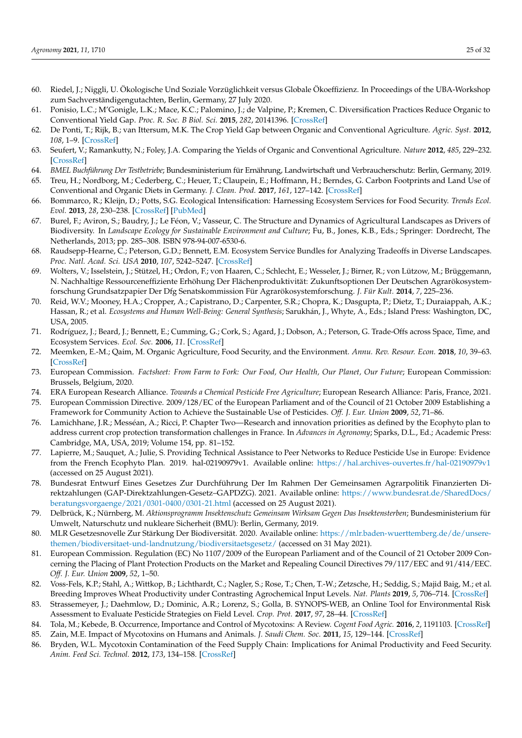60. Riedel, J.; Niggli, U. Ökologische Und Soziale Vorzüglichkeit versus Globale Ökoeffizienz. In Proceedings of the UBA-Workshop zum Sachverständigengutachten, Berlin, Germany, 27 July 2020.
61. Ponisio, L.C.; M'Gonigle, L.K.; Mace, K.C.; Palomino, J.; de Valpine, P.; Kremen, C. Diversification Practices Reduce Organic to Conventional Yield Gap. *Proc. R. Soc. B Biol. Sci.* **2015**, *282*, 20141396. [CrossRef]
62. De Ponti, T.; Rijk, B.; van Ittersum, M.K. The Crop Yield Gap between Organic and Conventional Agriculture. *Agric. Syst.* **2012**, *108*, 1–9. [CrossRef]
63. Seufert, V.; Ramankutty, N.; Foley, J.A. Comparing the Yields of Organic and Conventional Agriculture. *Nature* **2012**, *485*, 229–232. [CrossRef]
64. *BMEL Buchführung Der Testbetriebe*; Bundesministerium für Ernährung, Landwirtschaft und Verbraucherschutz: Berlin, Germany, 2019.
65. Treu, H.; Nordborg, M.; Cederberg, C.; Heuer, T.; Claupein, E.; Hoffmann, H.; Berndes, G. Carbon Footprints and Land Use of Conventional and Organic Diets in Germany. *J. Clean. Prod.* **2017**, *161*, 127–142. [CrossRef]
66. Bommarco, R.; Kleijn, D.; Potts, S.G. Ecological Intensification: Harnessing Ecosystem Services for Food Security. *Trends Ecol. Evol.* **2013**, *28*, 230–238. [CrossRef] [PubMed]
67. Burel, F.; Aviron, S.; Baudry, J.; Le Féon, V.; Vasseur, C. The Structure and Dynamics of Agricultural Landscapes as Drivers of Biodiversity. In *Landscape Ecology for Sustainable Environment and Culture*; Fu, B., Jones, K.B., Eds.; Springer: Dordrecht, The Netherlands, 2013; pp. 285–308. ISBN 978-94-007-6530-6.
68. Raudsepp-Hearne, C.; Peterson, G.D.; Bennett, E.M. Ecosystem Service Bundles for Analyzing Tradeoffs in Diverse Landscapes. *Proc. Natl. Acad. Sci. USA* **2010**, *107*, 5242–5247. [CrossRef]
69. Wolters, V.; Isselstein, J.; Stützel, H.; Ordon, F.; von Haaren, C.; Schlecht, E.; Wesseler, J.; Birner, R.; von Lützow, M.; Brüggemann, N. Nachhaltige Ressourceneffiziente Erhöhung Der Flächenproduktivität: Zukunftsoptionen Der Deutschen Agrarökosystemforschung Grundsatzpapier Der Dfg Senatskommission Für Agrarökosystemforschung. *J. Für Kult.* **2014**, *7*, 225–236.
70. Reid, W.V.; Mooney, H.A.; Cropper, A.; Capistrano, D.; Carpenter, S.R.; Chopra, K.; Dasgupta, P.; Dietz, T.; Duraiappah, A.K.; Hassan, R.; et al. *Ecosystems and Human Well-Being: General Synthesis*; Sarukhán, J., Whyte, A., Eds.; Island Press: Washington, DC, USA, 2005.
71. Rodríguez, J.; Beard, J.; Bennett, E.; Cumming, G.; Cork, S.; Agard, J.; Dobson, A.; Peterson, G. Trade-Offs across Space, Time, and Ecosystem Services. *Ecol. Soc.* **2006**, *11*. [CrossRef]
72. Meemken, E.-M.; Qaim, M. Organic Agriculture, Food Security, and the Environment. *Annu. Rev. Resour. Econ.* **2018**, *10*, 39–63. [CrossRef]
73. European Commission. *Factsheet: From Farm to Fork: Our Food, Our Health, Our Planet, Our Future*; European Commission: Brussels, Belgium, 2020.
74. ERA European Research Alliance. *Towards a Chemical Pesticide Free Agriculture*; European Research Alliance: Paris, France, 2021.
75. European Commission Directive. 2009/128/EC of the European Parliament and of the Council of 21 October 2009 Establishing a Framework for Community Action to Achieve the Sustainable Use of Pesticides. *Off. J. Eur. Union* **2009**, *52*, 71–86.
76. Lamichhane, J.R.; Messéan, A.; Ricci, P. Chapter Two—Research and innovation priorities as defined by the Ecophyto plan to address current crop protection transformation challenges in France. In *Advances in Agronomy*; Sparks, D.L., Ed.; Academic Press: Cambridge, MA, USA, 2019; Volume 154, pp. 81–152.
77. Lapierre, M.; Sauquet, A.; Julie, S. Providing Technical Assistance to Peer Networks to Reduce Pesticide Use in Europe: Evidence from the French Ecophyto Plan. 2019. hal-02190979v1. Available online: https://hal.archives-ouvertes.fr/hal-02190979v1 (accessed on 25 August 2021).
78. Bundesrat Entwurf Eines Gesetzes Zur Durchführung Der Im Rahmen Der Gemeinsamen Agrarpolitik Finanzierten Direktzahlungen (GAP-Direktzahlungen-Gesetz–GAPDZG). 2021. Available online: https://www.bundesrat.de/SharedDocs/beratungsvorgaenge/2021/0301-0400/0301-21.html (accessed on 25 August 2021).
79. Delbrück, K.; Nürnberg, M. *Aktionsprogramm Insektenschutz Gemeinsam Wirksam Gegen Das Insektensterben*; Bundesministerium für Umwelt, Naturschutz und nukleare Sicherheit (BMU): Berlin, Germany, 2019.
80. MLR Gesetzesnovelle Zur Stärkung Der Biodiversität. 2020. Available online: https://mlr.baden-wuerttemberg.de/de/unsere-themen/biodiversitaet-und-landnutzung/biodiversitaetsgesetz/ (accessed on 31 May 2021).
81. European Commission. Regulation (EC) No 1107/2009 of the European Parliament and of the Council of 21 October 2009 Concerning the Placing of Plant Protection Products on the Market and Repealing Council Directives 79/117/EEC and 91/414/EEC. *Off. J. Eur. Union* **2009**, *52*, 1–50.
82. Voss-Fels, K.P.; Stahl, A.; Wittkop, B.; Lichthardt, C.; Nagler, S.; Rose, T.; Chen, T.-W.; Zetzsche, H.; Seddig, S.; Majid Baig, M.; et al. Breeding Improves Wheat Productivity under Contrasting Agrochemical Input Levels. *Nat. Plants* **2019**, *5*, 706–714. [CrossRef]
83. Strassemeyer, J.; Daehmlow, D.; Dominic, A.R.; Lorenz, S.; Golla, B. SYNOPS-WEB, an Online Tool for Environmental Risk Assessment to Evaluate Pesticide Strategies on Field Level. *Crop. Prot.* **2017**, *97*, 28–44. [CrossRef]
84. Tola, M.; Kebede, B. Occurrence, Importance and Control of Mycotoxins: A Review. *Cogent Food Agric.* **2016**, *2*, 1191103. [CrossRef]
85. Zain, M.E. Impact of Mycotoxins on Humans and Animals. *J. Saudi Chem. Soc.* **2011**, *15*, 129–144. [CrossRef]
86. Bryden, W.L. Mycotoxin Contamination of the Feed Supply Chain: Implications for Animal Productivity and Feed Security. *Anim. Feed Sci. Technol.* **2012**, *173*, 134–158. [CrossRef]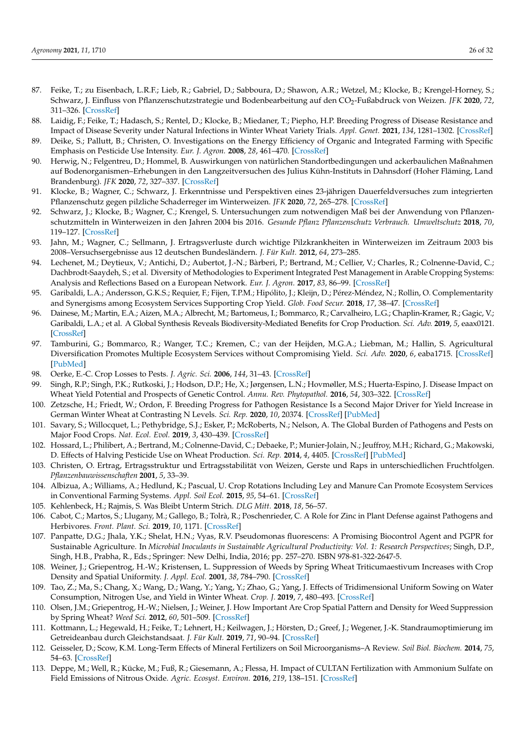87. Feike, T.; zu Eisenbach, L.R.F.; Lieb, R.; Gabriel, D.; Sabboura, D.; Shawon, A.R.; Wetzel, M.; Klocke, B.; Krengel-Horney, S.; Schwarz, J. Einfluss von Pflanzenschutzstrategie und Bodenbearbeitung auf den $CO_2$-Fußabdruck von Weizen. *JFK* **2020**, *72*, 311–326. [CrossRef]
88. Laidig, F.; Feike, T.; Hadasch, S.; Rentel, D.; Klocke, B.; Miedaner, T.; Piepho, H.P. Breeding Progress of Disease Resistance and Impact of Disease Severity under Natural Infections in Winter Wheat Variety Trials. *Appl. Genet.* **2021**, *134*, 1281–1302. [CrossRef]
89. Deike, S.; Pallutt, B.; Christen, O. Investigations on the Energy Efficiency of Organic and Integrated Farming with Specific Emphasis on Pesticide Use Intensity. *Eur. J. Agron.* **2008**, *28*, 461–470. [CrossRef]
90. Herwig, N.; Felgentreu, D.; Hommel, B. Auswirkungen von natürlichen Standortbedingungen und ackerbaulichen Maßnahmen auf Bodenorganismen–Erhebungen in den Langzeitversuchen des Julius Kühn-Instituts in Dahnsdorf (Hoher Fläming, Land Brandenburg). *JFK* **2020**, *72*, 327–337. [CrossRef]
91. Klocke, B.; Wagner, C.; Schwarz, J. Erkenntnisse und Perspektiven eines 23-jährigen Dauerfeldversuches zum integrierten Pflanzenschutz gegen pilzliche Schaderreger im Winterweizen. *JFK* **2020**, *72*, 265–278. [CrossRef]
92. Schwarz, J.; Klocke, B.; Wagner, C.; Krengel, S. Untersuchungen zum notwendigen Maß bei der Anwendung von Pflanzenschutzmitteln in Winterweizen in den Jahren 2004 bis 2016. *Gesunde Pflanz Pflanzenschutz Verbrauch. Umweltschutz* **2018**, *70*, 119–127. [CrossRef]
93. Jahn, M.; Wagner, C.; Sellmann, J. Ertragsverluste durch wichtige Pilzkrankheiten in Winterweizen im Zeitraum 2003 bis 2008–Versuchsergebnisse aus 12 deutschen Bundesländern. *J. Für Kult.* **2012**, *64*, 273–285.
94. Lechenet, M.; Deytieux, V.; Antichi, D.; Aubertot, J.-N.; Bàrberi, P.; Bertrand, M.; Cellier, V.; Charles, R.; Colnenne-David, C.; Dachbrodt-Saaydeh, S.; et al. Diversity of Methodologies to Experiment Integrated Pest Management in Arable Cropping Systems: Analysis and Reflections Based on a European Network. *Eur. J. Agron.* **2017**, *83*, 86–99. [CrossRef]
95. Garibaldi, L.A.; Andersson, G.K.S.; Requier, F.; Fijen, T.P.M.; Hipólito, J.; Kleijn, D.; Pérez-Méndez, N.; Rollin, O. Complementarity and Synergisms among Ecosystem Services Supporting Crop Yield. *Glob. Food Secur.* **2018**, *17*, 38–47. [CrossRef]
96. Dainese, M.; Martin, E.A.; Aizen, M.A.; Albrecht, M.; Bartomeus, I.; Bommarco, R.; Carvalheiro, L.G.; Chaplin-Kramer, R.; Gagic, V.; Garibaldi, L.A.; et al. A Global Synthesis Reveals Biodiversity-Mediated Benefits for Crop Production. *Sci. Adv.* **2019**, *5*, eaax0121. [CrossRef]
97. Tamburini, G.; Bommarco, R.; Wanger, T.C.; Kremen, C.; van der Heijden, M.G.A.; Liebman, M.; Hallin, S. Agricultural Diversification Promotes Multiple Ecosystem Services without Compromising Yield. *Sci. Adv.* **2020**, *6*, eaba1715. [CrossRef] [PubMed]
98. Oerke, E.-C. Crop Losses to Pests. *J. Agric. Sci.* **2006**, *144*, 31–43. [CrossRef]
99. Singh, R.P.; Singh, P.K.; Rutkoski, J.; Hodson, D.P.; He, X.; Jørgensen, L.N.; Hovmøller, M.S.; Huerta-Espino, J. Disease Impact on Wheat Yield Potential and Prospects of Genetic Control. *Annu. Rev. Phytopathol.* **2016**, *54*, 303–322. [CrossRef]
100. Zetzsche, H.; Friedt, W.; Ordon, F. Breeding Progress for Pathogen Resistance Is a Second Major Driver for Yield Increase in German Winter Wheat at Contrasting N Levels. *Sci. Rep.* **2020**, *10*, 20374. [CrossRef] [PubMed]
101. Savary, S.; Willocquet, L.; Pethybridge, S.J.; Esker, P.; McRoberts, N.; Nelson, A. The Global Burden of Pathogens and Pests on Major Food Crops. *Nat. Ecol. Evol.* **2019**, *3*, 430–439. [CrossRef]
102. Hossard, L.; Philibert, A.; Bertrand, M.; Colnenne-David, C.; Debaeke, P.; Munier-Jolain, N.; Jeuffroy, M.H.; Richard, G.; Makowski, D. Effects of Halving Pesticide Use on Wheat Production. *Sci. Rep.* **2014**, *4*, 4405. [CrossRef] [PubMed]
103. Christen, O. Ertrag, Ertragsstruktur und Ertragsstabilität von Weizen, Gerste und Raps in unterschiedlichen Fruchtfolgen. *Pflanzenbauwissenschaften* **2001**, *5*, 33–39.
104. Albizua, A.; Williams, A.; Hedlund, K.; Pascual, U. Crop Rotations Including Ley and Manure Can Promote Ecosystem Services in Conventional Farming Systems. *Appl. Soil Ecol.* **2015**, *95*, 54–61. [CrossRef]
105. Kehlenbeck, H.; Rajmis, S. Was Bleibt Unterm Strich. *DLG Mitt.* **2018**, *18*, 56–57.
106. Cabot, C.; Martos, S.; Llugany, M.; Gallego, B.; Tolrà, R.; Poschenrieder, C. A Role for Zinc in Plant Defense against Pathogens and Herbivores. *Front. Plant. Sci.* **2019**, *10*, 1171. [CrossRef]
107. Panpatte, D.G.; Jhala, Y.K.; Shelat, H.N.; Vyas, R.V. Pseudomonas fluorescens: A Promising Biocontrol Agent and PGPR for Sustainable Agriculture. In *Microbial Inoculants in Sustainable Agricultural Productivity: Vol. 1: Research Perspectives*; Singh, D.P., Singh, H.B., Prabha, R., Eds.; Springer: New Delhi, India, 2016; pp. 257–270. ISBN 978-81-322-2647-5.
108. Weiner, J.; Griepentrog, H.-W.; Kristensen, L. Suppression of Weeds by Spring Wheat Triticumaestivum Increases with Crop Density and Spatial Uniformity. *J. Appl. Ecol.* **2001**, *38*, 784–790. [CrossRef]
109. Tao, Z.; Ma, S.; Chang, X.; Wang, D.; Wang, Y.; Yang, Y.; Zhao, G.; Yang, J. Effects of Tridimensional Uniform Sowing on Water Consumption, Nitrogen Use, and Yield in Winter Wheat. *Crop. J.* **2019**, *7*, 480–493. [CrossRef]
110. Olsen, J.M.; Griepentrog, H.-W.; Nielsen, J.; Weiner, J. How Important Are Crop Spatial Pattern and Density for Weed Suppression by Spring Wheat? *Weed Sci.* **2012**, *60*, 501–509. [CrossRef]
111. Kottmann, L.; Hegewald, H.; Feike, T.; Lehnert, H.; Keilwagen, J.; Hörsten, D.; Greef, J.; Wegener, J.-K. Standraumoptimierung im Getreideanbau durch Gleichstandsaat. *J. Für Kult.* **2019**, *71*, 90–94. [CrossRef]
112. Geisseler, D.; Scow, K.M. Long-Term Effects of Mineral Fertilizers on Soil Microorganisms–A Review. *Soil Biol. Biochem.* **2014**, *75*, 54–63. [CrossRef]
113. Deppe, M.; Well, R.; Kücke, M.; Fuß, R.; Giesemann, A.; Flessa, H. Impact of CULTAN Fertilization with Ammonium Sulfate on Field Emissions of Nitrous Oxide. *Agric. Ecosyst. Environ.* **2016**, *219*, 138–151. [CrossRef]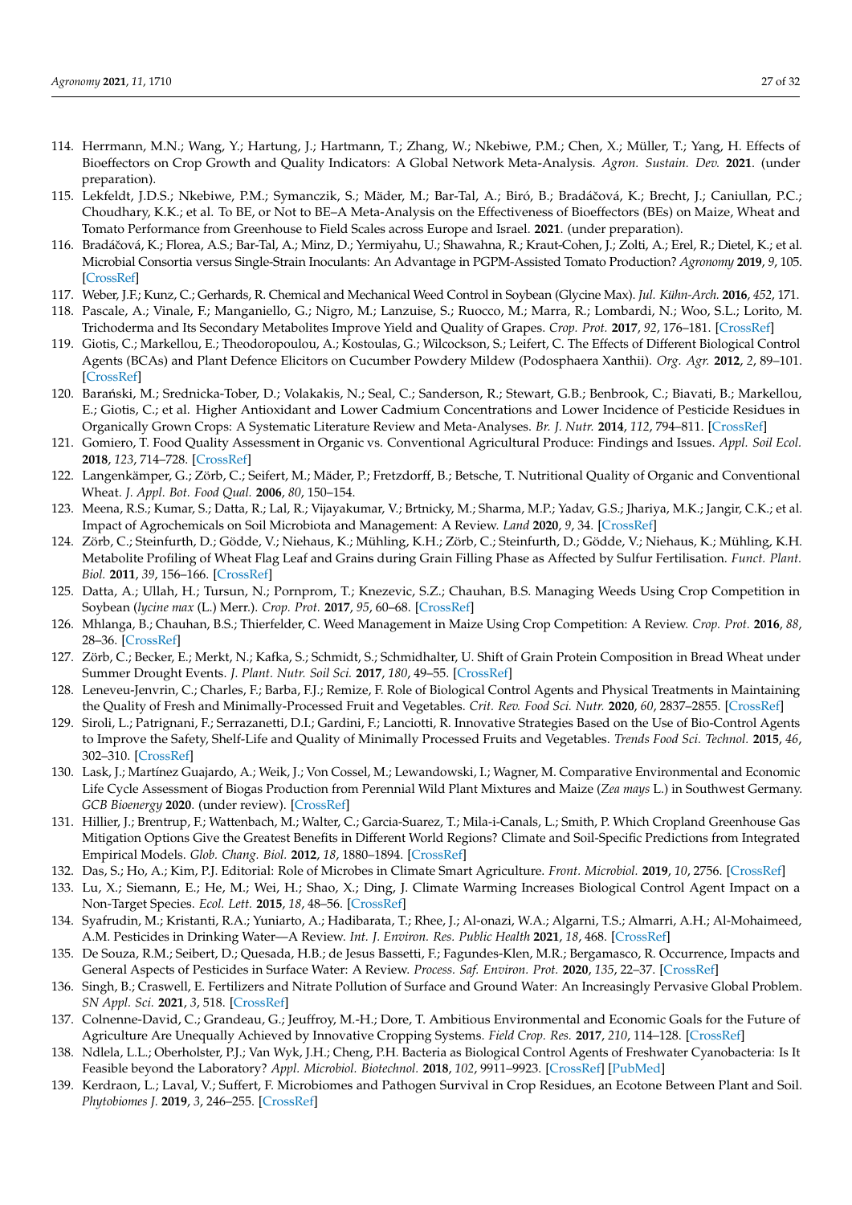114. Herrmann, M.N.; Wang, Y.; Hartung, J.; Hartmann, T.; Zhang, W.; Nkebiwe, P.M.; Chen, X.; Müller, T.; Yang, H. Effects of Bioeffectors on Crop Growth and Quality Indicators: A Global Network Meta-Analysis. *Agron. Sustain. Dev.* **2021**. (under preparation).
115. Lekfeldt, J.D.S.; Nkebiwe, P.M.; Symanczik, S.; Mäder, M.; Bar-Tal, A.; Biró, B.; Bradáčová, K.; Brecht, J.; Caniullan, P.C.; Choudhary, K.K.; et al. To BE, or Not to BE–A Meta-Analysis on the Effectiveness of Bioeffectors (BEs) on Maize, Wheat and Tomato Performance from Greenhouse to Field Scales across Europe and Israel. **2021**. (under preparation).
116. Bradáčová, K.; Florea, A.S.; Bar-Tal, A.; Minz, D.; Yermiyahu, U.; Shawahna, R.; Kraut-Cohen, J.; Zolti, A.; Erel, R.; Dietel, K.; et al. Microbial Consortia versus Single-Strain Inoculants: An Advantage in PGPM-Assisted Tomato Production? *Agronomy* **2019**, *9*, 105. [CrossRef]
117. Weber, J.F.; Kunz, C.; Gerhards, R. Chemical and Mechanical Weed Control in Soybean (Glycine Max). *Jul. Kühn-Arch.* **2016**, *452*, 171.
118. Pascale, A.; Vinale, F.; Manganiello, G.; Nigro, M.; Lanzuise, S.; Ruocco, M.; Marra, R.; Lombardi, N.; Woo, S.L.; Lorito, M. Trichoderma and Its Secondary Metabolites Improve Yield and Quality of Grapes. *Crop. Prot.* **2017**, *92*, 176–181. [CrossRef]
119. Giotis, C.; Markellou, E.; Theodoropoulou, A.; Kostoulas, G.; Wilcockson, S.; Leifert, C. The Effects of Different Biological Control Agents (BCAs) and Plant Defence Elicitors on Cucumber Powdery Mildew (Podosphaera Xanthii). *Org. Agr.* **2012**, *2*, 89–101. [CrossRef]
120. Barański, M.; Srednicka-Tober, D.; Volakakis, N.; Seal, C.; Sanderson, R.; Stewart, G.B.; Benbrook, C.; Biavati, B.; Markellou, E.; Giotis, C.; et al. Higher Antioxidant and Lower Cadmium Concentrations and Lower Incidence of Pesticide Residues in Organically Grown Crops: A Systematic Literature Review and Meta-Analyses. *Br. J. Nutr.* **2014**, *112*, 794–811. [CrossRef]
121. Gomiero, T. Food Quality Assessment in Organic vs. Conventional Agricultural Produce: Findings and Issues. *Appl. Soil Ecol.* **2018**, *123*, 714–728. [CrossRef]
122. Langenkämper, G.; Zörb, C.; Seifert, M.; Mäder, P.; Fretzdorff, B.; Betsche, T. Nutritional Quality of Organic and Conventional Wheat. *J. Appl. Bot. Food Qual.* **2006**, *80*, 150–154.
123. Meena, R.S.; Kumar, S.; Datta, R.; Lal, R.; Vijayakumar, V.; Brtnicky, M.; Sharma, M.P.; Yadav, G.S.; Jhariya, M.K.; Jangir, C.K.; et al. Impact of Agrochemicals on Soil Microbiota and Management: A Review. *Land* **2020**, *9*, 34. [CrossRef]
124. Zörb, C.; Steinfurth, D.; Gödde, V.; Niehaus, K.; Mühling, K.H.; Zörb, C.; Steinfurth, D.; Gödde, V.; Niehaus, K.; Mühling, K.H. Metabolite Profiling of Wheat Flag Leaf and Grains during Grain Filling Phase as Affected by Sulfur Fertilisation. *Funct. Plant. Biol.* **2011**, *39*, 156–166. [CrossRef]
125. Datta, A.; Ullah, H.; Tursun, N.; Pornprom, T.; Knezevic, S.Z.; Chauhan, B.S. Managing Weeds Using Crop Competition in Soybean (*lycine max* (L.) Merr.). *Crop. Prot.* **2017**, *95*, 60–68. [CrossRef]
126. Mhlanga, B.; Chauhan, B.S.; Thierfelder, C. Weed Management in Maize Using Crop Competition: A Review. *Crop. Prot.* **2016**, *88*, 28–36. [CrossRef]
127. Zörb, C.; Becker, E.; Merkt, N.; Kafka, S.; Schmidt, S.; Schmidhalter, U. Shift of Grain Protein Composition in Bread Wheat under Summer Drought Events. *J. Plant. Nutr. Soil Sci.* **2017**, *180*, 49–55. [CrossRef]
128. Leneveu-Jenvrin, C.; Charles, F.; Barba, F.J.; Remize, F. Role of Biological Control Agents and Physical Treatments in Maintaining the Quality of Fresh and Minimally-Processed Fruit and Vegetables. *Crit. Rev. Food Sci. Nutr.* **2020**, *60*, 2837–2855. [CrossRef]
129. Siroli, L.; Patrignani, F.; Serrazanetti, D.I.; Gardini, F.; Lanciotti, R. Innovative Strategies Based on the Use of Bio-Control Agents to Improve the Safety, Shelf-Life and Quality of Minimally Processed Fruits and Vegetables. *Trends Food Sci. Technol.* **2015**, *46*, 302–310. [CrossRef]
130. Lask, J.; Martínez Guajardo, A.; Weik, J.; Von Cossel, M.; Lewandowski, I.; Wagner, M. Comparative Environmental and Economic Life Cycle Assessment of Biogas Production from Perennial Wild Plant Mixtures and Maize (*Zea mays* L.) in Southwest Germany. *GCB Bioenergy* **2020**. (under review). [CrossRef]
131. Hillier, J.; Brentrup, F.; Wattenbach, M.; Walter, C.; Garcia-Suarez, T.; Mila-i-Canals, L.; Smith, P. Which Cropland Greenhouse Gas Mitigation Options Give the Greatest Benefits in Different World Regions? Climate and Soil-Specific Predictions from Integrated Empirical Models. *Glob. Chang. Biol.* **2012**, *18*, 1880–1894. [CrossRef]
132. Das, S.; Ho, A.; Kim, P.J. Editorial: Role of Microbes in Climate Smart Agriculture. *Front. Microbiol.* **2019**, *10*, 2756. [CrossRef]
133. Lu, X.; Siemann, E.; He, M.; Wei, H.; Shao, X.; Ding, J. Climate Warming Increases Biological Control Agent Impact on a Non-Target Species. *Ecol. Lett.* **2015**, *18*, 48–56. [CrossRef]
134. Syafrudin, M.; Kristanti, R.A.; Yuniarto, A.; Hadibarata, T.; Rhee, J.; Al-onazi, W.A.; Algarni, T.S.; Almarri, A.H.; Al-Mohaimeed, A.M. Pesticides in Drinking Water—A Review. *Int. J. Environ. Res. Public Health* **2021**, *18*, 468. [CrossRef]
135. De Souza, R.M.; Seibert, D.; Quesada, H.B.; de Jesus Bassetti, F.; Fagundes-Klen, M.R.; Bergamasco, R. Occurrence, Impacts and General Aspects of Pesticides in Surface Water: A Review. *Process. Saf. Environ. Prot.* **2020**, *135*, 22–37. [CrossRef]
136. Singh, B.; Craswell, E. Fertilizers and Nitrate Pollution of Surface and Ground Water: An Increasingly Pervasive Global Problem. *SN Appl. Sci.* **2021**, *3*, 518. [CrossRef]
137. Colnenne-David, C.; Grandeau, G.; Jeuffroy, M.-H.; Dore, T. Ambitious Environmental and Economic Goals for the Future of Agriculture Are Unequally Achieved by Innovative Cropping Systems. *Field Crop. Res.* **2017**, *210*, 114–128. [CrossRef]
138. Ndlela, L.L.; Oberholster, P.J.; Van Wyk, J.H.; Cheng, P.H. Bacteria as Biological Control Agents of Freshwater Cyanobacteria: Is It Feasible beyond the Laboratory? *Appl. Microbiol. Biotechnol.* **2018**, *102*, 9911–9923. [CrossRef] [PubMed]
139. Kerdraon, L.; Laval, V.; Suffert, F. Microbiomes and Pathogen Survival in Crop Residues, an Ecotone Between Plant and Soil. *Phytobiomes J.* **2019**, *3*, 246–255. [CrossRef]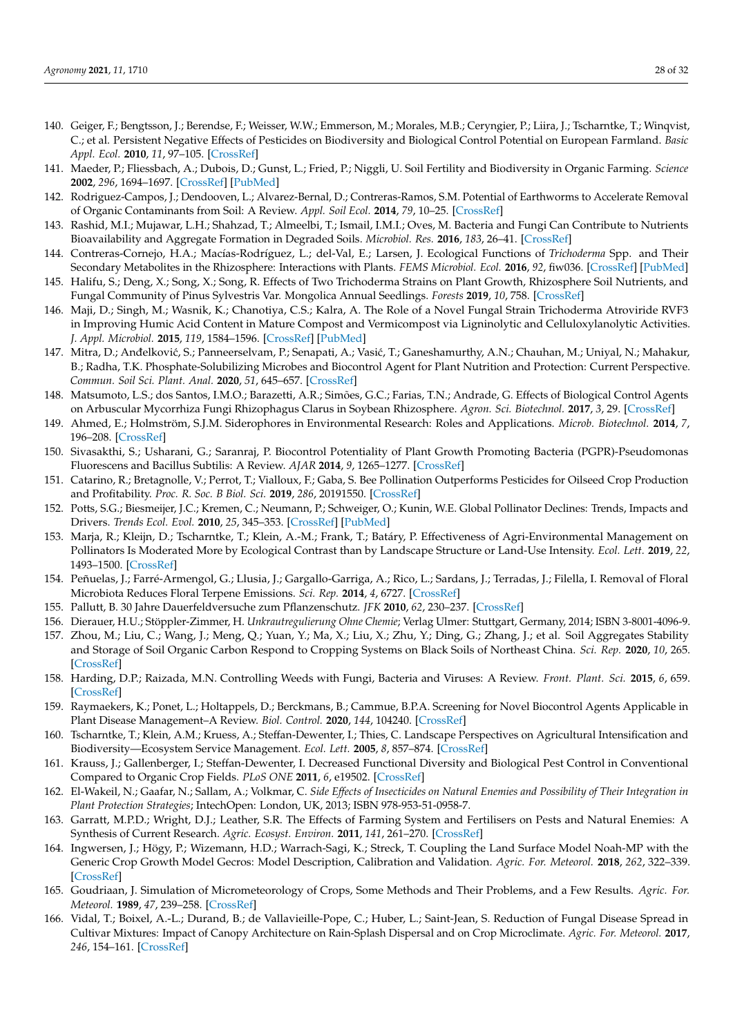140. Geiger, F.; Bengtsson, J.; Berendse, F.; Weisser, W.W.; Emmerson, M.; Morales, M.B.; Ceryngier, P.; Liira, J.; Tscharntke, T.; Winqvist, C.; et al. Persistent Negative Effects of Pesticides on Biodiversity and Biological Control Potential on European Farmland. *Basic Appl. Ecol.* **2010**, *11*, 97–105. [CrossRef]
141. Maeder, P.; Fliessbach, A.; Dubois, D.; Gunst, L.; Fried, P.; Niggli, U. Soil Fertility and Biodiversity in Organic Farming. *Science* **2002**, *296*, 1694–1697. [CrossRef] [PubMed]
142. Rodriguez-Campos, J.; Dendooven, L.; Alvarez-Bernal, D.; Contreras-Ramos, S.M. Potential of Earthworms to Accelerate Removal of Organic Contaminants from Soil: A Review. *Appl. Soil Ecol.* **2014**, *79*, 10–25. [CrossRef]
143. Rashid, M.I.; Mujawar, L.H.; Shahzad, T.; Almeelbi, T.; Ismail, I.M.I.; Oves, M. Bacteria and Fungi Can Contribute to Nutrients Bioavailability and Aggregate Formation in Degraded Soils. *Microbiol. Res.* **2016**, *183*, 26–41. [CrossRef]
144. Contreras-Cornejo, H.A.; Macías-Rodríguez, L.; del-Val, E.; Larsen, J. Ecological Functions of *Trichoderma* Spp. and Their Secondary Metabolites in the Rhizosphere: Interactions with Plants. *FEMS Microbiol. Ecol.* **2016**, *92*, fiw036. [CrossRef] [PubMed]
145. Halifu, S.; Deng, X.; Song, X.; Song, R. Effects of Two Trichoderma Strains on Plant Growth, Rhizosphere Soil Nutrients, and Fungal Community of Pinus Sylvestris Var. Mongolica Annual Seedlings. *Forests* **2019**, *10*, 758. [CrossRef]
146. Maji, D.; Singh, M.; Wasnik, K.; Chanotiya, C.S.; Kalra, A. The Role of a Novel Fungal Strain Trichoderma Atroviride RVF3 in Improving Humic Acid Content in Mature Compost and Vermicompost via Ligninolytic and Celluloxylanolytic Activities. *J. Appl. Microbiol.* **2015**, *119*, 1584–1596. [CrossRef] [PubMed]
147. Mitra, D.; Anđelković, S.; Panneerselvam, P.; Senapati, A.; Vasić, T.; Ganeshamurthy, A.N.; Chauhan, M.; Uniyal, N.; Mahakur, B.; Radha, T.K. Phosphate-Solubilizing Microbes and Biocontrol Agent for Plant Nutrition and Protection: Current Perspective. *Commun. Soil Sci. Plant. Anal.* **2020**, *51*, 645–657. [CrossRef]
148. Matsumoto, L.S.; dos Santos, I.M.O.; Barazetti, A.R.; Simões, G.C.; Farias, T.N.; Andrade, G. Effects of Biological Control Agents on Arbuscular Mycorrhiza Fungi Rhizophagus Clarus in Soybean Rhizosphere. *Agron. Sci. Biotechnol.* **2017**, *3*, 29. [CrossRef]
149. Ahmed, E.; Holmström, S.J.M. Siderophores in Environmental Research: Roles and Applications. *Microb. Biotechnol.* **2014**, *7*, 196–208. [CrossRef]
150. Sivasakthi, S.; Usharani, G.; Saranraj, P. Biocontrol Potentiality of Plant Growth Promoting Bacteria (PGPR)-Pseudomonas Fluorescens and Bacillus Subtilis: A Review. *AJAR* **2014**, *9*, 1265–1277. [CrossRef]
151. Catarino, R.; Bretagnolle, V.; Perrot, T.; Vialloux, F.; Gaba, S. Bee Pollination Outperforms Pesticides for Oilseed Crop Production and Profitability. *Proc. R. Soc. B Biol. Sci.* **2019**, *286*, 20191550. [CrossRef]
152. Potts, S.G.; Biesmeijer, J.C.; Kremen, C.; Neumann, P.; Schweiger, O.; Kunin, W.E. Global Pollinator Declines: Trends, Impacts and Drivers. *Trends Ecol. Evol.* **2010**, *25*, 345–353. [CrossRef] [PubMed]
153. Marja, R.; Kleijn, D.; Tscharntke, T.; Klein, A.-M.; Frank, T.; Batáry, P. Effectiveness of Agri-Environmental Management on Pollinators Is Moderated More by Ecological Contrast than by Landscape Structure or Land-Use Intensity. *Ecol. Lett.* **2019**, *22*, 1493–1500. [CrossRef]
154. Peñuelas, J.; Farré-Armengol, G.; Llusia, J.; Gargallo-Garriga, A.; Rico, L.; Sardans, J.; Terradas, J.; Filella, I. Removal of Floral Microbiota Reduces Floral Terpene Emissions. *Sci. Rep.* **2014**, *4*, 6727. [CrossRef]
155. Pallutt, B. 30 Jahre Dauerfeldversuche zum Pflanzenschutz. *JFK* **2010**, *62*, 230–237. [CrossRef]
156. Dierauer, H.U.; Stöppler-Zimmer, H. *Unkrautregulierung Ohne Chemie*; Verlag Ulmer: Stuttgart, Germany, 2014; ISBN 3-8001-4096-9.
157. Zhou, M.; Liu, C.; Wang, J.; Meng, Q.; Yuan, Y.; Ma, X.; Liu, X.; Zhu, Y.; Ding, G.; Zhang, J.; et al. Soil Aggregates Stability and Storage of Soil Organic Carbon Respond to Cropping Systems on Black Soils of Northeast China. *Sci. Rep.* **2020**, *10*, 265. [CrossRef]
158. Harding, D.P.; Raizada, M.N. Controlling Weeds with Fungi, Bacteria and Viruses: A Review. *Front. Plant. Sci.* **2015**, *6*, 659. [CrossRef]
159. Raymaekers, K.; Ponet, L.; Holtappels, D.; Berckmans, B.; Cammue, B.P.A. Screening for Novel Biocontrol Agents Applicable in Plant Disease Management–A Review. *Biol. Control.* **2020**, *144*, 104240. [CrossRef]
160. Tscharntke, T.; Klein, A.M.; Kruess, A.; Steffan-Dewenter, I.; Thies, C. Landscape Perspectives on Agricultural Intensification and Biodiversity—Ecosystem Service Management. *Ecol. Lett.* **2005**, *8*, 857–874. [CrossRef]
161. Krauss, J.; Gallenberger, I.; Steffan-Dewenter, I. Decreased Functional Diversity and Biological Pest Control in Conventional Compared to Organic Crop Fields. *PLoS ONE* **2011**, *6*, e19502. [CrossRef]
162. El-Wakeil, N.; Gaafar, N.; Sallam, A.; Volkmar, C. *Side Effects of Insecticides on Natural Enemies and Possibility of Their Integration in Plant Protection Strategies*; IntechOpen: London, UK, 2013; ISBN 978-953-51-0958-7.
163. Garratt, M.P.D.; Wright, D.J.; Leather, S.R. The Effects of Farming System and Fertilisers on Pests and Natural Enemies: A Synthesis of Current Research. *Agric. Ecosyst. Environ.* **2011**, *141*, 261–270. [CrossRef]
164. Ingwersen, J.; Högy, P.; Wizemann, H.D.; Warrach-Sagi, K.; Streck, T. Coupling the Land Surface Model Noah-MP with the Generic Crop Growth Model Gecros: Model Description, Calibration and Validation. *Agric. For. Meteorol.* **2018**, *262*, 322–339. [CrossRef]
165. Goudriaan, J. Simulation of Micrometeorology of Crops, Some Methods and Their Problems, and a Few Results. *Agric. For. Meteorol.* **1989**, *47*, 239–258. [CrossRef]
166. Vidal, T.; Boixel, A.-L.; Durand, B.; de Vallavieille-Pope, C.; Huber, L.; Saint-Jean, S. Reduction of Fungal Disease Spread in Cultivar Mixtures: Impact of Canopy Architecture on Rain-Splash Dispersal and on Crop Microclimate. *Agric. For. Meteorol.* **2017**, *246*, 154–161. [CrossRef]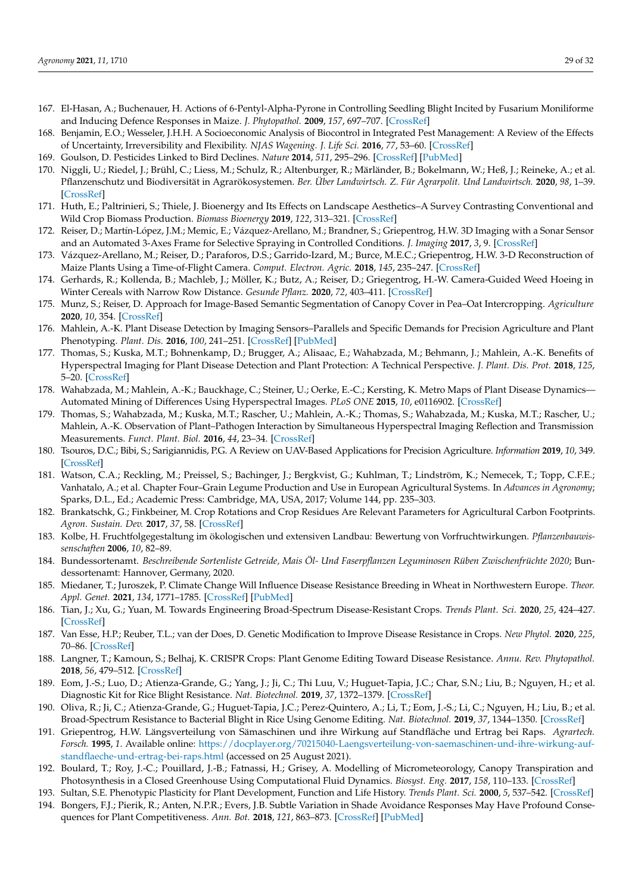167. El-Hasan, A.; Buchenauer, H. Actions of 6-Pentyl-Alpha-Pyrone in Controlling Seedling Blight Incited by Fusarium Moniliforme and Inducing Defence Responses in Maize. *J. Phytopathol.* **2009**, *157*, 697–707. [CrossRef]
168. Benjamin, E.O.; Wesseler, J.H.H. A Socioeconomic Analysis of Biocontrol in Integrated Pest Management: A Review of the Effects of Uncertainty, Irreversibility and Flexibility. *NJAS Wagening. J. Life Sci.* **2016**, *77*, 53–60. [CrossRef]
169. Goulson, D. Pesticides Linked to Bird Declines. *Nature* **2014**, *511*, 295–296. [CrossRef] [PubMed]
170. Niggli, U.; Riedel, J.; Brühl, C.; Liess, M.; Schulz, R.; Altenburger, R.; Märländer, B.; Bokelmann, W.; Heß, J.; Reineke, A.; et al. Pflanzenschutz und Biodiversität in Agrarökosystemen. *Ber. Über Landwirtsch. Z. Für Agrarpolit. Und Landwirtsch.* **2020**, *98*, 1–39. [CrossRef]
171. Huth, E.; Paltrinieri, S.; Thiele, J. Bioenergy and Its Effects on Landscape Aesthetics–A Survey Contrasting Conventional and Wild Crop Biomass Production. *Biomass Bioenergy* **2019**, *122*, 313–321. [CrossRef]
172. Reiser, D.; Martín-López, J.M.; Memic, E.; Vázquez-Arellano, M.; Brandner, S.; Griepentrog, H.W. 3D Imaging with a Sonar Sensor and an Automated 3-Axes Frame for Selective Spraying in Controlled Conditions. *J. Imaging* **2017**, *3*, 9. [CrossRef]
173. Vázquez-Arellano, M.; Reiser, D.; Paraforos, D.S.; Garrido-Izard, M.; Burce, M.E.C.; Griepentrog, H.W. 3-D Reconstruction of Maize Plants Using a Time-of-Flight Camera. *Comput. Electron. Agric.* **2018**, *145*, 235–247. [CrossRef]
174. Gerhards, R.; Kollenda, B.; Machleb, J.; Möller, K.; Butz, A.; Reiser, D.; Griegentrog, H.-W. Camera-Guided Weed Hoeing in Winter Cereals with Narrow Row Distance. *Gesunde Pflanz.* **2020**, *72*, 403–411. [CrossRef]
175. Munz, S.; Reiser, D. Approach for Image-Based Semantic Segmentation of Canopy Cover in Pea–Oat Intercropping. *Agriculture* **2020**, *10*, 354. [CrossRef]
176. Mahlein, A.-K. Plant Disease Detection by Imaging Sensors–Parallels and Specific Demands for Precision Agriculture and Plant Phenotyping. *Plant. Dis.* **2016**, *100*, 241–251. [CrossRef] [PubMed]
177. Thomas, S.; Kuska, M.T.; Bohnenkamp, D.; Brugger, A.; Alisaac, E.; Wahabzada, M.; Behmann, J.; Mahlein, A.-K. Benefits of Hyperspectral Imaging for Plant Disease Detection and Plant Protection: A Technical Perspective. *J. Plant. Dis. Prot.* **2018**, *125*, 5–20. [CrossRef]
178. Wahabzada, M.; Mahlein, A.-K.; Bauckhage, C.; Steiner, U.; Oerke, E.-C.; Kersting, K. Metro Maps of Plant Disease Dynamics—Automated Mining of Differences Using Hyperspectral Images. *PLoS ONE* **2015**, *10*, e0116902. [CrossRef]
179. Thomas, S.; Wahabzada, M.; Kuska, M.T.; Rascher, U.; Mahlein, A.-K.; Thomas, S.; Wahabzada, M.; Kuska, M.T.; Rascher, U.; Mahlein, A.-K. Observation of Plant–Pathogen Interaction by Simultaneous Hyperspectral Imaging Reflection and Transmission Measurements. *Funct. Plant. Biol.* **2016**, *44*, 23–34. [CrossRef]
180. Tsouros, D.C.; Bibi, S.; Sarigiannidis, P.G. A Review on UAV-Based Applications for Precision Agriculture. *Information* **2019**, *10*, 349. [CrossRef]
181. Watson, C.A.; Reckling, M.; Preissel, S.; Bachinger, J.; Bergkvist, G.; Kuhlman, T.; Lindström, K.; Nemecek, T.; Topp, C.F.E.; Vanhatalo, A.; et al. Chapter Four–Grain Legume Production and Use in European Agricultural Systems. In *Advances in Agronomy*; Sparks, D.L., Ed.; Academic Press: Cambridge, MA, USA, 2017; Volume 144, pp. 235–303.
182. Brankatschk, G.; Finkbeiner, M. Crop Rotations and Crop Residues Are Relevant Parameters for Agricultural Carbon Footprints. *Agron. Sustain. Dev.* **2017**, *37*, 58. [CrossRef]
183. Kolbe, H. Fruchtfolgegestaltung im ökologischen und extensiven Landbau: Bewertung von Vorfruchtwirkungen. *Pflanzenbauwissenschaften* **2006**, *10*, 82–89.
184. Bundessortenamt. *Beschreibende Sortenliste Getreide, Mais Öl- Und Faserpflanzen Leguminosen Rüben Zwischenfrüchte 2020*; Bundessortenamt: Hannover, Germany, 2020.
185. Miedaner, T.; Juroszek, P. Climate Change Will Influence Disease Resistance Breeding in Wheat in Northwestern Europe. *Theor. Appl. Genet.* **2021**, *134*, 1771–1785. [CrossRef] [PubMed]
186. Tian, J.; Xu, G.; Yuan, M. Towards Engineering Broad-Spectrum Disease-Resistant Crops. *Trends Plant. Sci.* **2020**, *25*, 424–427. [CrossRef]
187. Van Esse, H.P.; Reuber, T.L.; van der Does, D. Genetic Modification to Improve Disease Resistance in Crops. *New Phytol.* **2020**, *225*, 70–86. [CrossRef]
188. Langner, T.; Kamoun, S.; Belhaj, K. CRISPR Crops: Plant Genome Editing Toward Disease Resistance. *Annu. Rev. Phytopathol.* **2018**, *56*, 479–512. [CrossRef]
189. Eom, J.-S.; Luo, D.; Atienza-Grande, G.; Yang, J.; Ji, C.; Thi Luu, V.; Huguet-Tapia, J.C.; Char, S.N.; Liu, B.; Nguyen, H.; et al. Diagnostic Kit for Rice Blight Resistance. *Nat. Biotechnol.* **2019**, *37*, 1372–1379. [CrossRef]
190. Oliva, R.; Ji, C.; Atienza-Grande, G.; Huguet-Tapia, J.C.; Perez-Quintero, A.; Li, T.; Eom, J.-S.; Li, C.; Nguyen, H.; Liu, B.; et al. Broad-Spectrum Resistance to Bacterial Blight in Rice Using Genome Editing. *Nat. Biotechnol.* **2019**, *37*, 1344–1350. [CrossRef]
191. Griepentrog, H.W. Längsverteilung von Sämaschinen und ihre Wirkung auf Standfläche und Ertrag bei Raps. *Agrartech. Forsch.* **1995**, *1*. Available online: https://docplayer.org/70215040-Laengsverteilung-von-saemaschinen-und-ihre-wirkung-auf-standflaeche-und-ertrag-bei-raps.html (accessed on 25 August 2021).
192. Boulard, T.; Roy, J.-C.; Pouillard, J.-B.; Fatnassi, H.; Grisey, A. Modelling of Micrometeorology, Canopy Transpiration and Photosynthesis in a Closed Greenhouse Using Computational Fluid Dynamics. *Biosyst. Eng.* **2017**, *158*, 110–133. [CrossRef]
193. Sultan, S.E. Phenotypic Plasticity for Plant Development, Function and Life History. *Trends Plant. Sci.* **2000**, *5*, 537–542. [CrossRef]
194. Bongers, F.J.; Pierik, R.; Anten, N.P.R.; Evers, J.B. Subtle Variation in Shade Avoidance Responses May Have Profound Consequences for Plant Competitiveness. *Ann. Bot.* **2018**, *121*, 863–873. [CrossRef] [PubMed]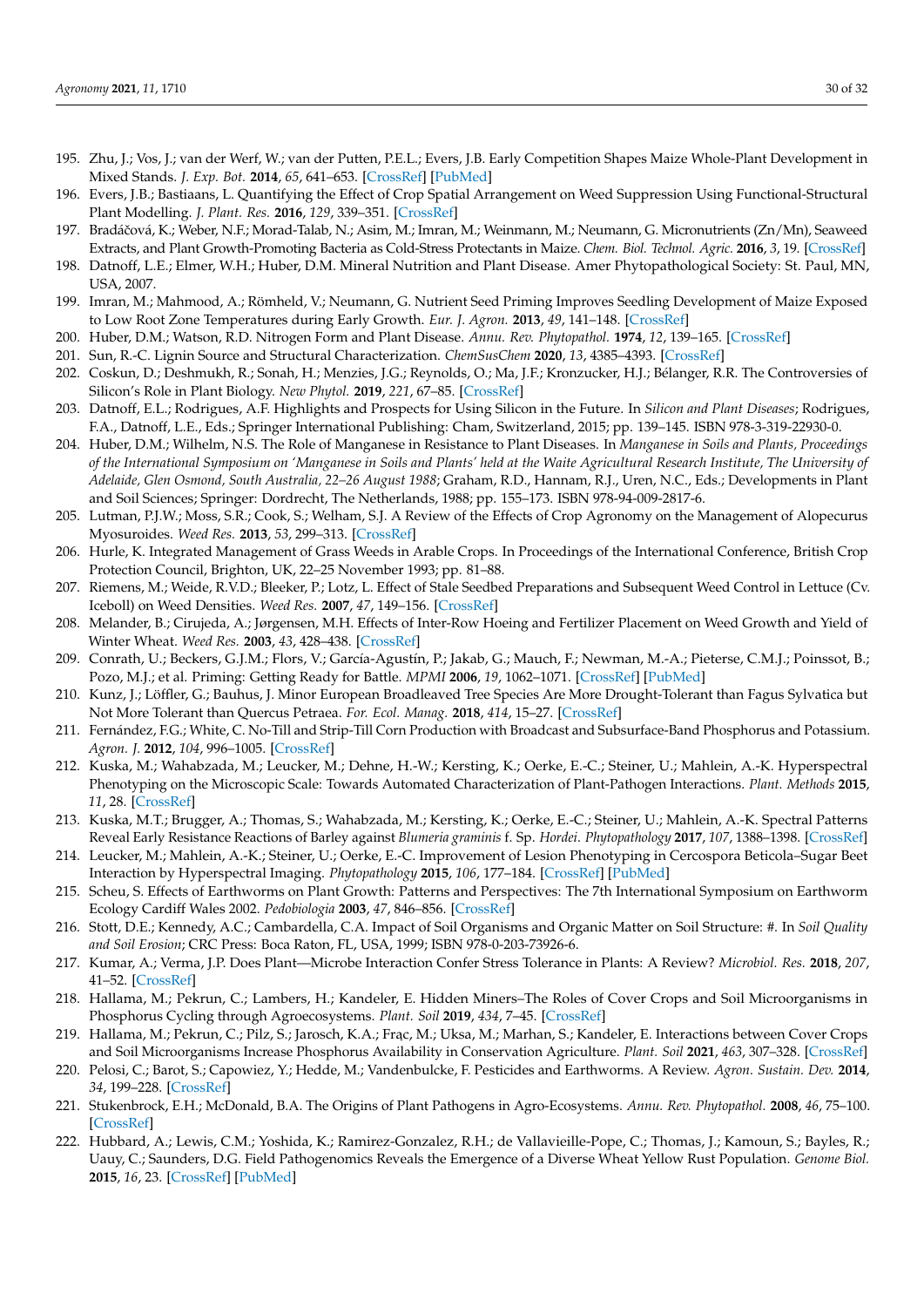195. Zhu, J.; Vos, J.; van der Werf, W.; van der Putten, P.E.L.; Evers, J.B. Early Competition Shapes Maize Whole-Plant Development in Mixed Stands. *J. Exp. Bot.* **2014**, *65*, 641–653. [CrossRef] [PubMed]
196. Evers, J.B.; Bastiaans, L. Quantifying the Effect of Crop Spatial Arrangement on Weed Suppression Using Functional-Structural Plant Modelling. *J. Plant. Res.* **2016**, *129*, 339–351. [CrossRef]
197. Bradáčová, K.; Weber, N.F.; Morad-Talab, N.; Asim, M.; Imran, M.; Weinmann, M.; Neumann, G. Micronutrients (Zn/Mn), Seaweed Extracts, and Plant Growth-Promoting Bacteria as Cold-Stress Protectants in Maize. *Chem. Biol. Technol. Agric.* **2016**, *3*, 19. [CrossRef]
198. Datnoff, L.E.; Elmer, W.H.; Huber, D.M. Mineral Nutrition and Plant Disease. Amer Phytopathological Society: St. Paul, MN, USA, 2007.
199. Imran, M.; Mahmood, A.; Römheld, V.; Neumann, G. Nutrient Seed Priming Improves Seedling Development of Maize Exposed to Low Root Zone Temperatures during Early Growth. *Eur. J. Agron.* **2013**, *49*, 141–148. [CrossRef]
200. Huber, D.M.; Watson, R.D. Nitrogen Form and Plant Disease. *Annu. Rev. Phytopathol.* **1974**, *12*, 139–165. [CrossRef]
201. Sun, R.-C. Lignin Source and Structural Characterization. *ChemSusChem* **2020**, *13*, 4385–4393. [CrossRef]
202. Coskun, D.; Deshmukh, R.; Sonah, H.; Menzies, J.G.; Reynolds, O.; Ma, J.F.; Kronzucker, H.J.; Bélanger, R.R. The Controversies of Silicon's Role in Plant Biology. *New Phytol.* **2019**, *221*, 67–85. [CrossRef]
203. Datnoff, E.L.; Rodrigues, A.F. Highlights and Prospects for Using Silicon in the Future. In *Silicon and Plant Diseases*; Rodrigues, F.A., Datnoff, L.E., Eds.; Springer International Publishing: Cham, Switzerland, 2015; pp. 139–145. ISBN 978-3-319-22930-0.
204. Huber, D.M.; Wilhelm, N.S. The Role of Manganese in Resistance to Plant Diseases. In *Manganese in Soils and Plants, Proceedings of the International Symposium on 'Manganese in Soils and Plants' held at the Waite Agricultural Research Institute, The University of Adelaide, Glen Osmond, South Australia, 22–26 August 1988*; Graham, R.D., Hannam, R.J., Uren, N.C., Eds.; Developments in Plant and Soil Sciences; Springer: Dordrecht, The Netherlands, 1988; pp. 155–173. ISBN 978-94-009-2817-6.
205. Lutman, P.J.W.; Moss, S.R.; Cook, S.; Welham, S.J. A Review of the Effects of Crop Agronomy on the Management of Alopecurus Myosuroides. *Weed Res.* **2013**, *53*, 299–313. [CrossRef]
206. Hurle, K. Integrated Management of Grass Weeds in Arable Crops. In Proceedings of the International Conference, British Crop Protection Council, Brighton, UK, 22–25 November 1993; pp. 81–88.
207. Riemens, M.; Weide, R.V.D.; Bleeker, P.; Lotz, L. Effect of Stale Seedbed Preparations and Subsequent Weed Control in Lettuce (Cv. Iceboll) on Weed Densities. *Weed Res.* **2007**, *47*, 149–156. [CrossRef]
208. Melander, B.; Cirujeda, A.; Jørgensen, M.H. Effects of Inter-Row Hoeing and Fertilizer Placement on Weed Growth and Yield of Winter Wheat. *Weed Res.* **2003**, *43*, 428–438. [CrossRef]
209. Conrath, U.; Beckers, G.J.M.; Flors, V.; García-Agustín, P.; Jakab, G.; Mauch, F.; Newman, M.-A.; Pieterse, C.M.J.; Poinssot, B.; Pozo, M.J.; et al. Priming: Getting Ready for Battle. *MPMI* **2006**, *19*, 1062–1071. [CrossRef] [PubMed]
210. Kunz, J.; Löffler, G.; Bauhus, J. Minor European Broadleaved Tree Species Are More Drought-Tolerant than Fagus Sylvatica but Not More Tolerant than Quercus Petraea. *For. Ecol. Manag.* **2018**, *414*, 15–27. [CrossRef]
211. Fernández, F.G.; White, C. No-Till and Strip-Till Corn Production with Broadcast and Subsurface-Band Phosphorus and Potassium. *Agron. J.* **2012**, *104*, 996–1005. [CrossRef]
212. Kuska, M.; Wahabzada, M.; Leucker, M.; Dehne, H.-W.; Kersting, K.; Oerke, E.-C.; Steiner, U.; Mahlein, A.-K. Hyperspectral Phenotyping on the Microscopic Scale: Towards Automated Characterization of Plant-Pathogen Interactions. *Plant. Methods* **2015**, *11*, 28. [CrossRef]
213. Kuska, M.T.; Brugger, A.; Thomas, S.; Wahabzada, M.; Kersting, K.; Oerke, E.-C.; Steiner, U.; Mahlein, A.-K. Spectral Patterns Reveal Early Resistance Reactions of Barley against *Blumeria graminis* f. Sp. *Hordei*. *Phytopathology* **2017**, *107*, 1388–1398. [CrossRef]
214. Leucker, M.; Mahlein, A.-K.; Steiner, U.; Oerke, E.-C. Improvement of Lesion Phenotyping in Cercospora Beticola–Sugar Beet Interaction by Hyperspectral Imaging. *Phytopathology* **2015**, *106*, 177–184. [CrossRef] [PubMed]
215. Scheu, S. Effects of Earthworms on Plant Growth: Patterns and Perspectives: The 7th International Symposium on Earthworm Ecology Cardiff Wales 2002. *Pedobiologia* **2003**, *47*, 846–856. [CrossRef]
216. Stott, D.E.; Kennedy, A.C.; Cambardella, C.A. Impact of Soil Organisms and Organic Matter on Soil Structure: #. In *Soil Quality and Soil Erosion*; CRC Press: Boca Raton, FL, USA, 1999; ISBN 978-0-203-73926-6.
217. Kumar, A.; Verma, J.P. Does Plant—Microbe Interaction Confer Stress Tolerance in Plants: A Review? *Microbiol. Res.* **2018**, *207*, 41–52. [CrossRef]
218. Hallama, M.; Pekrun, C.; Lambers, H.; Kandeler, E. Hidden Miners–The Roles of Cover Crops and Soil Microorganisms in Phosphorus Cycling through Agroecosystems. *Plant. Soil* **2019**, *434*, 7–45. [CrossRef]
219. Hallama, M.; Pekrun, C.; Pilz, S.; Jarosch, K.A.; Frąc, M.; Uksa, M.; Marhan, S.; Kandeler, E. Interactions between Cover Crops and Soil Microorganisms Increase Phosphorus Availability in Conservation Agriculture. *Plant. Soil* **2021**, *463*, 307–328. [CrossRef]
220. Pelosi, C.; Barot, S.; Capowiez, Y.; Hedde, M.; Vandenbulcke, F. Pesticides and Earthworms. A Review. *Agron. Sustain. Dev.* **2014**, *34*, 199–228. [CrossRef]
221. Stukenbrock, E.H.; McDonald, B.A. The Origins of Plant Pathogens in Agro-Ecosystems. *Annu. Rev. Phytopathol.* **2008**, *46*, 75–100. [CrossRef]
222. Hubbard, A.; Lewis, C.M.; Yoshida, K.; Ramirez-Gonzalez, R.H.; de Vallavieille-Pope, C.; Thomas, J.; Kamoun, S.; Bayles, R.; Uauy, C.; Saunders, D.G. Field Pathogenomics Reveals the Emergence of a Diverse Wheat Yellow Rust Population. *Genome Biol.* **2015**, *16*, 23. [CrossRef] [PubMed]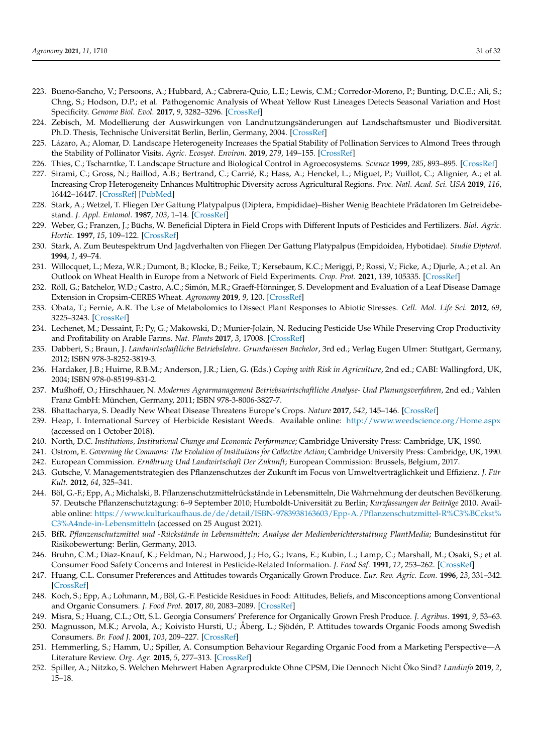223. Bueno-Sancho, V.; Persoons, A.; Hubbard, A.; Cabrera-Quio, L.E.; Lewis, C.M.; Corredor-Moreno, P.; Bunting, D.C.E.; Ali, S.; Chng, S.; Hodson, D.P.; et al. Pathogenomic Analysis of Wheat Yellow Rust Lineages Detects Seasonal Variation and Host Specificity. *Genome Biol. Evol.* **2017**, *9*, 3282–3296. [CrossRef]
224. Zebisch, M. Modellierung der Auswirkungen von Landnutzungsänderungen auf Landschaftsmuster und Biodiversität. Ph.D. Thesis, Technische Universität Berlin, Berlin, Germany, 2004. [CrossRef]
225. Lázaro, A.; Alomar, D. Landscape Heterogeneity Increases the Spatial Stability of Pollination Services to Almond Trees through the Stability of Pollinator Visits. *Agric. Ecosyst. Environ.* **2019**, *279*, 149–155. [CrossRef]
226. Thies, C.; Tscharntke, T. Landscape Structure and Biological Control in Agroecosystems. *Science* **1999**, *285*, 893–895. [CrossRef]
227. Sirami, C.; Gross, N.; Baillod, A.B.; Bertrand, C.; Carrié, R.; Hass, A.; Henckel, L.; Miguet, P.; Vuillot, C.; Alignier, A.; et al. Increasing Crop Heterogeneity Enhances Multitrophic Diversity across Agricultural Regions. *Proc. Natl. Acad. Sci. USA* **2019**, *116*, 16442–16447. [CrossRef] [PubMed]
228. Stark, A.; Wetzel, T. Fliegen Der Gattung Platypalpus (Diptera, Empididae)–Bisher Wenig Beachtete Prädatoren Im Getreidebestand. *J. Appl. Entomol.* **1987**, *103*, 1–14. [CrossRef]
229. Weber, G.; Franzen, J.; Büchs, W. Beneficial Diptera in Field Crops with Different Inputs of Pesticides and Fertilizers. *Biol. Agric. Hortic.* **1997**, *15*, 109–122. [CrossRef]
230. Stark, A. Zum Beutespektrum Und Jagdverhalten von Fliegen Der Gattung Platypalpus (Empidoidea, Hybotidae). *Studia Dipterol.* **1994**, *1*, 49–74.
231. Willocquet, L.; Meza, W.R.; Dumont, B.; Klocke, B.; Feike, T.; Kersebaum, K.C.; Meriggi, P.; Rossi, V.; Ficke, A.; Djurle, A.; et al. An Outlook on Wheat Health in Europe from a Network of Field Experiments. *Crop. Prot.* **2021**, *139*, 105335. [CrossRef]
232. Röll, G.; Batchelor, W.D.; Castro, A.C.; Simón, M.R.; Graeff-Hönninger, S. Development and Evaluation of a Leaf Disease Damage Extension in Cropsim-CERES Wheat. *Agronomy* **2019**, *9*, 120. [CrossRef]
233. Obata, T.; Fernie, A.R. The Use of Metabolomics to Dissect Plant Responses to Abiotic Stresses. *Cell. Mol. Life Sci.* **2012**, *69*, 3225–3243. [CrossRef]
234. Lechenet, M.; Dessaint, F.; Py, G.; Makowski, D.; Munier-Jolain, N. Reducing Pesticide Use While Preserving Crop Productivity and Profitability on Arable Farms. *Nat. Plants* **2017**, *3*, 17008. [CrossRef]
235. Dabbert, S.; Braun, J. *Landwirtschaftliche Betriebslehre. Grundwissen Bachelor*, 3rd ed.; Verlag Eugen Ulmer: Stuttgart, Germany, 2012; ISBN 978-3-8252-3819-3.
236. Hardaker, J.B.; Huirne, R.B.M.; Anderson, J.R.; Lien, G. (Eds.) *Coping with Risk in Agriculture*, 2nd ed.; CABI: Wallingford, UK, 2004; ISBN 978-0-85199-831-2.
237. Mußhoff, O.; Hirschhauer, N. *Modernes Agrarmanagement Betriebswirtschaftliche Analyse- Und Planungsverfahren*, 2nd ed.; Vahlen Franz GmbH: München, Germany, 2011; ISBN 978-3-8006-3827-7.
238. Bhattacharya, S. Deadly New Wheat Disease Threatens Europe's Crops. *Nature* **2017**, *542*, 145–146. [CrossRef]
239. Heap, I. International Survey of Herbicide Resistant Weeds. Available online: http://www.weedscience.org/Home.aspx (accessed on 1 October 2018).
240. North, D.C. *Institutions, Institutional Change and Economic Performance*; Cambridge University Press: Cambridge, UK, 1990.
241. Ostrom, E. *Governing the Commons: The Evolution of Institutions for Collective Action*; Cambridge University Press: Cambridge, UK, 1990.
242. European Commission. *Ernährung Und Landwirtschaft Der Zukunft*; European Commission: Brussels, Belgium, 2017.
243. Gutsche, V. Managementstrategien des Pflanzenschutzes der Zukunft im Focus von Umweltverträglichkeit und Effizienz. *J. Für Kult.* **2012**, *64*, 325–341.
244. Böl, G.-F.; Epp, A.; Michalski, B. Pflanzenschutzmittelrückstände in Lebensmitteln, Die Wahrnehmung der deutschen Bevölkerung. 57. Deutsche Pflanzenschutztagung: 6–9 September 2010; Humboldt-Universität zu Berlin; *Kurzfassungen der Beiträge* 2010. Available online: https://www.kulturkaufhaus.de/de/detail/ISBN-9783938163603/Epp-A./Pflanzenschutzmittel-R%C3%BCckst%C3%A4nde-in-Lebensmitteln (accessed on 25 August 2021).
245. BfR. *Pflanzenschutzmittel und -Rückstände in Lebensmitteln; Analyse der Medienberichterstattung PlantMedia*; Bundesinstitut für Risikobewertung: Berlin, Germany, 2013.
246. Bruhn, C.M.; Diaz-Knauf, K.; Feldman, N.; Harwood, J.; Ho, G.; Ivans, E.; Kubin, L.; Lamp, C.; Marshall, M.; Osaki, S.; et al. Consumer Food Safety Concerns and Interest in Pesticide-Related Information. *J. Food Saf.* **1991**, *12*, 253–262. [CrossRef]
247. Huang, C.L. Consumer Preferences and Attitudes towards Organically Grown Produce. *Eur. Rev. Agric. Econ.* **1996**, *23*, 331–342. [CrossRef]
248. Koch, S.; Epp, A.; Lohmann, M.; Böl, G.-F. Pesticide Residues in Food: Attitudes, Beliefs, and Misconceptions among Conventional and Organic Consumers. *J. Food Prot.* **2017**, *80*, 2083–2089. [CrossRef]
249. Misra, S.; Huang, C.L.; Ott, S.L. Georgia Consumers' Preference for Organically Grown Fresh Produce. *J. Agribus.* **1991**, *9*, 53–63.
250. Magnusson, M.K.; Arvola, A.; Koivisto Hursti, U.; Åberg, L.; Sjödén, P. Attitudes towards Organic Foods among Swedish Consumers. *Br. Food J.* **2001**, *103*, 209–227. [CrossRef]
251. Hemmerling, S.; Hamm, U.; Spiller, A. Consumption Behaviour Regarding Organic Food from a Marketing Perspective—A Literature Review. *Org. Agr.* **2015**, *5*, 277–313. [CrossRef]
252. Spiller, A.; Nitzko, S. Welchen Mehrwert Haben Agrarprodukte Ohne CPSM, Die Dennoch Nicht Öko Sind? *Landinfo* **2019**, *2*, 15–18.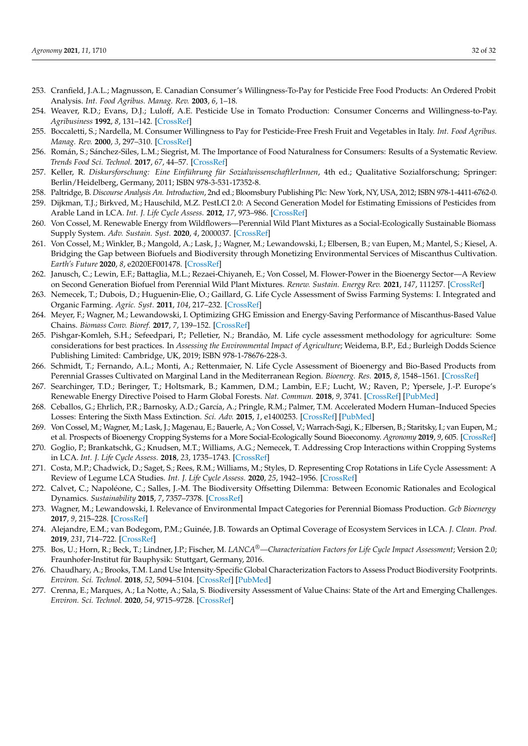253. Cranfield, J.A.L.; Magnusson, E. Canadian Consumer's Willingness-To-Pay for Pesticide Free Food Products: An Ordered Probit Analysis. *Int. Food Agribus. Manag. Rev.* **2003**, *6*, 1–18.
254. Weaver, R.D.; Evans, D.J.; Luloff, A.E. Pesticide Use in Tomato Production: Consumer Concerns and Willingness-to-Pay. *Agribusiness* **1992**, *8*, 131–142. [CrossRef]
255. Boccaletti, S.; Nardella, M. Consumer Willingness to Pay for Pesticide-Free Fresh Fruit and Vegetables in Italy. *Int. Food Agribus. Manag. Rev.* **2000**, *3*, 297–310. [CrossRef]
256. Román, S.; Sánchez-Siles, L.M.; Siegrist, M. The Importance of Food Naturalness for Consumers: Results of a Systematic Review. *Trends Food Sci. Technol.* **2017**, *67*, 44–57. [CrossRef]
257. Keller, R. *Diskursforschung: Eine Einführung für SozialwissenschaftlerInnen*, 4th ed.; Qualitative Sozialforschung; Springer: Berlin/Heidelberg, Germany, 2011; ISBN 978-3-531-17352-8.
258. Paltridge, B. *Discourse Analysis An. Introduction*, 2nd ed.; Bloomsbury Publishing Plc: New York, NY, USA, 2012; ISBN 978-1-4411-6762-0.
259. Dijkman, T.J.; Birkved, M.; Hauschild, M.Z. PestLCI 2.0: A Second Generation Model for Estimating Emissions of Pesticides from Arable Land in LCA. *Int. J. Life Cycle Assess.* **2012**, *17*, 973–986. [CrossRef]
260. Von Cossel, M. Renewable Energy from Wildflowers—Perennial Wild Plant Mixtures as a Social-Ecologically Sustainable Biomass Supply System. *Adv. Sustain. Syst.* **2020**, *4*, 2000037. [CrossRef]
261. Von Cossel, M.; Winkler, B.; Mangold, A.; Lask, J.; Wagner, M.; Lewandowski, I.; Elbersen, B.; van Eupen, M.; Mantel, S.; Kiesel, A. Bridging the Gap between Biofuels and Biodiversity through Monetizing Environmental Services of Miscanthus Cultivation. *Earth's Future* **2020**, *8*, e2020EF001478. [CrossRef]
262. Janusch, C.; Lewin, E.F.; Battaglia, M.L.; Rezaei-Chiyaneh, E.; Von Cossel, M. Flower-Power in the Bioenergy Sector—A Review on Second Generation Biofuel from Perennial Wild Plant Mixtures. *Renew. Sustain. Energy Rev.* **2021**, *147*, 111257. [CrossRef]
263. Nemecek, T.; Dubois, D.; Huguenin-Elie, O.; Gaillard, G. Life Cycle Assessment of Swiss Farming Systems: I. Integrated and Organic Farming. *Agric. Syst.* **2011**, *104*, 217–232. [CrossRef]
264. Meyer, F.; Wagner, M.; Lewandowski, I. Optimizing GHG Emission and Energy-Saving Performance of Miscanthus-Based Value Chains. *Biomass Conv. Bioref.* **2017**, *7*, 139–152. [CrossRef]
265. Pishgar-Komleh, S.H.; Sefeedpari, P.; Pelletier, N.; Brandão, M. Life cycle assessment methodology for agriculture: Some considerations for best practices. In *Assessing the Environmental Impact of Agriculture*; Weidema, B.P., Ed.; Burleigh Dodds Science Publishing Limited: Cambridge, UK, 2019; ISBN 978-1-78676-228-3.
266. Schmidt, T.; Fernando, A.L.; Monti, A.; Rettenmaier, N. Life Cycle Assessment of Bioenergy and Bio-Based Products from Perennial Grasses Cultivated on Marginal Land in the Mediterranean Region. *Bioenerg. Res.* **2015**, *8*, 1548–1561. [CrossRef]
267. Searchinger, T.D.; Beringer, T.; Holtsmark, B.; Kammen, D.M.; Lambin, E.F.; Lucht, W.; Raven, P.; Ypersele, J.-P. Europe's Renewable Energy Directive Poised to Harm Global Forests. *Nat. Commun.* **2018**, *9*, 3741. [CrossRef] [PubMed]
268. Ceballos, G.; Ehrlich, P.R.; Barnosky, A.D.; García, A.; Pringle, R.M.; Palmer, T.M. Accelerated Modern Human–Induced Species Losses: Entering the Sixth Mass Extinction. *Sci. Adv.* **2015**, *1*, e1400253. [CrossRef] [PubMed]
269. Von Cossel, M.; Wagner, M.; Lask, J.; Magenau, E.; Bauerle, A.; Von Cossel, V.; Warrach-Sagi, K.; Elbersen, B.; Staritsky, I.; van Eupen, M.; et al. Prospects of Bioenergy Cropping Systems for a More Social-Ecologically Sound Bioeconomy. *Agronomy* **2019**, *9*, 605. [CrossRef]
270. Goglio, P.; Brankatschk, G.; Knudsen, M.T.; Williams, A.G.; Nemecek, T. Addressing Crop Interactions within Cropping Systems in LCA. *Int. J. Life Cycle Assess.* **2018**, *23*, 1735–1743. [CrossRef]
271. Costa, M.P.; Chadwick, D.; Saget, S.; Rees, R.M.; Williams, M.; Styles, D. Representing Crop Rotations in Life Cycle Assessment: A Review of Legume LCA Studies. *Int. J. Life Cycle Assess.* **2020**, *25*, 1942–1956. [CrossRef]
272. Calvet, C.; Napoléone, C.; Salles, J.-M. The Biodiversity Offsetting Dilemma: Between Economic Rationales and Ecological Dynamics. *Sustainability* **2015**, *7*, 7357–7378. [CrossRef]
273. Wagner, M.; Lewandowski, I. Relevance of Environmental Impact Categories for Perennial Biomass Production. *Gcb Bioenergy* **2017**, *9*, 215–228. [CrossRef]
274. Alejandre, E.M.; van Bodegom, P.M.; Guinée, J.B. Towards an Optimal Coverage of Ecosystem Services in LCA. *J. Clean. Prod.* **2019**, *231*, 714–722. [CrossRef]
275. Bos, U.; Horn, R.; Beck, T.; Lindner, J.P.; Fischer, M. *LANCA®—Characterization Factors for Life Cycle Impact Assessment*; Version 2.0; Fraunhofer-Institut für Bauphysik: Stuttgart, Germany, 2016.
276. Chaudhary, A.; Brooks, T.M. Land Use Intensity-Specific Global Characterization Factors to Assess Product Biodiversity Footprints. *Environ. Sci. Technol.* **2018**, *52*, 5094–5104. [CrossRef] [PubMed]
277. Crenna, E.; Marques, A.; La Notte, A.; Sala, S. Biodiversity Assessment of Value Chains: State of the Art and Emerging Challenges. *Environ. Sci. Technol.* **2020**, *54*, 9715–9728. [CrossRef]